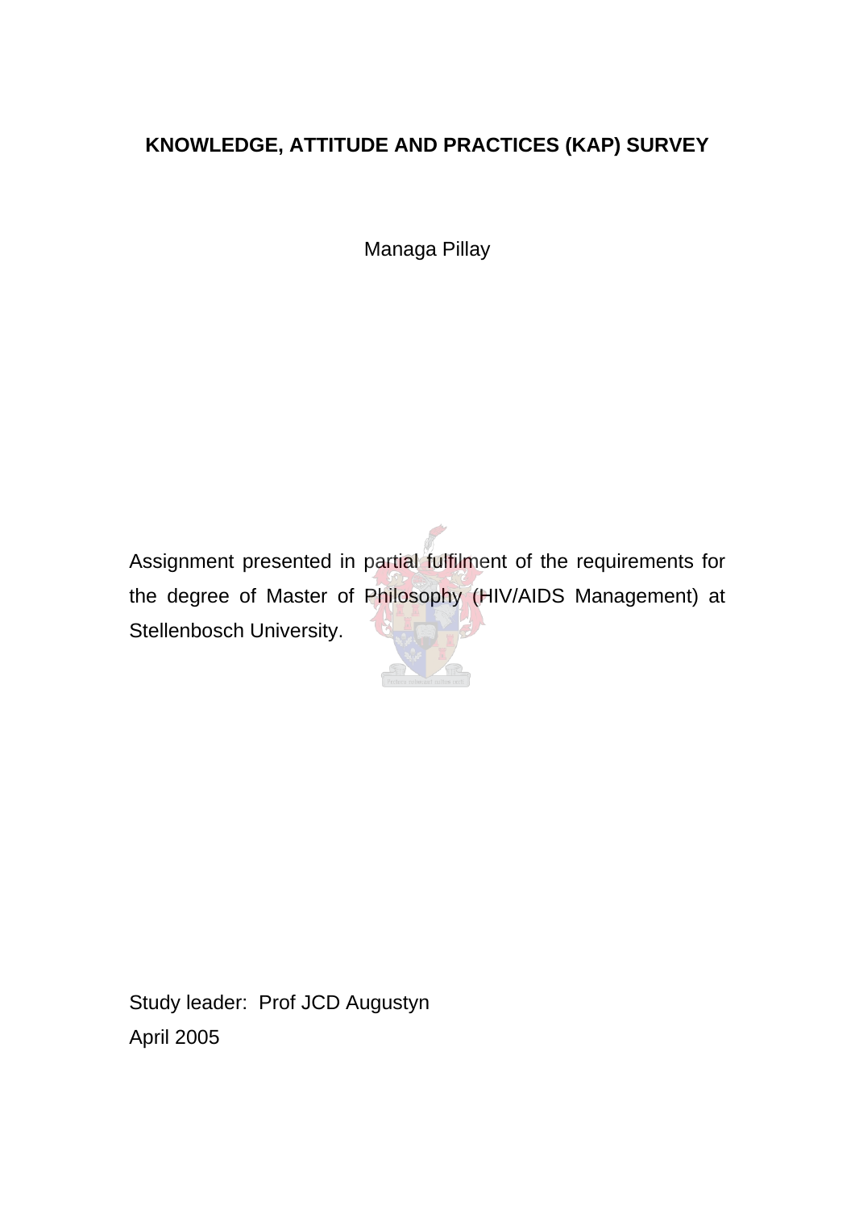# KNOWLEDGE, ATTITUDE AND PRACTICES (KAP) SURVEY

Managa Pillay

Assignment presented in partial fulfilment of the requirements for the degree of Master of Philosophy (HIV/AIDS Management) at Stellenbosch University.

Study leader: Prof JCD Augustyn

April 2005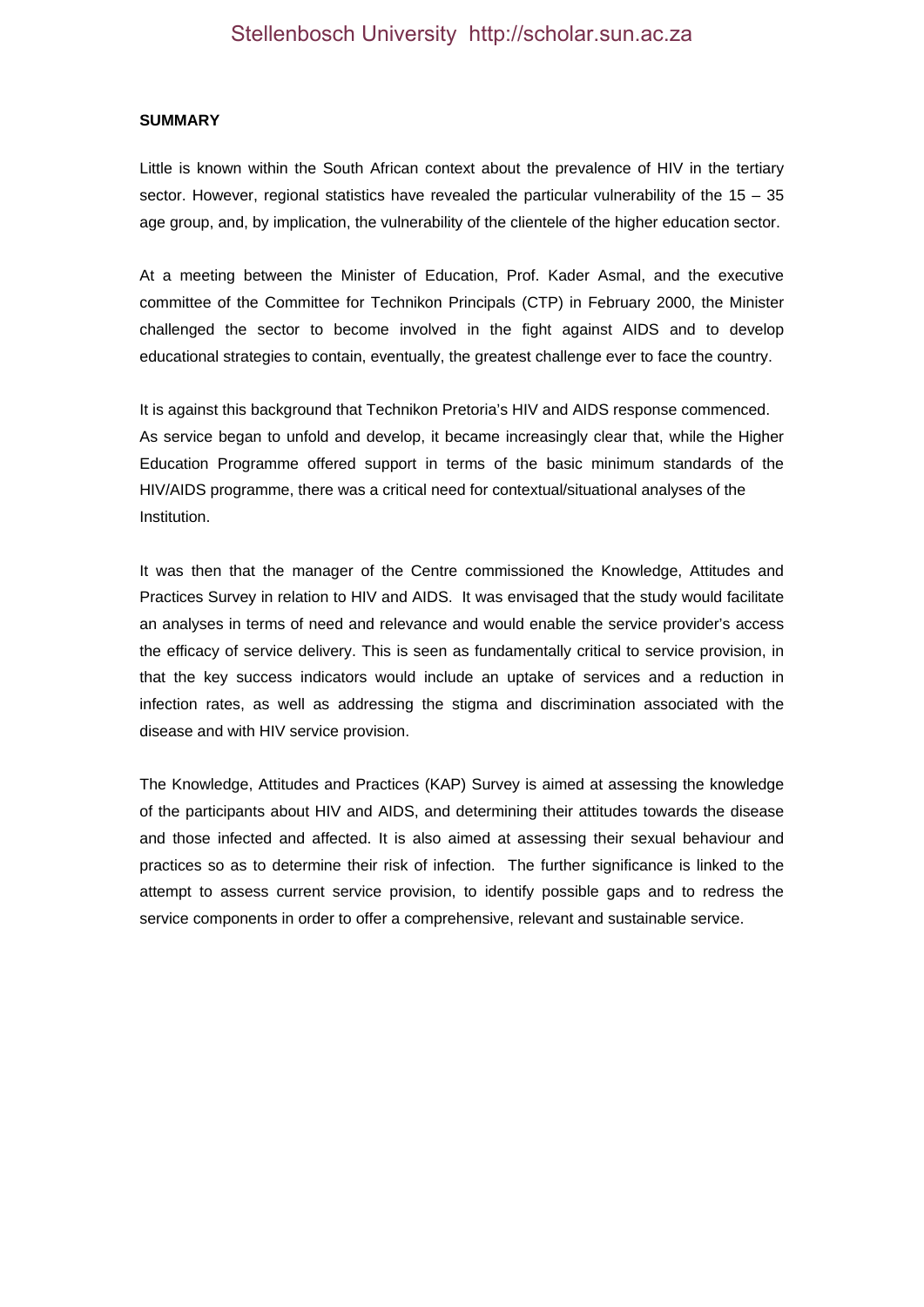**SUMMARY**

Little is known within the South African context about the prevalence of HIV in the tertiary sector. However, regional statistics have revealed the particular vulnerability of the 15 – 35 age group, and, by implication, the vulnerability of the clientele of the higher education sector.

At a meeting between the Minister of Education, Prof. Kader Asmal, and the executive committee of the Committee for Technikon Principals (CTP) in February 2000, the Minister challenged the sector to become involved in the fight against AIDS and to develop educational strategies to contain, eventually, the greatest challenge ever to face the country.

It is against this background that Technikon Pretoria's HIV and AIDS response commenced. As service began to unfold and develop, it became increasingly clear that, while the Higher Education Programme offered support in terms of the basic minimum standards of the HIV/AIDS programme, there was a critical need for contextual/situational analyses of the Institution.

It was then that the manager of the Centre commissioned the Knowledge, Attitudes and Practices Survey in relation to HIV and AIDS. It was envisaged that the study would facilitate an analyses in terms of need and relevance and would enable the service provider's access the efficacy of service delivery. This is seen as fundamentally critical to service provision, in that the key success indicators would include an uptake of services and a reduction in infection rates, as well as addressing the stigma and discrimination associated with the disease and with HIV service provision.

The Knowledge, Attitudes and Practices (KAP) Survey is aimed at assessing the knowledge of the participants about HIV and AIDS, and determining their attitudes towards the disease and those infected and affected. It is also aimed at assessing their sexual behaviour and practices so as to determine their risk of infection. The further significance is linked to the attempt to assess current service provision, to identify possible gaps and to redress the service components in order to offer a comprehensive, relevant and sustainable service.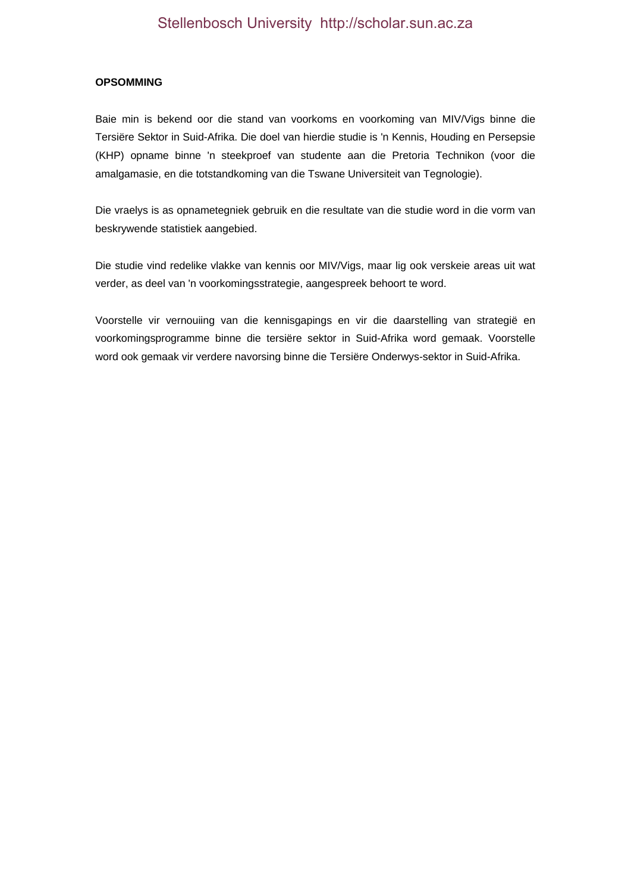**OPSOMMING**

Baie min is bekend oor die stand van voorkoms en voorkoming van MIV/Vigs binne die Tersiëre Sektor in Suid-Afrika. Die doel van hierdie studie is 'n Kennis, Houding en Persepsie (KHP) opname binne 'n steekproef van studente aan die Pretoria Technikon (voor die amalgamasie, en die totstandkoming van die Tswane Universiteit van Tegnologie).

Die vraelys is as opnametegniek gebruik en die resultate van die studie word in die vorm van beskrywende statistiek aangebied.

Die studie vind redelike vlakke van kennis oor MIV/Vigs, maar lig ook verskeie areas uit wat verder, as deel van 'n voorkomingsstrategie, aangespreek behoort te word.

Voorstelle vir vernouiing van die kennisgapings en vir die daarstelling van strategieë en voorkomingsprogramme binne die tersiëre sektor in Suid-Afrika word gemaak. Voorstelle word ook gemaak vir verdere navorsing binne die Tersiëre Onderwys-sektor in Suid-Afrika.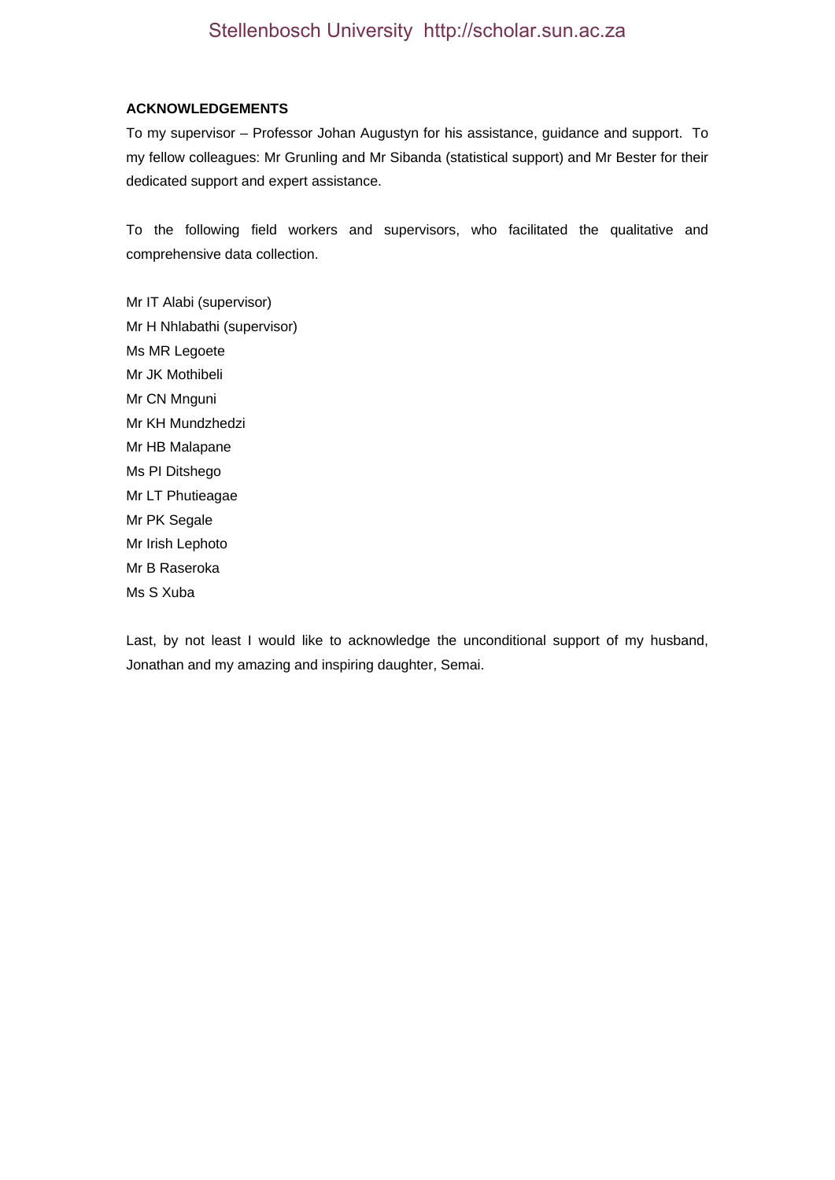**ACKNOWLEDGEMENTS**

To my supervisor – Professor Johan Augustyn for his assistance, guidance and support. To my fellow colleagues: Mr Grunling and Mr Sibanda (statistical support) and Mr Bester for their dedicated support and expert assistance.

To the following field workers and supervisors, who facilitated the qualitative and comprehensive data collection.

Mr IT Alabi (supervisor)
Mr H Nhlabathi (supervisor)
Ms MR Legoete
Mr JK Mothibeli
Mr CN Mnguni
Mr KH Mundzhedzi
Mr HB Malapane
Ms PI Ditshego
Mr LT Phutieagae
Mr PK Segale
Mr Irish Lephoto
Mr B Raseroka
Ms S Xuba

Last, by not least I would like to acknowledge the unconditional support of my husband, Jonathan and my amazing and inspiring daughter, Semai.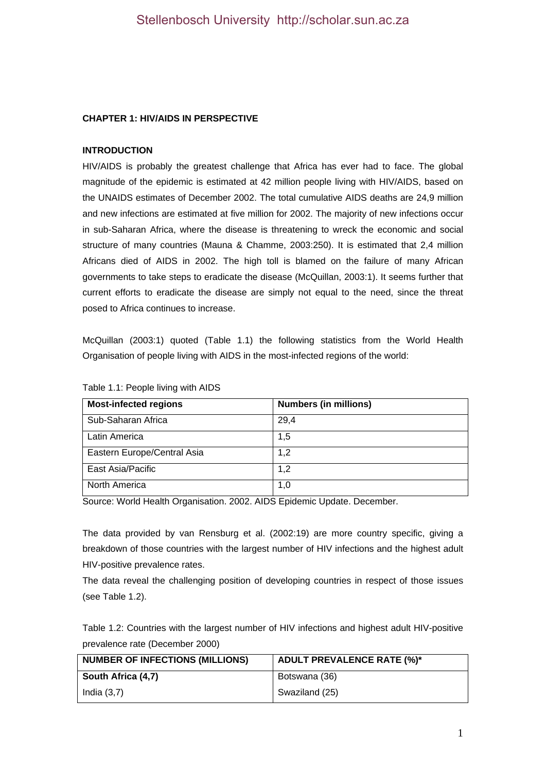**CHAPTER 1: HIV/AIDS IN PERSPECTIVE**

**INTRODUCTION**

HIV/AIDS is probably the greatest challenge that Africa has ever had to face. The global magnitude of the epidemic is estimated at 42 million people living with HIV/AIDS, based on the UNAIDS estimates of December 2002. The total cumulative AIDS deaths are 24,9 million and new infections are estimated at five million for 2002. The majority of new infections occur in sub-Saharan Africa, where the disease is threatening to wreck the economic and social structure of many countries (Mauna & Chamme, 2003:250). It is estimated that 2,4 million Africans died of AIDS in 2002. The high toll is blamed on the failure of many African governments to take steps to eradicate the disease (McQuillan, 2003:1). It seems further that current efforts to eradicate the disease are simply not equal to the need, since the threat posed to Africa continues to increase.

McQuillan (2003:1) quoted (Table 1.1) the following statistics from the World Health Organisation of people living with AIDS in the most-infected regions of the world:

Table 1.1: People living with AIDS

| Most-infected regions | Numbers (in millions) |
|---|---|
| Sub-Saharan Africa | 29,4 |
| Latin America | 1,5 |
| Eastern Europe/Central Asia | 1,2 |
| East Asia/Pacific | 1,2 |
| North America | 1,0 |

Source: World Health Organisation. 2002. AIDS Epidemic Update. December.

The data provided by van Rensburg et al. (2002:19) are more country specific, giving a breakdown of those countries with the largest number of HIV infections and the highest adult HIV-positive prevalence rates.

The data reveal the challenging position of developing countries in respect of those issues (see Table 1.2).

Table 1.2: Countries with the largest number of HIV infections and highest adult HIV-positive prevalence rate (December 2000)

| NUMBER OF INFECTIONS (MILLIONS) | ADULT PREVALENCE RATE (%)* |
|---|---|
| **South Africa (4,7)** | Botswana (36) |
| India (3,7) | Swaziland (25) |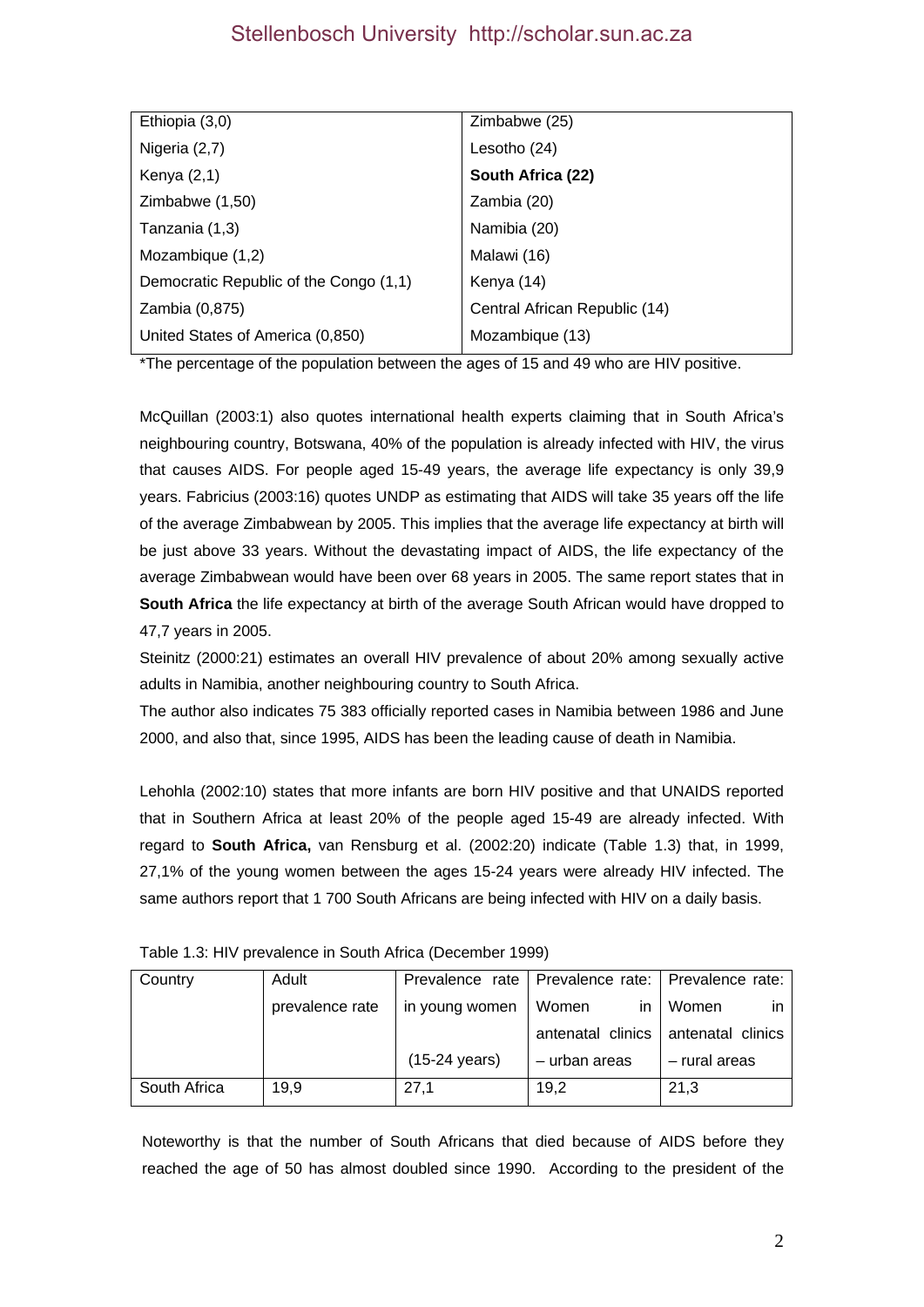| | |
|---|---|
| Ethiopia (3,0) | Zimbabwe (25) |
| Nigeria (2,7) | Lesotho (24) |
| Kenya (2,1) | **South Africa (22)** |
| Zimbabwe (1,50) | Zambia (20) |
| Tanzania (1,3) | Namibia (20) |
| Mozambique (1,2) | Malawi (16) |
| Democratic Republic of the Congo (1,1) | Kenya (14) |
| Zambia (0,875) | Central African Republic (14) |
| United States of America (0,850) | Mozambique (13) |

*The percentage of the population between the ages of 15 and 49 who are HIV positive.

McQuillan (2003:1) also quotes international health experts claiming that in South Africa's neighbouring country, Botswana, 40% of the population is already infected with HIV, the virus that causes AIDS. For people aged 15-49 years, the average life expectancy is only 39,9 years. Fabricius (2003:16) quotes UNDP as estimating that AIDS will take 35 years off the life of the average Zimbabwean by 2005. This implies that the average life expectancy at birth will be just above 33 years. Without the devastating impact of AIDS, the life expectancy of the average Zimbabwean would have been over 68 years in 2005. The same report states that in **South Africa** the life expectancy at birth of the average South African would have dropped to 47,7 years in 2005.

Steinitz (2000:21) estimates an overall HIV prevalence of about 20% among sexually active adults in Namibia, another neighbouring country to South Africa.

The author also indicates 75 383 officially reported cases in Namibia between 1986 and June 2000, and also that, since 1995, AIDS has been the leading cause of death in Namibia.

Lehohla (2002:10) states that more infants are born HIV positive and that UNAIDS reported that in Southern Africa at least 20% of the people aged 15-49 are already infected. With regard to **South Africa,** van Rensburg et al. (2002:20) indicate (Table 1.3) that, in 1999, 27,1% of the young women between the ages 15-24 years were already HIV infected. The same authors report that 1 700 South Africans are being infected with HIV on a daily basis.

Table 1.3: HIV prevalence in South Africa (December 1999)

| Country | Adult prevalence rate | Prevalence rate in young women (15-24 years) | Prevalence rate: Women in antenatal clinics – urban areas | Prevalence rate: Women in antenatal clinics – rural areas |
|---|---|---|---|---|
| South Africa | 19,9 | 27,1 | 19,2 | 21,3 |

Noteworthy is that the number of South Africans that died because of AIDS before they reached the age of 50 has almost doubled since 1990. According to the president of the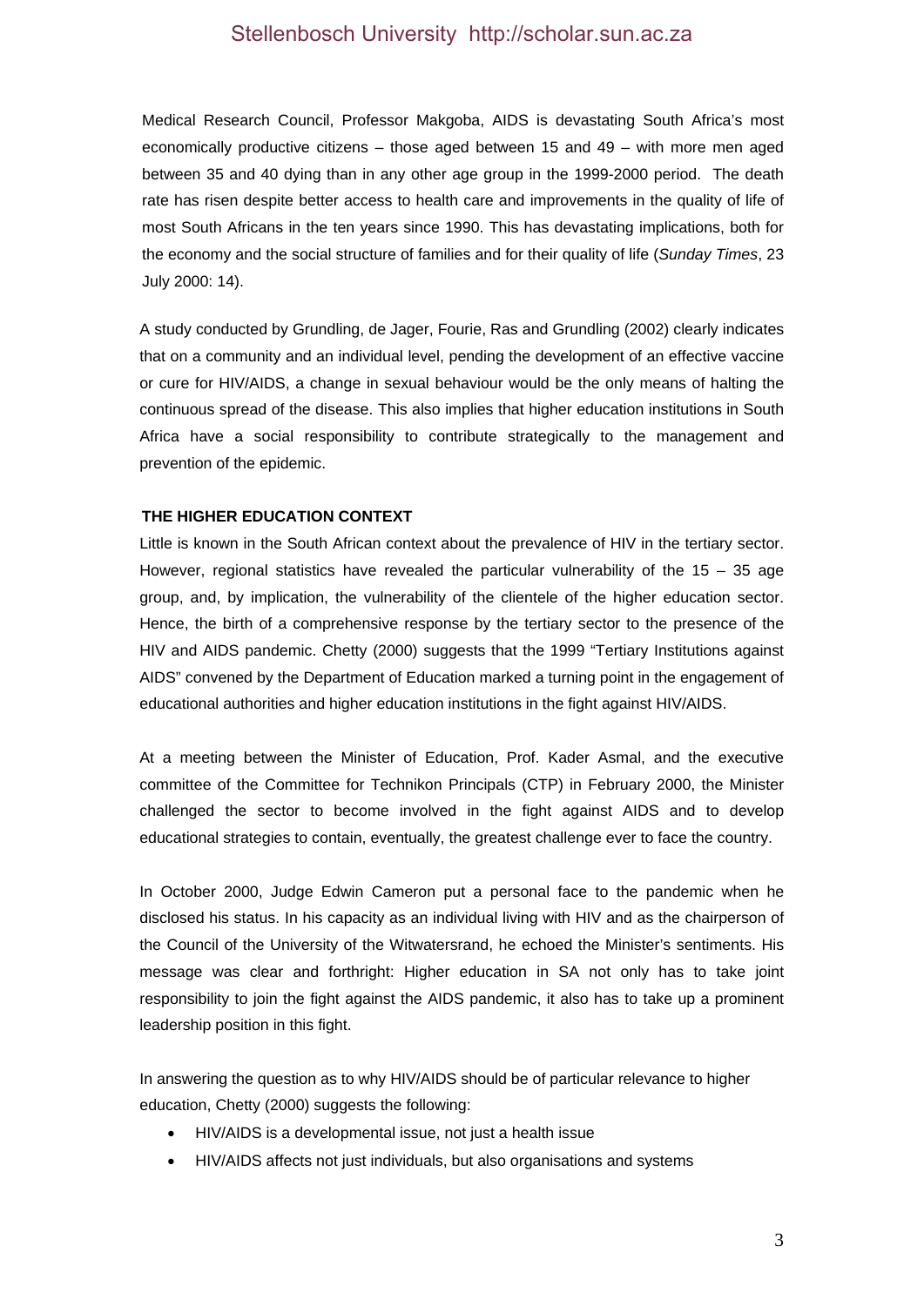Medical Research Council, Professor Makgoba, AIDS is devastating South Africa's most economically productive citizens – those aged between 15 and 49 – with more men aged between 35 and 40 dying than in any other age group in the 1999-2000 period. The death rate has risen despite better access to health care and improvements in the quality of life of most South Africans in the ten years since 1990. This has devastating implications, both for the economy and the social structure of families and for their quality of life (*Sunday Times*, 23 July 2000: 14).

A study conducted by Grundling, de Jager, Fourie, Ras and Grundling (2002) clearly indicates that on a community and an individual level, pending the development of an effective vaccine or cure for HIV/AIDS, a change in sexual behaviour would be the only means of halting the continuous spread of the disease. This also implies that higher education institutions in South Africa have a social responsibility to contribute strategically to the management and prevention of the epidemic.

**THE HIGHER EDUCATION CONTEXT**

Little is known in the South African context about the prevalence of HIV in the tertiary sector. However, regional statistics have revealed the particular vulnerability of the 15 – 35 age group, and, by implication, the vulnerability of the clientele of the higher education sector. Hence, the birth of a comprehensive response by the tertiary sector to the presence of the HIV and AIDS pandemic. Chetty (2000) suggests that the 1999 "Tertiary Institutions against AIDS" convened by the Department of Education marked a turning point in the engagement of educational authorities and higher education institutions in the fight against HIV/AIDS.

At a meeting between the Minister of Education, Prof. Kader Asmal, and the executive committee of the Committee for Technikon Principals (CTP) in February 2000, the Minister challenged the sector to become involved in the fight against AIDS and to develop educational strategies to contain, eventually, the greatest challenge ever to face the country.

In October 2000, Judge Edwin Cameron put a personal face to the pandemic when he disclosed his status. In his capacity as an individual living with HIV and as the chairperson of the Council of the University of the Witwatersrand, he echoed the Minister's sentiments. His message was clear and forthright: Higher education in SA not only has to take joint responsibility to join the fight against the AIDS pandemic, it also has to take up a prominent leadership position in this fight.

In answering the question as to why HIV/AIDS should be of particular relevance to higher education, Chetty (2000) suggests the following:

- HIV/AIDS is a developmental issue, not just a health issue
- HIV/AIDS affects not just individuals, but also organisations and systems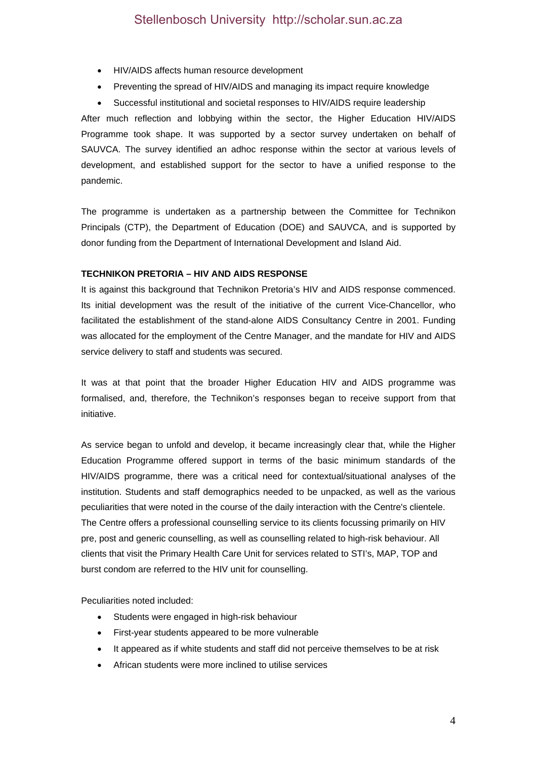- HIV/AIDS affects human resource development
- Preventing the spread of HIV/AIDS and managing its impact require knowledge
- Successful institutional and societal responses to HIV/AIDS require leadership

After much reflection and lobbying within the sector, the Higher Education HIV/AIDS Programme took shape. It was supported by a sector survey undertaken on behalf of SAUVCA. The survey identified an adhoc response within the sector at various levels of development, and established support for the sector to have a unified response to the pandemic.

The programme is undertaken as a partnership between the Committee for Technikon Principals (CTP), the Department of Education (DOE) and SAUVCA, and is supported by donor funding from the Department of International Development and Island Aid.

**TECHNIKON PRETORIA – HIV AND AIDS RESPONSE**

It is against this background that Technikon Pretoria's HIV and AIDS response commenced. Its initial development was the result of the initiative of the current Vice-Chancellor, who facilitated the establishment of the stand-alone AIDS Consultancy Centre in 2001. Funding was allocated for the employment of the Centre Manager, and the mandate for HIV and AIDS service delivery to staff and students was secured.

It was at that point that the broader Higher Education HIV and AIDS programme was formalised, and, therefore, the Technikon's responses began to receive support from that initiative.

As service began to unfold and develop, it became increasingly clear that, while the Higher Education Programme offered support in terms of the basic minimum standards of the HIV/AIDS programme, there was a critical need for contextual/situational analyses of the institution. Students and staff demographics needed to be unpacked, as well as the various peculiarities that were noted in the course of the daily interaction with the Centre's clientele. The Centre offers a professional counselling service to its clients focussing primarily on HIV pre, post and generic counselling, as well as counselling related to high-risk behaviour. All clients that visit the Primary Health Care Unit for services related to STI's, MAP, TOP and burst condom are referred to the HIV unit for counselling.

Peculiarities noted included:

- Students were engaged in high-risk behaviour
- First-year students appeared to be more vulnerable
- It appeared as if white students and staff did not perceive themselves to be at risk
- African students were more inclined to utilise services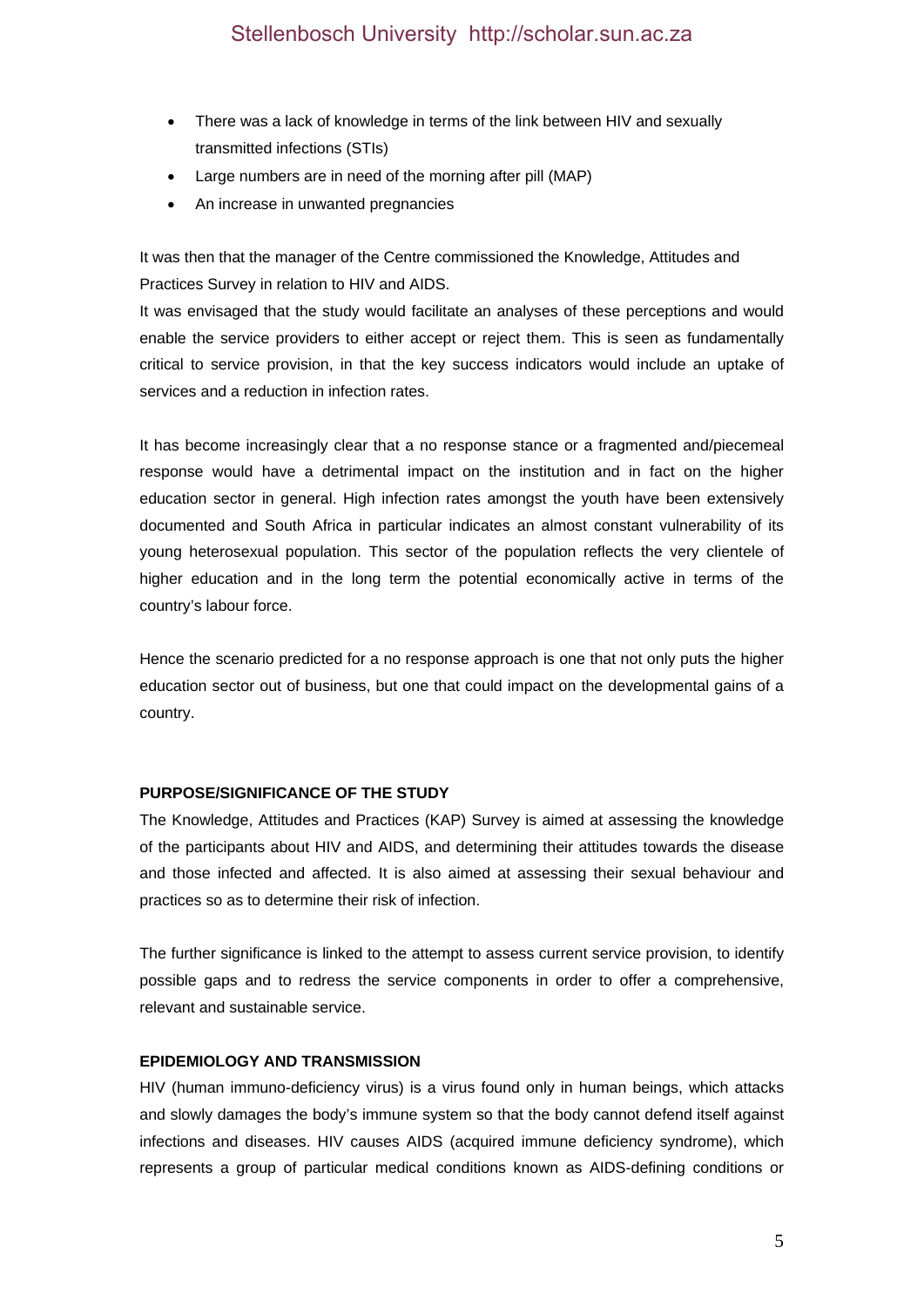- There was a lack of knowledge in terms of the link between HIV and sexually transmitted infections (STIs)
- Large numbers are in need of the morning after pill (MAP)
- An increase in unwanted pregnancies

It was then that the manager of the Centre commissioned the Knowledge, Attitudes and Practices Survey in relation to HIV and AIDS.

It was envisaged that the study would facilitate an analyses of these perceptions and would enable the service providers to either accept or reject them. This is seen as fundamentally critical to service provision, in that the key success indicators would include an uptake of services and a reduction in infection rates.

It has become increasingly clear that a no response stance or a fragmented and/piecemeal response would have a detrimental impact on the institution and in fact on the higher education sector in general. High infection rates amongst the youth have been extensively documented and South Africa in particular indicates an almost constant vulnerability of its young heterosexual population. This sector of the population reflects the very clientele of higher education and in the long term the potential economically active in terms of the country's labour force.

Hence the scenario predicted for a no response approach is one that not only puts the higher education sector out of business, but one that could impact on the developmental gains of a country.

## PURPOSE/SIGNIFICANCE OF THE STUDY

The Knowledge, Attitudes and Practices (KAP) Survey is aimed at assessing the knowledge of the participants about HIV and AIDS, and determining their attitudes towards the disease and those infected and affected. It is also aimed at assessing their sexual behaviour and practices so as to determine their risk of infection.

The further significance is linked to the attempt to assess current service provision, to identify possible gaps and to redress the service components in order to offer a comprehensive, relevant and sustainable service.

## EPIDEMIOLOGY AND TRANSMISSION

HIV (human immuno-deficiency virus) is a virus found only in human beings, which attacks and slowly damages the body's immune system so that the body cannot defend itself against infections and diseases. HIV causes AIDS (acquired immune deficiency syndrome), which represents a group of particular medical conditions known as AIDS-defining conditions or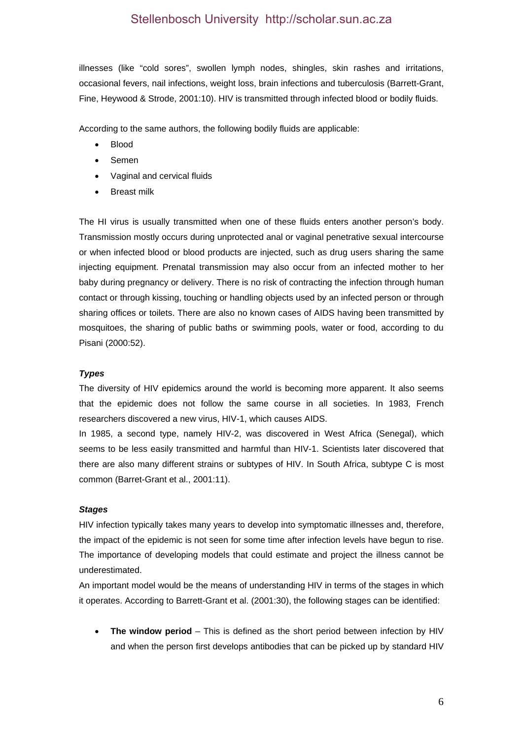illnesses (like “cold sores”, swollen lymph nodes, shingles, skin rashes and irritations, occasional fevers, nail infections, weight loss, brain infections and tuberculosis (Barrett-Grant, Fine, Heywood & Strode, 2001:10). HIV is transmitted through infected blood or bodily fluids.

According to the same authors, the following bodily fluids are applicable:

- Blood
- Semen
- Vaginal and cervical fluids
- Breast milk

The HI virus is usually transmitted when one of these fluids enters another person’s body. Transmission mostly occurs during unprotected anal or vaginal penetrative sexual intercourse or when infected blood or blood products are injected, such as drug users sharing the same injecting equipment. Prenatal transmission may also occur from an infected mother to her baby during pregnancy or delivery. There is no risk of contracting the infection through human contact or through kissing, touching or handling objects used by an infected person or through sharing offices or toilets. There are also no known cases of AIDS having been transmitted by mosquitoes, the sharing of public baths or swimming pools, water or food, according to du Pisani (2000:52).

***Types***

The diversity of HIV epidemics around the world is becoming more apparent. It also seems that the epidemic does not follow the same course in all societies. In 1983, French researchers discovered a new virus, HIV-1, which causes AIDS.

In 1985, a second type, namely HIV-2, was discovered in West Africa (Senegal), which seems to be less easily transmitted and harmful than HIV-1. Scientists later discovered that there are also many different strains or subtypes of HIV. In South Africa, subtype C is most common (Barret-Grant et al., 2001:11).

***Stages***

HIV infection typically takes many years to develop into symptomatic illnesses and, therefore, the impact of the epidemic is not seen for some time after infection levels have begun to rise. The importance of developing models that could estimate and project the illness cannot be underestimated.

An important model would be the means of understanding HIV in terms of the stages in which it operates. According to Barrett-Grant et al. (2001:30), the following stages can be identified:

- **The window period** – This is defined as the short period between infection by HIV and when the person first develops antibodies that can be picked up by standard HIV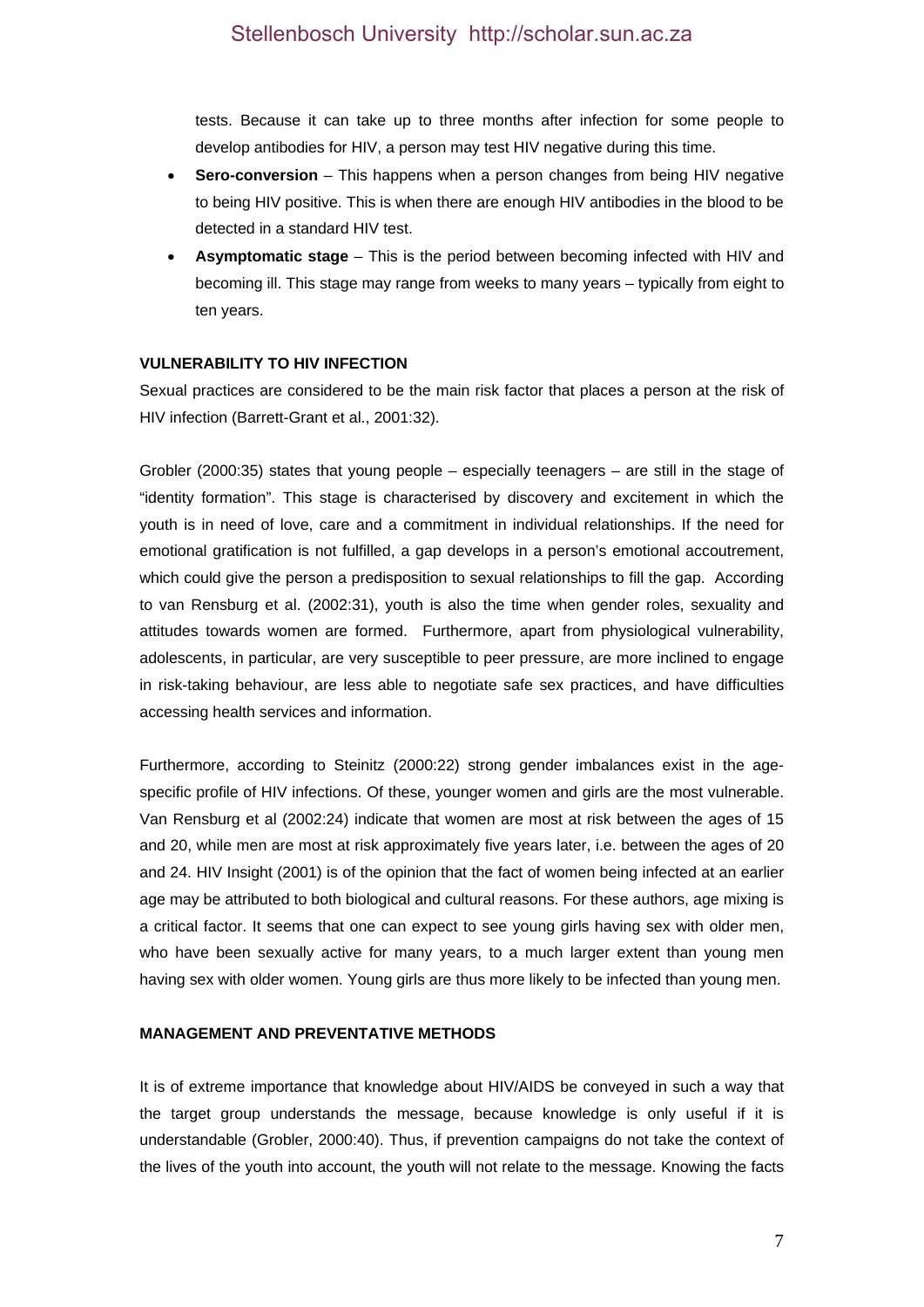tests. Because it can take up to three months after infection for some people to develop antibodies for HIV, a person may test HIV negative during this time.

- **Sero-conversion** – This happens when a person changes from being HIV negative to being HIV positive. This is when there are enough HIV antibodies in the blood to be detected in a standard HIV test.
- **Asymptomatic stage** – This is the period between becoming infected with HIV and becoming ill. This stage may range from weeks to many years – typically from eight to ten years.

## VULNERABILITY TO HIV INFECTION

Sexual practices are considered to be the main risk factor that places a person at the risk of HIV infection (Barrett-Grant et al., 2001:32).

Grobler (2000:35) states that young people – especially teenagers – are still in the stage of "identity formation". This stage is characterised by discovery and excitement in which the youth is in need of love, care and a commitment in individual relationships. If the need for emotional gratification is not fulfilled, a gap develops in a person's emotional accoutrement, which could give the person a predisposition to sexual relationships to fill the gap. According to van Rensburg et al. (2002:31), youth is also the time when gender roles, sexuality and attitudes towards women are formed. Furthermore, apart from physiological vulnerability, adolescents, in particular, are very susceptible to peer pressure, are more inclined to engage in risk-taking behaviour, are less able to negotiate safe sex practices, and have difficulties accessing health services and information.

Furthermore, according to Steinitz (2000:22) strong gender imbalances exist in the age-specific profile of HIV infections. Of these, younger women and girls are the most vulnerable. Van Rensburg et al (2002:24) indicate that women are most at risk between the ages of 15 and 20, while men are most at risk approximately five years later, i.e. between the ages of 20 and 24. HIV Insight (2001) is of the opinion that the fact of women being infected at an earlier age may be attributed to both biological and cultural reasons. For these authors, age mixing is a critical factor. It seems that one can expect to see young girls having sex with older men, who have been sexually active for many years, to a much larger extent than young men having sex with older women. Young girls are thus more likely to be infected than young men.

## MANAGEMENT AND PREVENTATIVE METHODS

It is of extreme importance that knowledge about HIV/AIDS be conveyed in such a way that the target group understands the message, because knowledge is only useful if it is understandable (Grobler, 2000:40). Thus, if prevention campaigns do not take the context of the lives of the youth into account, the youth will not relate to the message. Knowing the facts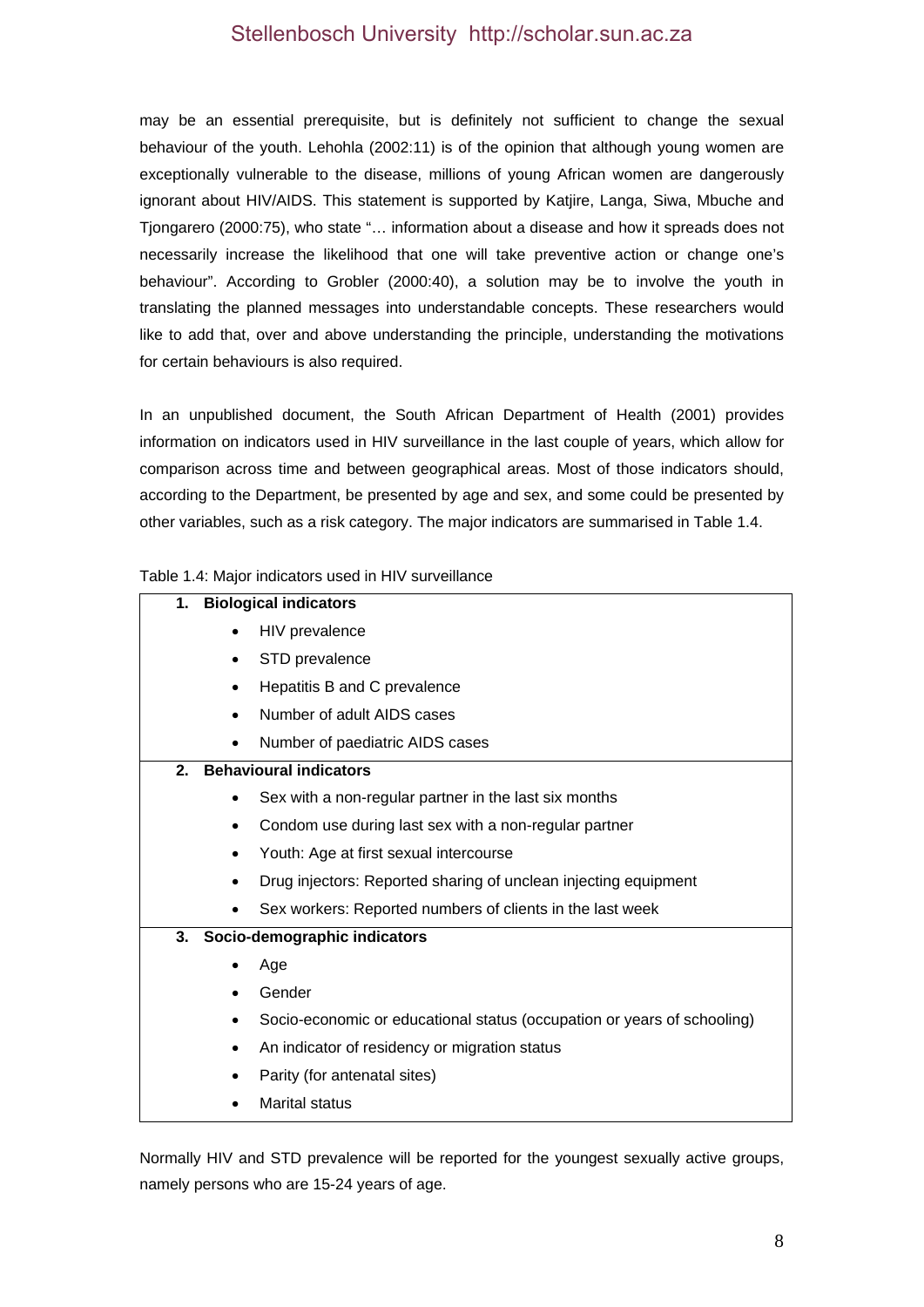may be an essential prerequisite, but is definitely not sufficient to change the sexual behaviour of the youth. Lehohla (2002:11) is of the opinion that although young women are exceptionally vulnerable to the disease, millions of young African women are dangerously ignorant about HIV/AIDS. This statement is supported by Katjire, Langa, Siwa, Mbuche and Tjongarero (2000:75), who state "… information about a disease and how it spreads does not necessarily increase the likelihood that one will take preventive action or change one's behaviour". According to Grobler (2000:40), a solution may be to involve the youth in translating the planned messages into understandable concepts. These researchers would like to add that, over and above understanding the principle, understanding the motivations for certain behaviours is also required.

In an unpublished document, the South African Department of Health (2001) provides information on indicators used in HIV surveillance in the last couple of years, which allow for comparison across time and between geographical areas. Most of those indicators should, according to the Department, be presented by age and sex, and some could be presented by other variables, such as a risk category. The major indicators are summarised in Table 1.4.

Table 1.4: Major indicators used in HIV surveillance

| Major indicators |
|---|
| **1. Biological indicators** |
| • HIV prevalence |
| • STD prevalence |
| • Hepatitis B and C prevalence |
| • Number of adult AIDS cases |
| • Number of paediatric AIDS cases |
| **2. Behavioural indicators** |
| • Sex with a non-regular partner in the last six months |
| • Condom use during last sex with a non-regular partner |
| • Youth: Age at first sexual intercourse |
| • Drug injectors: Reported sharing of unclean injecting equipment |
| • Sex workers: Reported numbers of clients in the last week |
| **3. Socio-demographic indicators** |
| • Age |
| • Gender |
| • Socio-economic or educational status (occupation or years of schooling) |
| • An indicator of residency or migration status |
| • Parity (for antenatal sites) |
| • Marital status |

Normally HIV and STD prevalence will be reported for the youngest sexually active groups, namely persons who are 15-24 years of age.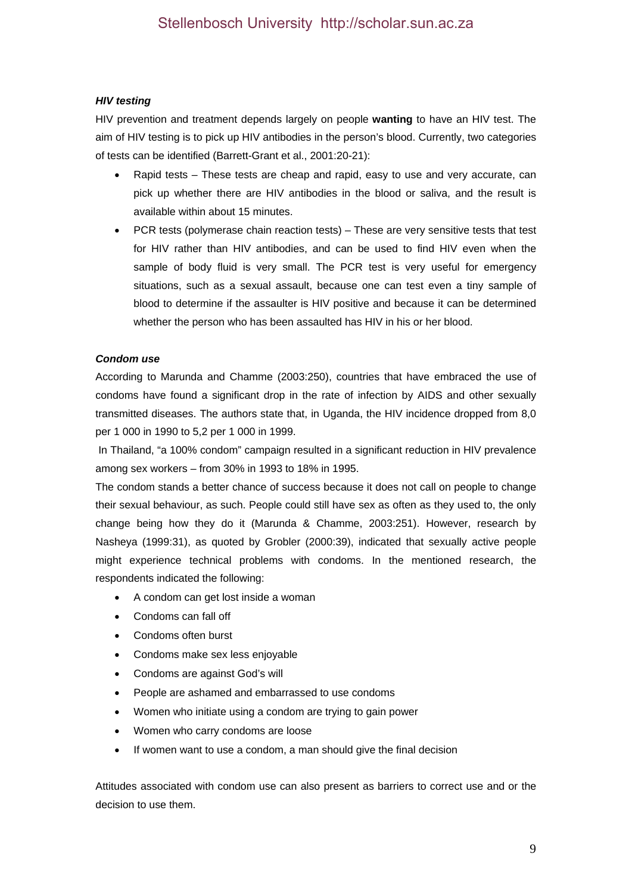***HIV testing***

HIV prevention and treatment depends largely on people **wanting** to have an HIV test. The aim of HIV testing is to pick up HIV antibodies in the person's blood. Currently, two categories of tests can be identified (Barrett-Grant et al., 2001:20-21):

- Rapid tests – These tests are cheap and rapid, easy to use and very accurate, can pick up whether there are HIV antibodies in the blood or saliva, and the result is available within about 15 minutes.
- PCR tests (polymerase chain reaction tests) – These are very sensitive tests that test for HIV rather than HIV antibodies, and can be used to find HIV even when the sample of body fluid is very small. The PCR test is very useful for emergency situations, such as a sexual assault, because one can test even a tiny sample of blood to determine if the assaulter is HIV positive and because it can be determined whether the person who has been assaulted has HIV in his or her blood.

***Condom use***

According to Marunda and Chamme (2003:250), countries that have embraced the use of condoms have found a significant drop in the rate of infection by AIDS and other sexually transmitted diseases. The authors state that, in Uganda, the HIV incidence dropped from 8,0 per 1 000 in 1990 to 5,2 per 1 000 in 1999.

In Thailand, "a 100% condom" campaign resulted in a significant reduction in HIV prevalence among sex workers – from 30% in 1993 to 18% in 1995.

The condom stands a better chance of success because it does not call on people to change their sexual behaviour, as such. People could still have sex as often as they used to, the only change being how they do it (Marunda & Chamme, 2003:251). However, research by Nasheya (1999:31), as quoted by Grobler (2000:39), indicated that sexually active people might experience technical problems with condoms. In the mentioned research, the respondents indicated the following:

- A condom can get lost inside a woman
- Condoms can fall off
- Condoms often burst
- Condoms make sex less enjoyable
- Condoms are against God's will
- People are ashamed and embarrassed to use condoms
- Women who initiate using a condom are trying to gain power
- Women who carry condoms are loose
- If women want to use a condom, a man should give the final decision

Attitudes associated with condom use can also present as barriers to correct use and or the decision to use them.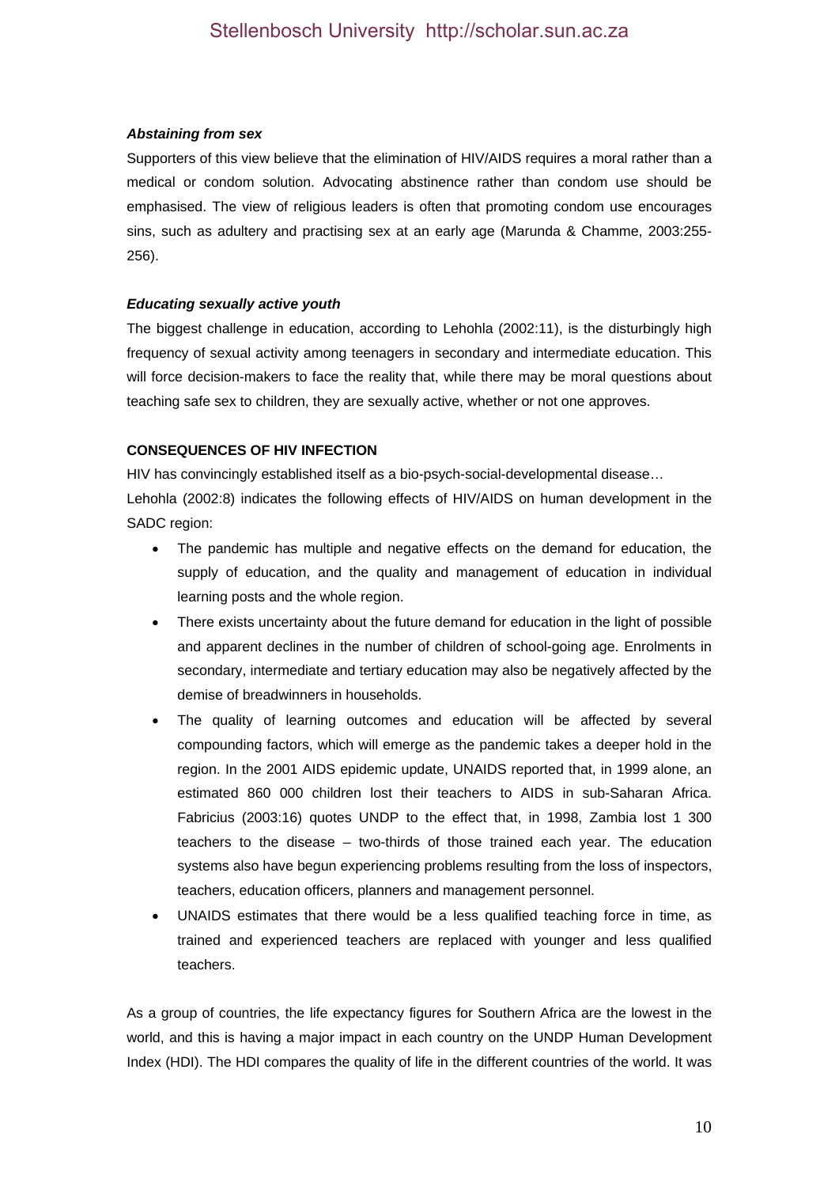***Abstaining from sex***

Supporters of this view believe that the elimination of HIV/AIDS requires a moral rather than a medical or condom solution. Advocating abstinence rather than condom use should be emphasised. The view of religious leaders is often that promoting condom use encourages sins, such as adultery and practising sex at an early age (Marunda & Chamme, 2003:255-256).

***Educating sexually active youth***

The biggest challenge in education, according to Lehohla (2002:11), is the disturbingly high frequency of sexual activity among teenagers in secondary and intermediate education. This will force decision-makers to face the reality that, while there may be moral questions about teaching safe sex to children, they are sexually active, whether or not one approves.

**CONSEQUENCES OF HIV INFECTION**

HIV has convincingly established itself as a bio-psych-social-developmental disease…

Lehohla (2002:8) indicates the following effects of HIV/AIDS on human development in the SADC region:

- The pandemic has multiple and negative effects on the demand for education, the supply of education, and the quality and management of education in individual learning posts and the whole region.
- There exists uncertainty about the future demand for education in the light of possible and apparent declines in the number of children of school-going age. Enrolments in secondary, intermediate and tertiary education may also be negatively affected by the demise of breadwinners in households.
- The quality of learning outcomes and education will be affected by several compounding factors, which will emerge as the pandemic takes a deeper hold in the region. In the 2001 AIDS epidemic update, UNAIDS reported that, in 1999 alone, an estimated 860 000 children lost their teachers to AIDS in sub-Saharan Africa. Fabricius (2003:16) quotes UNDP to the effect that, in 1998, Zambia lost 1 300 teachers to the disease – two-thirds of those trained each year. The education systems also have begun experiencing problems resulting from the loss of inspectors, teachers, education officers, planners and management personnel.
- UNAIDS estimates that there would be a less qualified teaching force in time, as trained and experienced teachers are replaced with younger and less qualified teachers.

As a group of countries, the life expectancy figures for Southern Africa are the lowest in the world, and this is having a major impact in each country on the UNDP Human Development Index (HDI). The HDI compares the quality of life in the different countries of the world. It was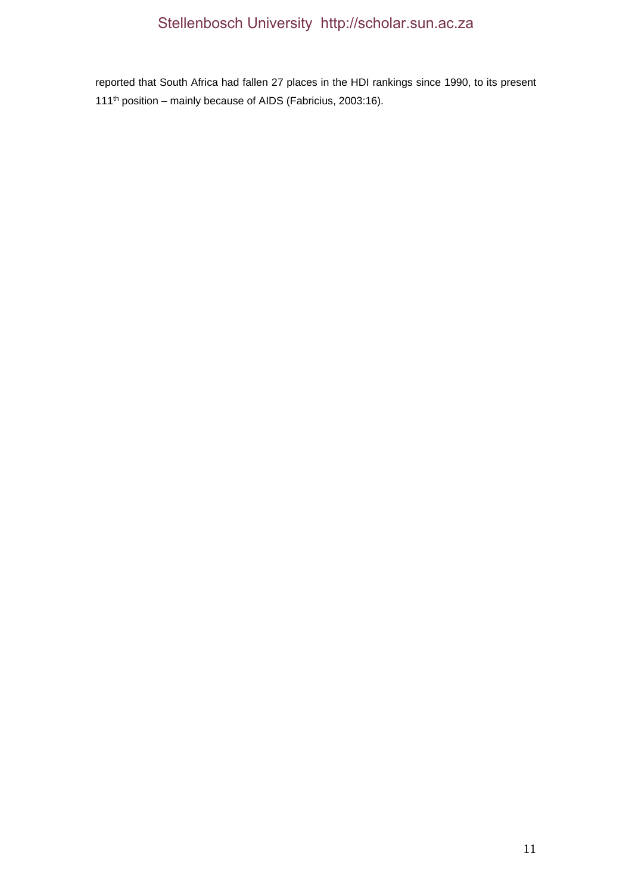reported that South Africa had fallen 27 places in the HDI rankings since 1990, to its present 111th position – mainly because of AIDS (Fabricius, 2003:16).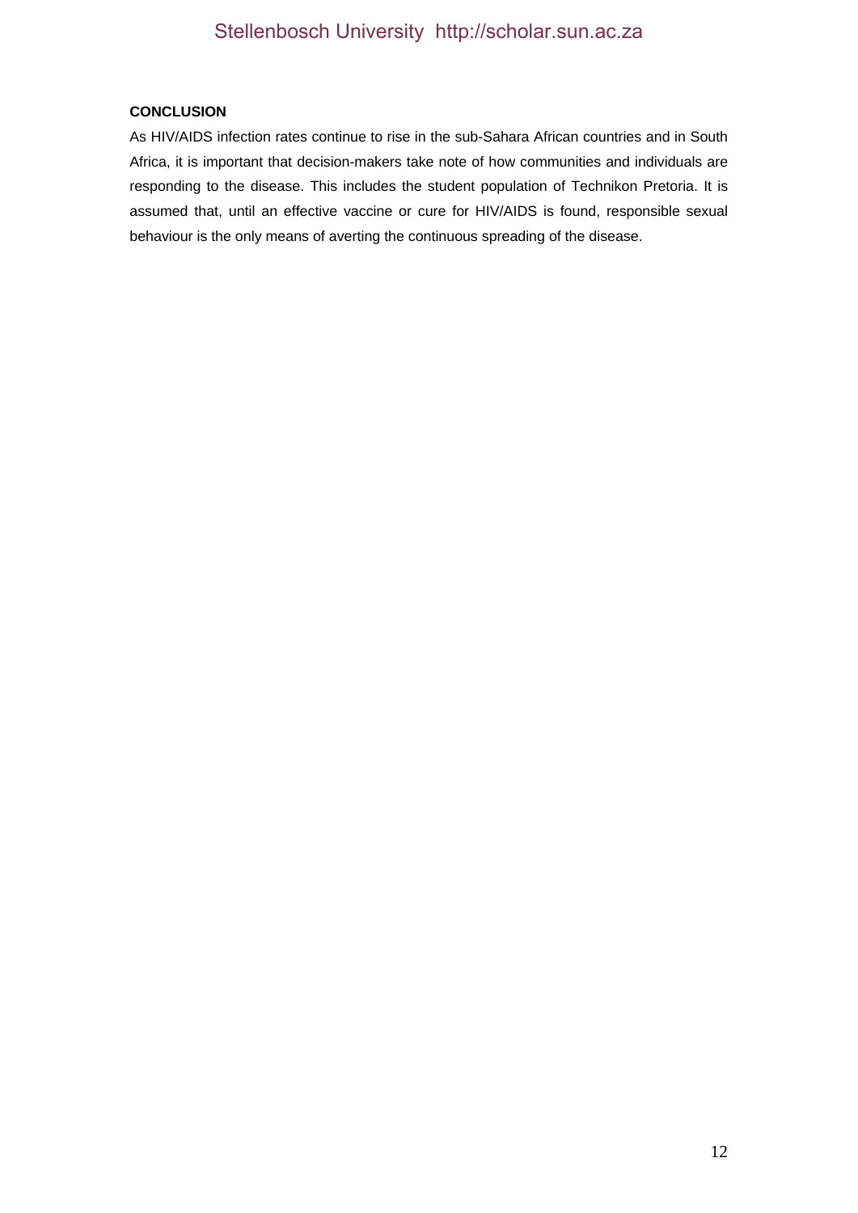## CONCLUSION

As HIV/AIDS infection rates continue to rise in the sub-Sahara African countries and in South Africa, it is important that decision-makers take note of how communities and individuals are responding to the disease. This includes the student population of Technikon Pretoria. It is assumed that, until an effective vaccine or cure for HIV/AIDS is found, responsible sexual behaviour is the only means of averting the continuous spreading of the disease.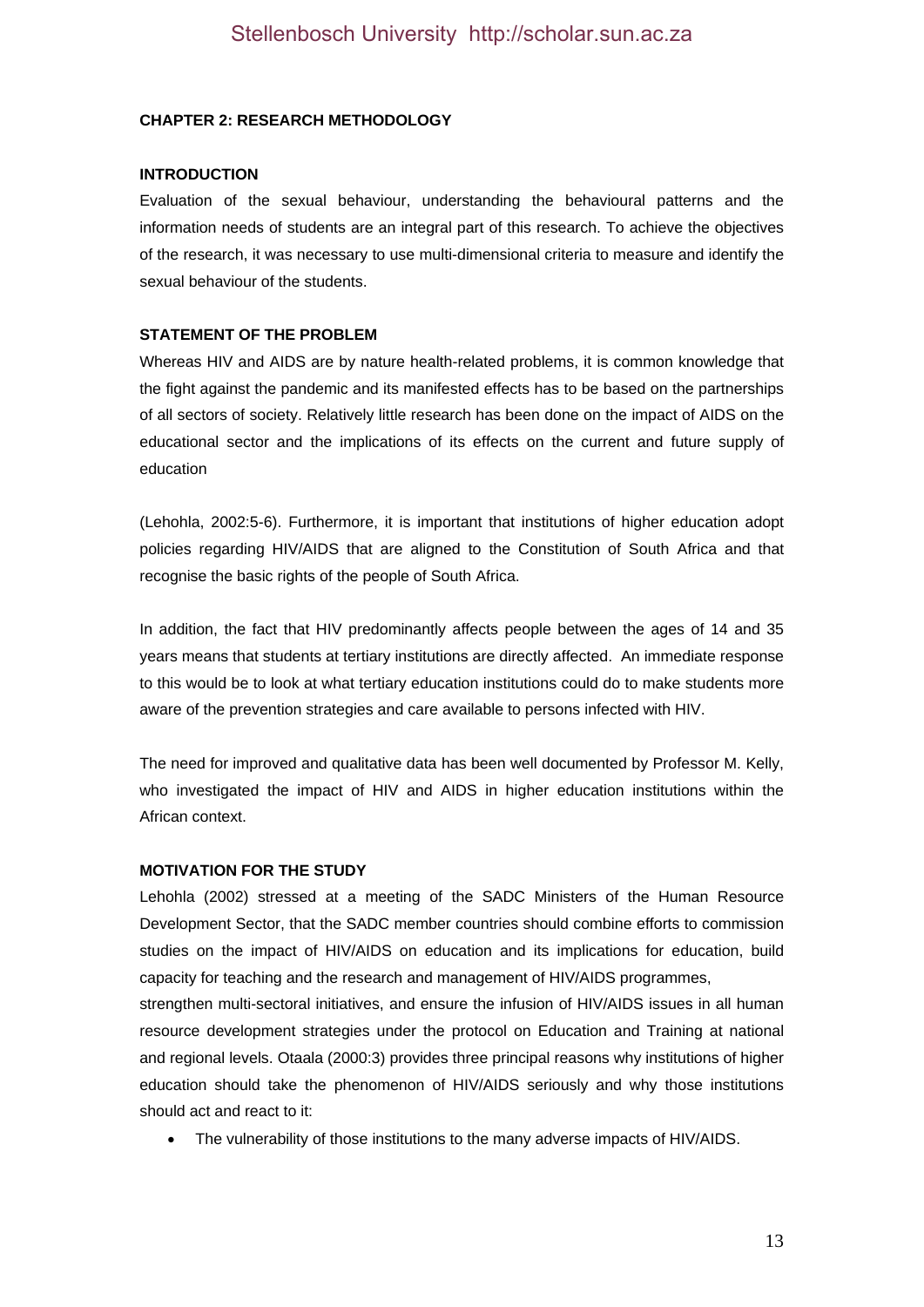## CHAPTER 2: RESEARCH METHODOLOGY

### INTRODUCTION

Evaluation of the sexual behaviour, understanding the behavioural patterns and the information needs of students are an integral part of this research. To achieve the objectives of the research, it was necessary to use multi-dimensional criteria to measure and identify the sexual behaviour of the students.

### STATEMENT OF THE PROBLEM

Whereas HIV and AIDS are by nature health-related problems, it is common knowledge that the fight against the pandemic and its manifested effects has to be based on the partnerships of all sectors of society. Relatively little research has been done on the impact of AIDS on the educational sector and the implications of its effects on the current and future supply of education

(Lehohla, 2002:5-6). Furthermore, it is important that institutions of higher education adopt policies regarding HIV/AIDS that are aligned to the Constitution of South Africa and that recognise the basic rights of the people of South Africa.

In addition, the fact that HIV predominantly affects people between the ages of 14 and 35 years means that students at tertiary institutions are directly affected. An immediate response to this would be to look at what tertiary education institutions could do to make students more aware of the prevention strategies and care available to persons infected with HIV.

The need for improved and qualitative data has been well documented by Professor M. Kelly, who investigated the impact of HIV and AIDS in higher education institutions within the African context.

### MOTIVATION FOR THE STUDY

Lehohla (2002) stressed at a meeting of the SADC Ministers of the Human Resource Development Sector, that the SADC member countries should combine efforts to commission studies on the impact of HIV/AIDS on education and its implications for education, build capacity for teaching and the research and management of HIV/AIDS programmes, strengthen multi-sectoral initiatives, and ensure the infusion of HIV/AIDS issues in all human resource development strategies under the protocol on Education and Training at national and regional levels. Otaala (2000:3) provides three principal reasons why institutions of higher education should take the phenomenon of HIV/AIDS seriously and why those institutions should act and react to it:

- The vulnerability of those institutions to the many adverse impacts of HIV/AIDS.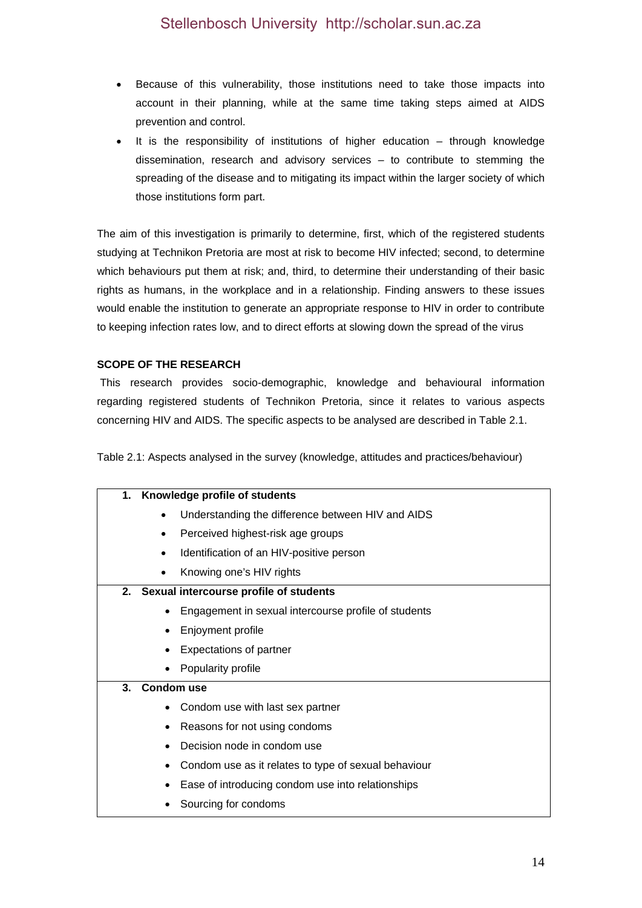- Because of this vulnerability, those institutions need to take those impacts into account in their planning, while at the same time taking steps aimed at AIDS prevention and control.
- It is the responsibility of institutions of higher education – through knowledge dissemination, research and advisory services – to contribute to stemming the spreading of the disease and to mitigating its impact within the larger society of which those institutions form part.

The aim of this investigation is primarily to determine, first, which of the registered students studying at Technikon Pretoria are most at risk to become HIV infected; second, to determine which behaviours put them at risk; and, third, to determine their understanding of their basic rights as humans, in the workplace and in a relationship. Finding answers to these issues would enable the institution to generate an appropriate response to HIV in order to contribute to keeping infection rates low, and to direct efforts at slowing down the spread of the virus

**SCOPE OF THE RESEARCH**

This research provides socio-demographic, knowledge and behavioural information regarding registered students of Technikon Pretoria, since it relates to various aspects concerning HIV and AIDS. The specific aspects to be analysed are described in Table 2.1.

Table 2.1: Aspects analysed in the survey (knowledge, attitudes and practices/behaviour)

| **1. Knowledge profile of students** |
|---|
| • Understanding the difference between HIV and AIDS<br>• Perceived highest-risk age groups<br>• Identification of an HIV-positive person<br>• Knowing one's HIV rights |
| **2. Sexual intercourse profile of students** |
| • Engagement in sexual intercourse profile of students<br>• Enjoyment profile<br>• Expectations of partner<br>• Popularity profile |
| **3. Condom use** |
| • Condom use with last sex partner<br>• Reasons for not using condoms<br>• Decision node in condom use<br>• Condom use as it relates to type of sexual behaviour<br>• Ease of introducing condom use into relationships<br>• Sourcing for condoms |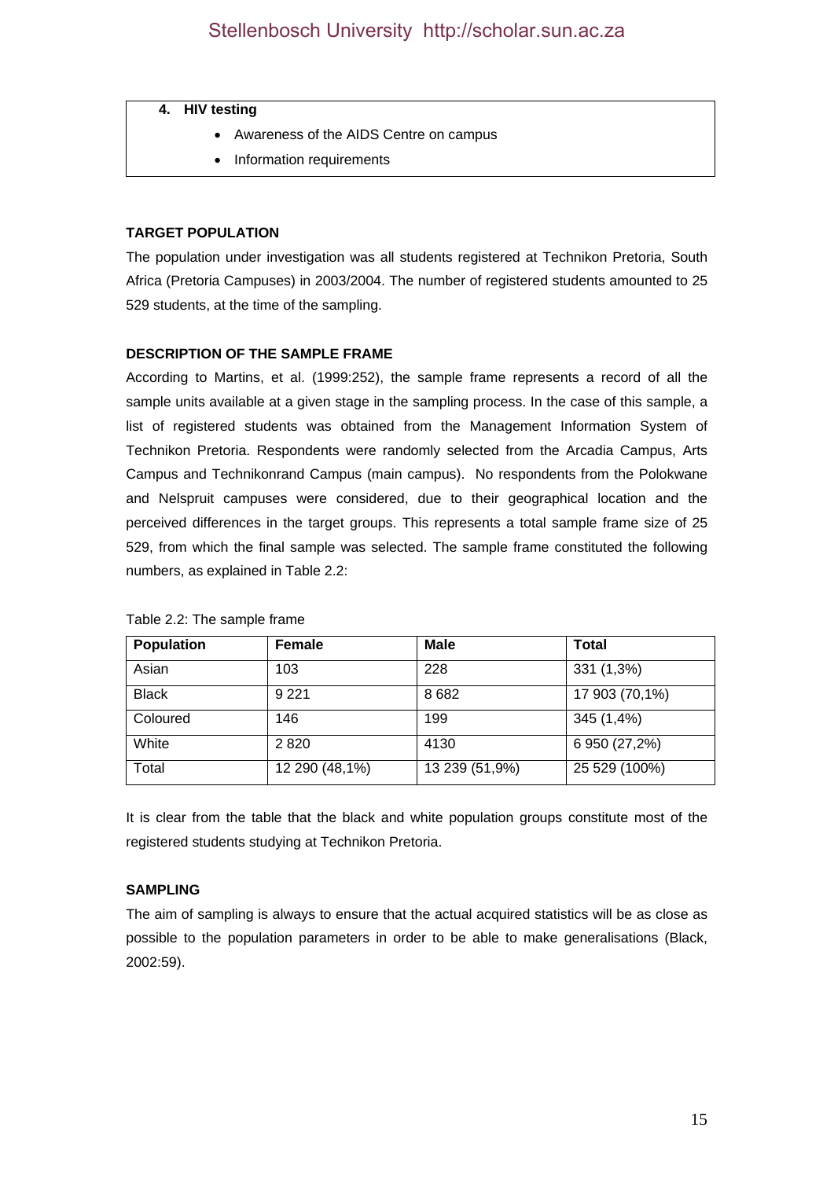**4. HIV testing**

- Awareness of the AIDS Centre on campus
- Information requirements

**TARGET POPULATION**

The population under investigation was all students registered at Technikon Pretoria, South Africa (Pretoria Campuses) in 2003/2004. The number of registered students amounted to 25 529 students, at the time of the sampling.

**DESCRIPTION OF THE SAMPLE FRAME**

According to Martins, et al. (1999:252), the sample frame represents a record of all the sample units available at a given stage in the sampling process. In the case of this sample, a list of registered students was obtained from the Management Information System of Technikon Pretoria. Respondents were randomly selected from the Arcadia Campus, Arts Campus and Technikonrand Campus (main campus). No respondents from the Polokwane and Nelspruit campuses were considered, due to their geographical location and the perceived differences in the target groups. This represents a total sample frame size of 25 529, from which the final sample was selected. The sample frame constituted the following numbers, as explained in Table 2.2:

Table 2.2: The sample frame

| Population | Female | Male | Total |
|---|---|---|---|
| Asian | 103 | 228 | 331 (1,3%) |
| Black | 9 221 | 8 682 | 17 903 (70,1%) |
| Coloured | 146 | 199 | 345 (1,4%) |
| White | 2 820 | 4130 | 6 950 (27,2%) |
| Total | 12 290 (48,1%) | 13 239 (51,9%) | 25 529 (100%) |

It is clear from the table that the black and white population groups constitute most of the registered students studying at Technikon Pretoria.

**SAMPLING**

The aim of sampling is always to ensure that the actual acquired statistics will be as close as possible to the population parameters in order to be able to make generalisations (Black, 2002:59).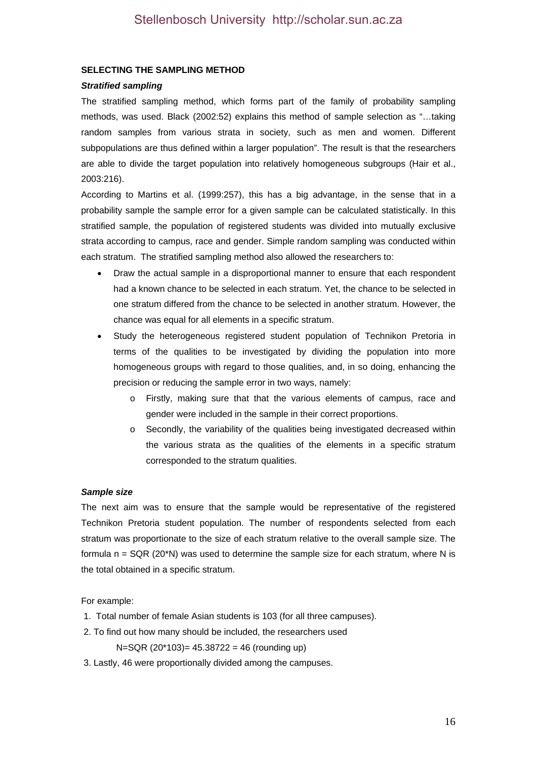**SELECTING THE SAMPLING METHOD**

***Stratified sampling***

The stratified sampling method, which forms part of the family of probability sampling methods, was used. Black (2002:52) explains this method of sample selection as "…taking random samples from various strata in society, such as men and women. Different subpopulations are thus defined within a larger population". The result is that the researchers are able to divide the target population into relatively homogeneous subgroups (Hair et al., 2003:216).

According to Martins et al. (1999:257), this has a big advantage, in the sense that in a probability sample the sample error for a given sample can be calculated statistically. In this stratified sample, the population of registered students was divided into mutually exclusive strata according to campus, race and gender. Simple random sampling was conducted within each stratum. The stratified sampling method also allowed the researchers to:

- Draw the actual sample in a disproportional manner to ensure that each respondent had a known chance to be selected in each stratum. Yet, the chance to be selected in one stratum differed from the chance to be selected in another stratum. However, the chance was equal for all elements in a specific stratum.
- Study the heterogeneous registered student population of Technikon Pretoria in terms of the qualities to be investigated by dividing the population into more homogeneous groups with regard to those qualities, and, in so doing, enhancing the precision or reducing the sample error in two ways, namely:
    - Firstly, making sure that that the various elements of campus, race and gender were included in the sample in their correct proportions.
    - Secondly, the variability of the qualities being investigated decreased within the various strata as the qualities of the elements in a specific stratum corresponded to the stratum qualities.

***Sample size***

The next aim was to ensure that the sample would be representative of the registered Technikon Pretoria student population. The number of respondents selected from each stratum was proportionate to the size of each stratum relative to the overall sample size. The formula n = SQR (20*N) was used to determine the sample size for each stratum, where N is the total obtained in a specific stratum.

For example:

1. Total number of female Asian students is 103 (for all three campuses).
2. To find out how many should be included, the researchers used

   N=SQR (20*103)= 45.38722 = 46 (rounding up)
3. Lastly, 46 were proportionally divided among the campuses.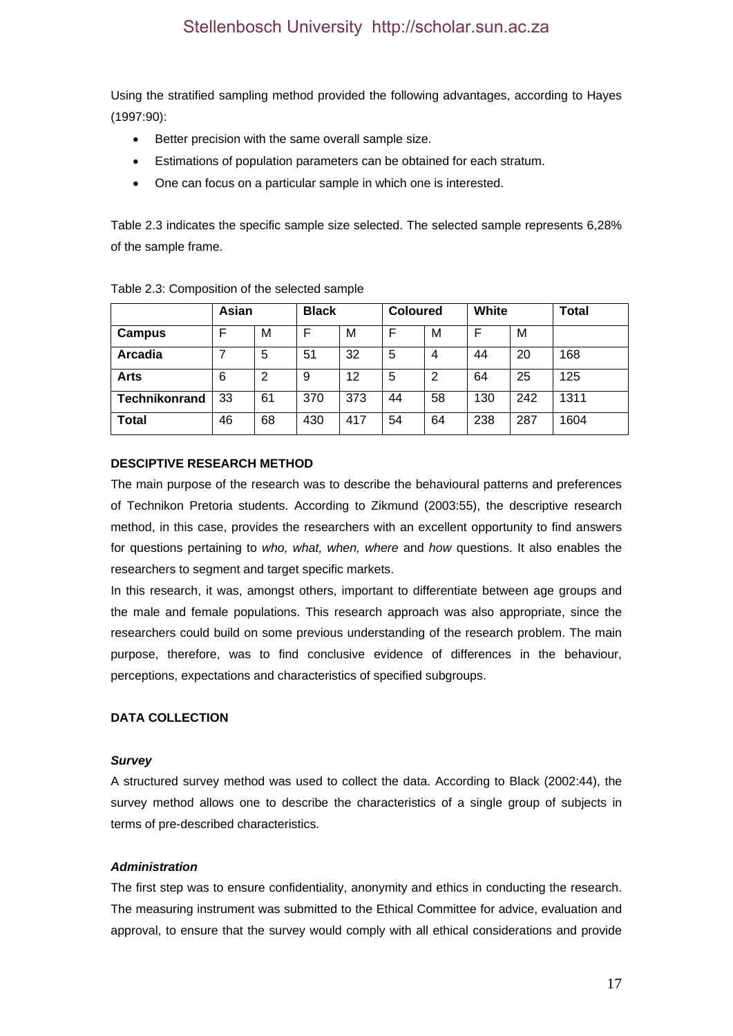Using the stratified sampling method provided the following advantages, according to Hayes (1997:90):

- Better precision with the same overall sample size.
- Estimations of population parameters can be obtained for each stratum.
- One can focus on a particular sample in which one is interested.

Table 2.3 indicates the specific sample size selected. The selected sample represents 6,28% of the sample frame.

Table 2.3: Composition of the selected sample

| | **Asian** | | **Black** | | **Coloured** | | **White** | | **Total** |
|---|---|---|---|---|---|---|---|---|---|
| **Campus** | F | M | F | M | F | M | F | M | |
| **Arcadia** | 7 | 5 | 51 | 32 | 5 | 4 | 44 | 20 | 168 |
| **Arts** | 6 | 2 | 9 | 12 | 5 | 2 | 64 | 25 | 125 |
| **Technikonrand** | 33 | 61 | 370 | 373 | 44 | 58 | 130 | 242 | 1311 |
| **Total** | 46 | 68 | 430 | 417 | 54 | 64 | 238 | 287 | 1604 |

**DESCIPTIVE RESEARCH METHOD**

The main purpose of the research was to describe the behavioural patterns and preferences of Technikon Pretoria students. According to Zikmund (2003:55), the descriptive research method, in this case, provides the researchers with an excellent opportunity to find answers for questions pertaining to *who, what, when, where* and *how* questions. It also enables the researchers to segment and target specific markets.

In this research, it was, amongst others, important to differentiate between age groups and the male and female populations. This research approach was also appropriate, since the researchers could build on some previous understanding of the research problem. The main purpose, therefore, was to find conclusive evidence of differences in the behaviour, perceptions, expectations and characteristics of specified subgroups.

**DATA COLLECTION**

***Survey***

A structured survey method was used to collect the data. According to Black (2002:44), the survey method allows one to describe the characteristics of a single group of subjects in terms of pre-described characteristics.

***Administration***

The first step was to ensure confidentiality, anonymity and ethics in conducting the research. The measuring instrument was submitted to the Ethical Committee for advice, evaluation and approval, to ensure that the survey would comply with all ethical considerations and provide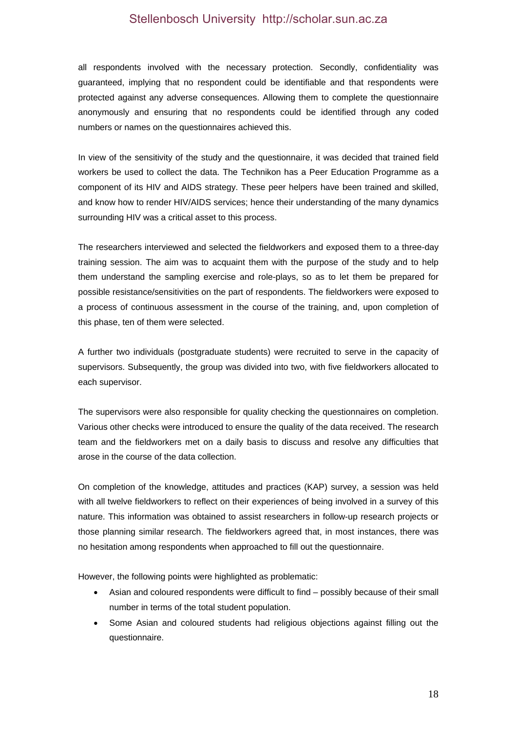all respondents involved with the necessary protection. Secondly, confidentiality was guaranteed, implying that no respondent could be identifiable and that respondents were protected against any adverse consequences. Allowing them to complete the questionnaire anonymously and ensuring that no respondents could be identified through any coded numbers or names on the questionnaires achieved this.

In view of the sensitivity of the study and the questionnaire, it was decided that trained field workers be used to collect the data. The Technikon has a Peer Education Programme as a component of its HIV and AIDS strategy. These peer helpers have been trained and skilled, and know how to render HIV/AIDS services; hence their understanding of the many dynamics surrounding HIV was a critical asset to this process.

The researchers interviewed and selected the fieldworkers and exposed them to a three-day training session. The aim was to acquaint them with the purpose of the study and to help them understand the sampling exercise and role-plays, so as to let them be prepared for possible resistance/sensitivities on the part of respondents. The fieldworkers were exposed to a process of continuous assessment in the course of the training, and, upon completion of this phase, ten of them were selected.

A further two individuals (postgraduate students) were recruited to serve in the capacity of supervisors. Subsequently, the group was divided into two, with five fieldworkers allocated to each supervisor.

The supervisors were also responsible for quality checking the questionnaires on completion. Various other checks were introduced to ensure the quality of the data received. The research team and the fieldworkers met on a daily basis to discuss and resolve any difficulties that arose in the course of the data collection.

On completion of the knowledge, attitudes and practices (KAP) survey, a session was held with all twelve fieldworkers to reflect on their experiences of being involved in a survey of this nature. This information was obtained to assist researchers in follow-up research projects or those planning similar research. The fieldworkers agreed that, in most instances, there was no hesitation among respondents when approached to fill out the questionnaire.

However, the following points were highlighted as problematic:

- Asian and coloured respondents were difficult to find – possibly because of their small number in terms of the total student population.
- Some Asian and coloured students had religious objections against filling out the questionnaire.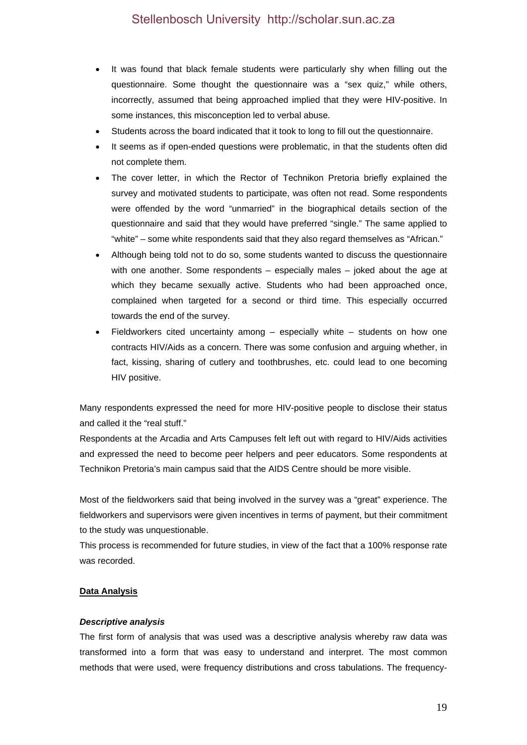- It was found that black female students were particularly shy when filling out the questionnaire. Some thought the questionnaire was a "sex quiz," while others, incorrectly, assumed that being approached implied that they were HIV-positive. In some instances, this misconception led to verbal abuse.
- Students across the board indicated that it took to long to fill out the questionnaire.
- It seems as if open-ended questions were problematic, in that the students often did not complete them.
- The cover letter, in which the Rector of Technikon Pretoria briefly explained the survey and motivated students to participate, was often not read. Some respondents were offended by the word "unmarried" in the biographical details section of the questionnaire and said that they would have preferred "single." The same applied to "white" – some white respondents said that they also regard themselves as "African."
- Although being told not to do so, some students wanted to discuss the questionnaire with one another. Some respondents – especially males – joked about the age at which they became sexually active. Students who had been approached once, complained when targeted for a second or third time. This especially occurred towards the end of the survey.
- Fieldworkers cited uncertainty among – especially white – students on how one contracts HIV/Aids as a concern. There was some confusion and arguing whether, in fact, kissing, sharing of cutlery and toothbrushes, etc. could lead to one becoming HIV positive.

Many respondents expressed the need for more HIV-positive people to disclose their status and called it the "real stuff."

Respondents at the Arcadia and Arts Campuses felt left out with regard to HIV/Aids activities and expressed the need to become peer helpers and peer educators. Some respondents at Technikon Pretoria's main campus said that the AIDS Centre should be more visible.

Most of the fieldworkers said that being involved in the survey was a "great" experience. The fieldworkers and supervisors were given incentives in terms of payment, but their commitment to the study was unquestionable.

This process is recommended for future studies, in view of the fact that a 100% response rate was recorded.

## Data Analysis

### *Descriptive analysis*

The first form of analysis that was used was a descriptive analysis whereby raw data was transformed into a form that was easy to understand and interpret. The most common methods that were used, were frequency distributions and cross tabulations. The frequency-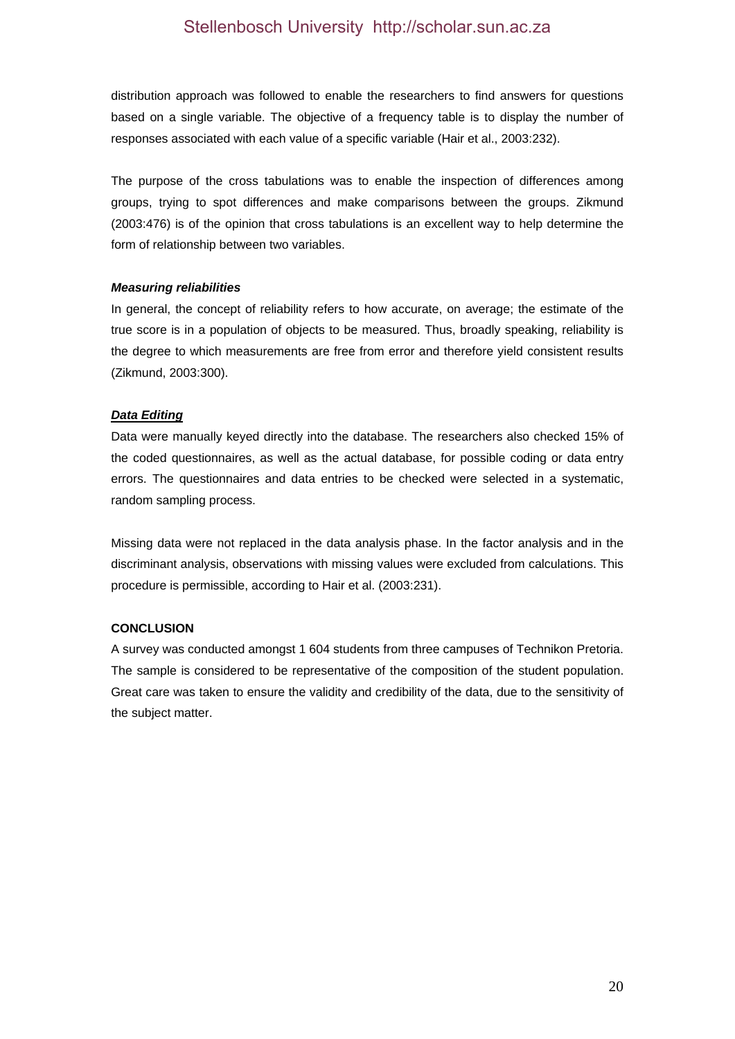distribution approach was followed to enable the researchers to find answers for questions based on a single variable. The objective of a frequency table is to display the number of responses associated with each value of a specific variable (Hair et al., 2003:232).

The purpose of the cross tabulations was to enable the inspection of differences among groups, trying to spot differences and make comparisons between the groups. Zikmund (2003:476) is of the opinion that cross tabulations is an excellent way to help determine the form of relationship between two variables.

***Measuring reliabilities***

In general, the concept of reliability refers to how accurate, on average; the estimate of the true score is in a population of objects to be measured. Thus, broadly speaking, reliability is the degree to which measurements are free from error and therefore yield consistent results (Zikmund, 2003:300).

***<u>Data Editing</u>***

Data were manually keyed directly into the database. The researchers also checked 15% of the coded questionnaires, as well as the actual database, for possible coding or data entry errors. The questionnaires and data entries to be checked were selected in a systematic, random sampling process.

Missing data were not replaced in the data analysis phase. In the factor analysis and in the discriminant analysis, observations with missing values were excluded from calculations. This procedure is permissible, according to Hair et al. (2003:231).

**CONCLUSION**

A survey was conducted amongst 1 604 students from three campuses of Technikon Pretoria. The sample is considered to be representative of the composition of the student population. Great care was taken to ensure the validity and credibility of the data, due to the sensitivity of the subject matter.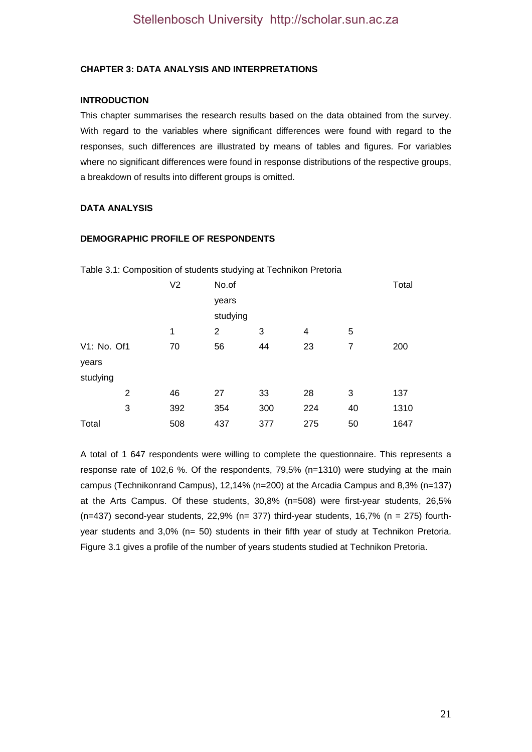**CHAPTER 3: DATA ANALYSIS AND INTERPRETATIONS**

**INTRODUCTION**

This chapter summarises the research results based on the data obtained from the survey. With regard to the variables where significant differences were found with regard to the responses, such differences are illustrated by means of tables and figures. For variables where no significant differences were found in response distributions of the respective groups, a breakdown of results into different groups is omitted.

**DATA ANALYSIS**

**DEMOGRAPHIC PROFILE OF RESPONDENTS**

Table 3.1: Composition of students studying at Technikon Pretoria

| | V2 | No.of years studying | | | | Total |
|---|---|---|---|---|---|---|
| | 1 | 2 | 3 | 4 | 5 | |
| V1: No. Of years studying 1 | 70 | 56 | 44 | 23 | 7 | 200 |
| 2 | 46 | 27 | 33 | 28 | 3 | 137 |
| 3 | 392 | 354 | 300 | 224 | 40 | 1310 |
| Total | 508 | 437 | 377 | 275 | 50 | 1647 |

A total of 1 647 respondents were willing to complete the questionnaire. This represents a response rate of 102,6 %. Of the respondents, 79,5% (n=1310) were studying at the main campus (Technikonrand Campus), 12,14% (n=200) at the Arcadia Campus and 8,3% (n=137) at the Arts Campus. Of these students, 30,8% (n=508) were first-year students, 26,5% (n=437) second-year students, 22,9% (n= 377) third-year students, 16,7% (n = 275) fourth-year students and 3,0% (n= 50) students in their fifth year of study at Technikon Pretoria. Figure 3.1 gives a profile of the number of years students studied at Technikon Pretoria.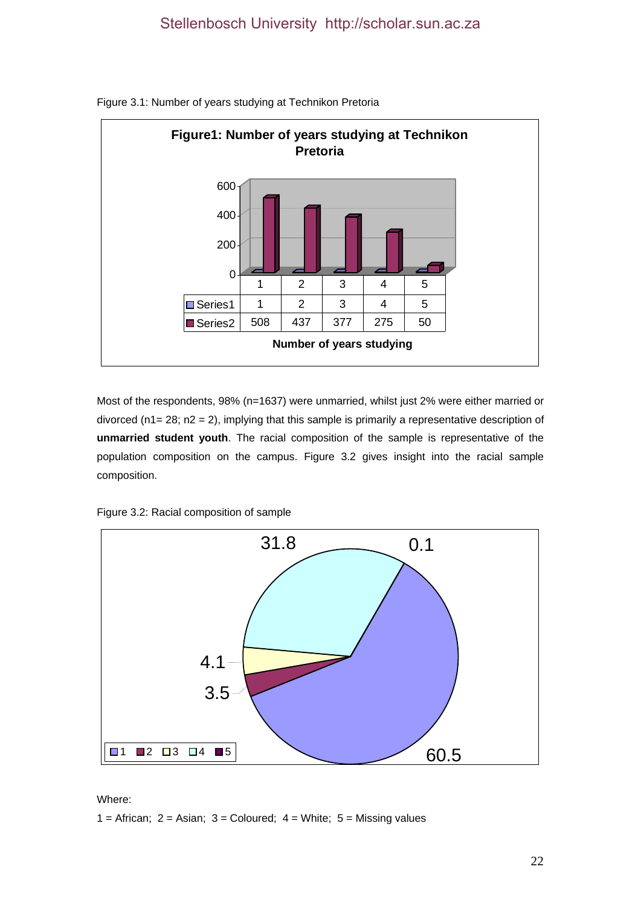Figure 3.1: Number of years studying at Technikon Pretoria

**Figure1: Number of years studying at Technikon Pretoria**

| | 1 | 2 | 3 | 4 | 5 |
|---|---|---|---|---|---|
| Series1 | 1 | 2 | 3 | 4 | 5 |
| Series2 | 508 | 437 | 377 | 275 | 50 |

**Number of years studying**

Most of the respondents, 98% (n=1637) were unmarried, whilst just 2% were either married or divorced (n1= 28; n2 = 2), implying that this sample is primarily a representative description of **unmarried student youth**. The racial composition of the sample is representative of the population composition on the campus. Figure 3.2 gives insight into the racial sample composition.

Figure 3.2: Racial composition of sample

| Category | Percentage |
|---|---|
| 1 | 60.5 |
| 2 | 3.5 |
| 3 | 4.1 |
| 4 | 31.8 |
| 5 | 0.1 |

Where:

1 = African; 2 = Asian; 3 = Coloured; 4 = White; 5 = Missing values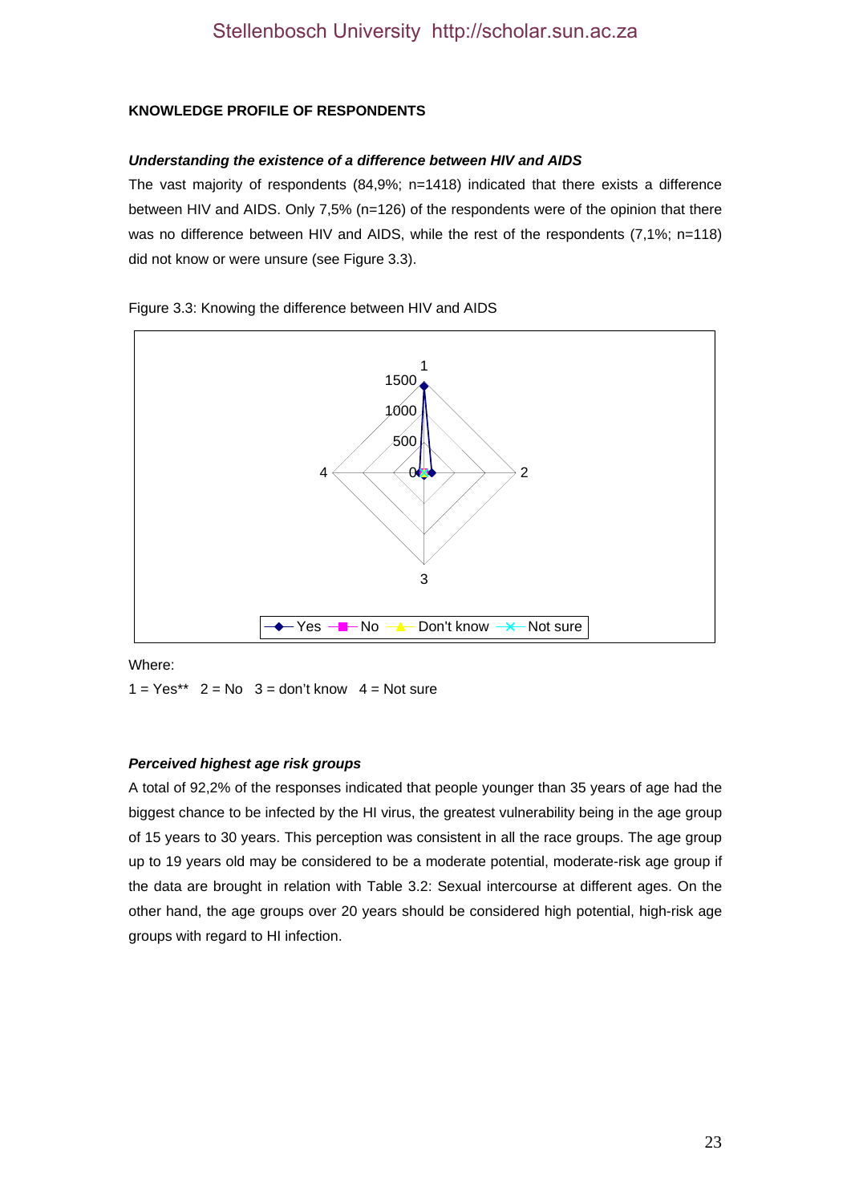**KNOWLEDGE PROFILE OF RESPONDENTS**

***Understanding the existence of a difference between HIV and AIDS***

The vast majority of respondents (84,9%; n=1418) indicated that there exists a difference between HIV and AIDS. Only 7,5% (n=126) of the respondents were of the opinion that there was no difference between HIV and AIDS, while the rest of the respondents (7,1%; n=118) did not know or were unsure (see Figure 3.3).

Figure 3.3: Knowing the difference between HIV and AIDS

Where:

1 = Yes** 2 = No 3 = don't know 4 = Not sure

***Perceived highest age risk groups***

A total of 92,2% of the responses indicated that people younger than 35 years of age had the biggest chance to be infected by the HI virus, the greatest vulnerability being in the age group of 15 years to 30 years. This perception was consistent in all the race groups. The age group up to 19 years old may be considered to be a moderate potential, moderate-risk age group if the data are brought in relation with Table 3.2: Sexual intercourse at different ages. On the other hand, the age groups over 20 years should be considered high potential, high-risk age groups with regard to HI infection.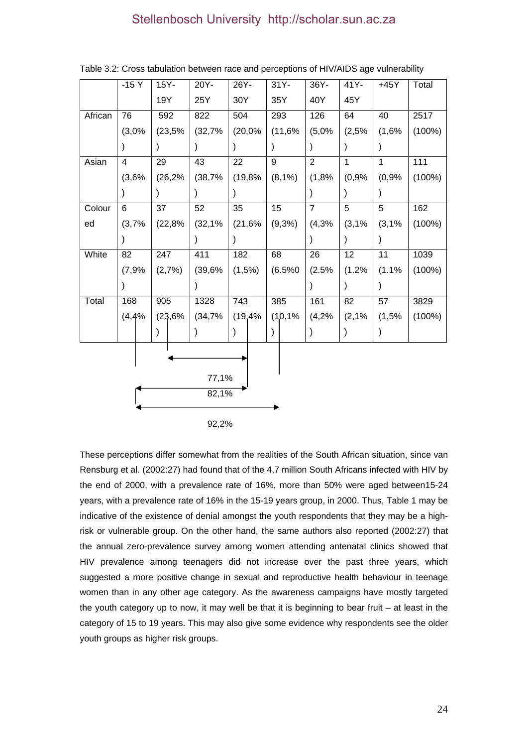Table 3.2: Cross tabulation between race and perceptions of HIV/AIDS age vulnerability

| | -15 Y | 15Y-19Y | 20Y-25Y | 26Y-30Y | 31Y-35Y | 36Y-40Y | 41Y-45Y | +45Y | Total |
|---|---|---|---|---|---|---|---|---|---|
| African | 76 (3,0%) | 592 (23,5%) | 822 (32,7%) | 504 (20,0%) | 293 (11,6%) | 126 (5,0%) | 64 (2,5%) | 40 (1,6%) | 2517 (100%) |
| Asian | 4 (3,6%) | 29 (26,2%) | 43 (38,7%) | 22 (19,8%) | 9 (8,1%) | 2 (1,8%) | 1 (0,9%) | 1 (0,9%) | 111 (100%) |
| Coloured | 6 (3,7%) | 37 (22,8%) | 52 (32,1%) | 35 (21,6%) | 15 (9,3%) | 7 (4,3%) | 5 (3,1%) | 5 (3,1%) | 162 (100%) |
| White | 82 (7,9%) | 247 (2,7%) | 411 (39,6%) | 182 (1,5%) | 68 (6.5%0 | 26 (2.5%) | 12 (1.2%) | 11 (1.1%) | 1039 (100%) |
| Total | 168 (4,4%) | 905 (23,6%) | 1328 (34,7%) | 743 (19,4%) | 385 (10,1%) | 161 (4,2%) | 82 (2,1%) | 57 (1,5%) | 3829 (100%) |

77,1%

82,1%

92,2%

These perceptions differ somewhat from the realities of the South African situation, since van Rensburg et al. (2002:27) had found that of the 4,7 million South Africans infected with HIV by the end of 2000, with a prevalence rate of 16%, more than 50% were aged between15-24 years, with a prevalence rate of 16% in the 15-19 years group, in 2000. Thus, Table 1 may be indicative of the existence of denial amongst the youth respondents that they may be a high-risk or vulnerable group. On the other hand, the same authors also reported (2002:27) that the annual zero-prevalence survey among women attending antenatal clinics showed that HIV prevalence among teenagers did not increase over the past three years, which suggested a more positive change in sexual and reproductive health behaviour in teenage women than in any other age category. As the awareness campaigns have mostly targeted the youth category up to now, it may well be that it is beginning to bear fruit – at least in the category of 15 to 19 years. This may also give some evidence why respondents see the older youth groups as higher risk groups.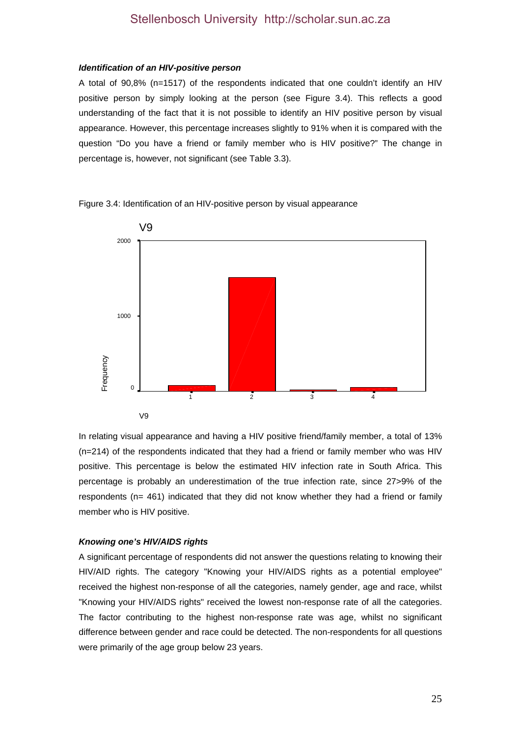***Identification of an HIV-positive person***

A total of 90,8% (n=1517) of the respondents indicated that one couldn't identify an HIV positive person by simply looking at the person (see Figure 3.4). This reflects a good understanding of the fact that it is not possible to identify an HIV positive person by visual appearance. However, this percentage increases slightly to 91% when it is compared with the question "Do you have a friend or family member who is HIV positive?" The change in percentage is, however, not significant (see Table 3.3).

Figure 3.4: Identification of an HIV-positive person by visual appearance

In relating visual appearance and having a HIV positive friend/family member, a total of 13% (n=214) of the respondents indicated that they had a friend or family member who was HIV positive. This percentage is below the estimated HIV infection rate in South Africa. This percentage is probably an underestimation of the true infection rate, since 27>9% of the respondents (n= 461) indicated that they did not know whether they had a friend or family member who is HIV positive.

***Knowing one's HIV/AIDS rights***

A significant percentage of respondents did not answer the questions relating to knowing their HIV/AID rights. The category "Knowing your HIV/AIDS rights as a potential employee" received the highest non-response of all the categories, namely gender, age and race, whilst "Knowing your HIV/AIDS rights" received the lowest non-response rate of all the categories. The factor contributing to the highest non-response rate was age, whilst no significant difference between gender and race could be detected. The non-respondents for all questions were primarily of the age group below 23 years.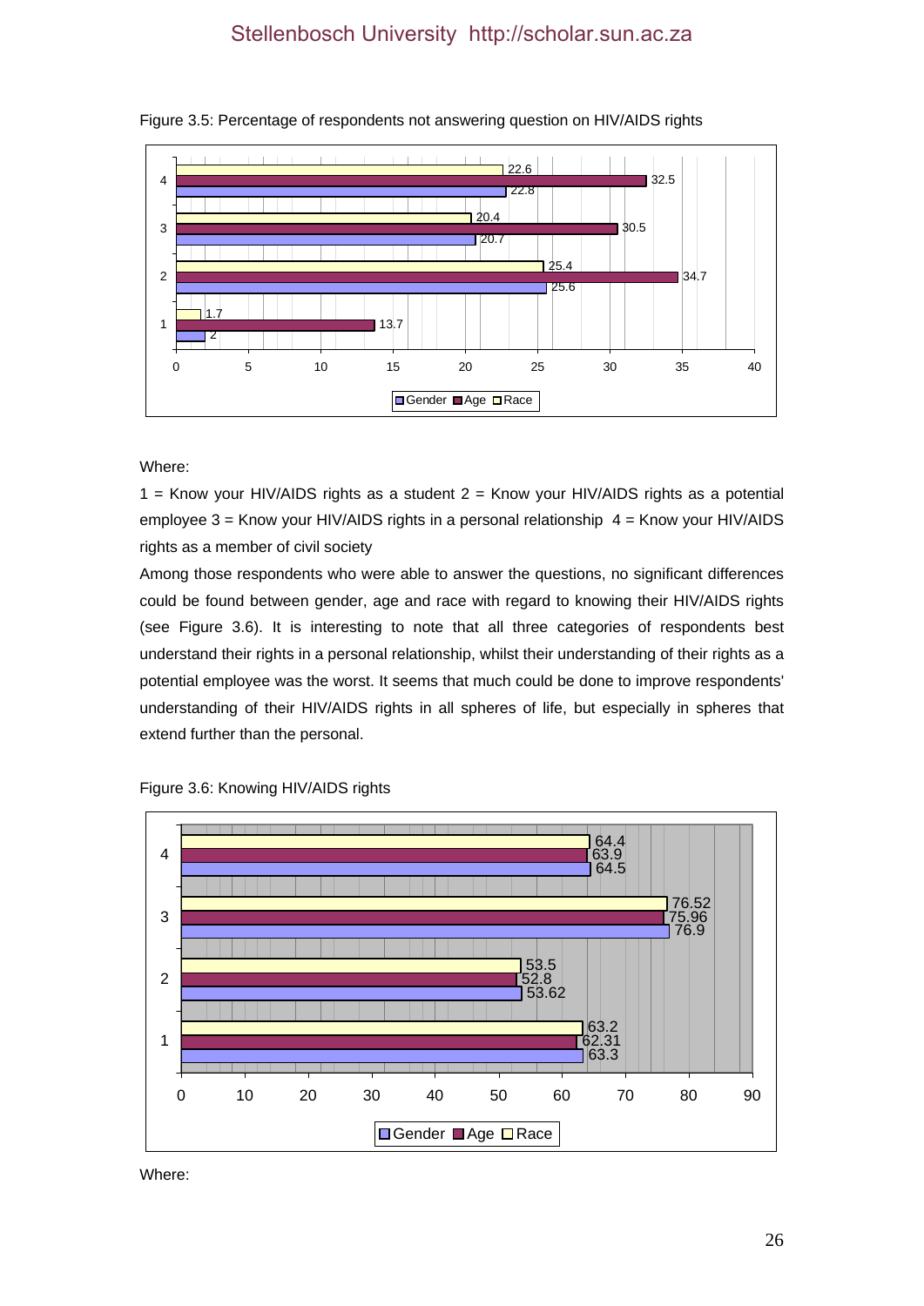Figure 3.5: Percentage of respondents not answering question on HIV/AIDS rights

| | Gender | Age | Race |
|---|---|---|---|
| 1 | 2 | 13.7 | 1.7 |
| 2 | 25.6 | 34.7 | 25.4 |
| 3 | 20.7 | 30.5 | 20.4 |
| 4 | 22.8 | 32.5 | 22.6 |

Where:

1 = Know your HIV/AIDS rights as a student 2 = Know your HIV/AIDS rights as a potential employee 3 = Know your HIV/AIDS rights in a personal relationship 4 = Know your HIV/AIDS rights as a member of civil society

Among those respondents who were able to answer the questions, no significant differences could be found between gender, age and race with regard to knowing their HIV/AIDS rights (see Figure 3.6). It is interesting to note that all three categories of respondents best understand their rights in a personal relationship, whilst their understanding of their rights as a potential employee was the worst. It seems that much could be done to improve respondents' understanding of their HIV/AIDS rights in all spheres of life, but especially in spheres that extend further than the personal.

Figure 3.6: Knowing HIV/AIDS rights

| | Gender | Age | Race |
|---|---|---|---|
| 1 | 63.3 | 62.31 | 63.2 |
| 2 | 53.62 | 52.8 | 53.5 |
| 3 | 76.9 | 75.96 | 76.52 |
| 4 | 64.5 | 63.9 | 64.4 |

Where: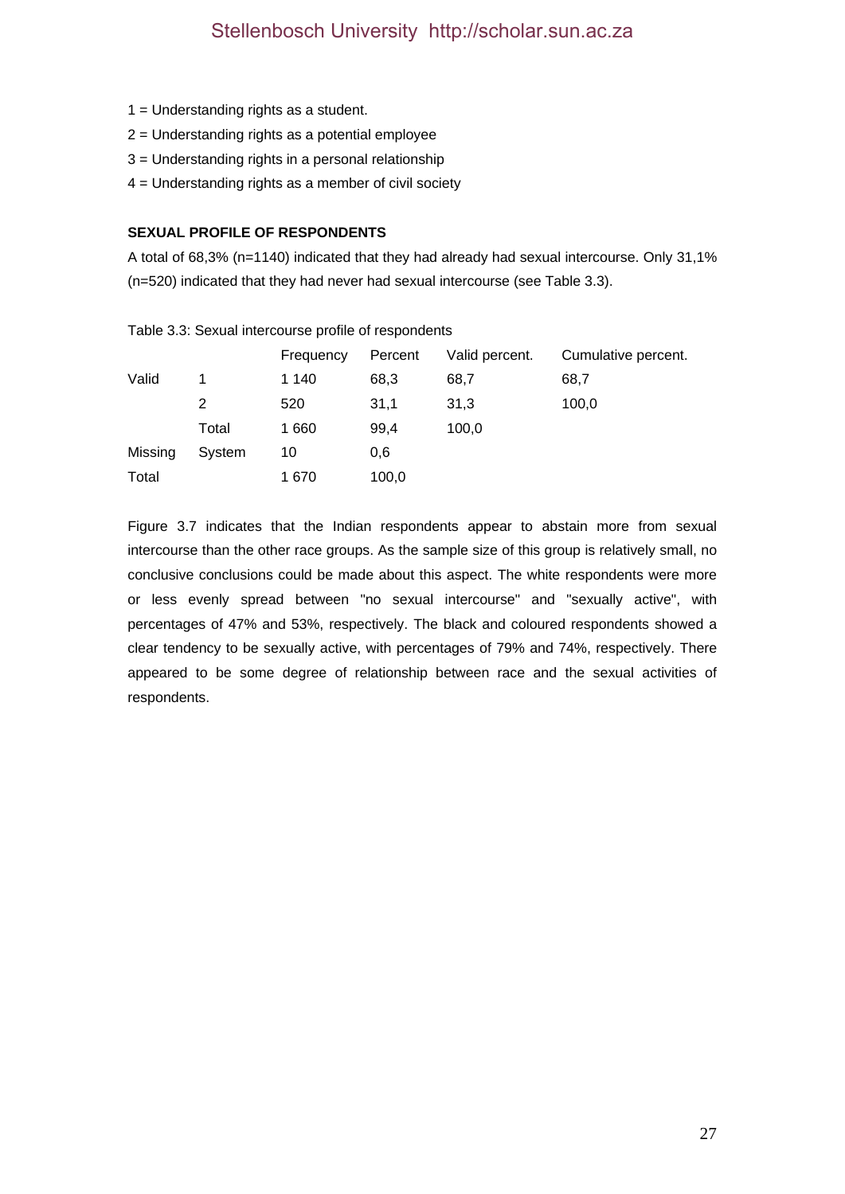1 = Understanding rights as a student.

2 = Understanding rights as a potential employee

3 = Understanding rights in a personal relationship

4 = Understanding rights as a member of civil society

**SEXUAL PROFILE OF RESPONDENTS**

A total of 68,3% (n=1140) indicated that they had already had sexual intercourse. Only 31,1% (n=520) indicated that they had never had sexual intercourse (see Table 3.3).

Table 3.3: Sexual intercourse profile of respondents

| | | Frequency | Percent | Valid percent. | Cumulative percent. |
|---|---|---|---|---|---|
| Valid | 1 | 1 140 | 68,3 | 68,7 | 68,7 |
| | 2 | 520 | 31,1 | 31,3 | 100,0 |
| | Total | 1 660 | 99,4 | 100,0 | |
| Missing | System | 10 | 0,6 | | |
| Total | | 1 670 | 100,0 | | |

Figure 3.7 indicates that the Indian respondents appear to abstain more from sexual intercourse than the other race groups. As the sample size of this group is relatively small, no conclusive conclusions could be made about this aspect. The white respondents were more or less evenly spread between "no sexual intercourse" and "sexually active", with percentages of 47% and 53%, respectively. The black and coloured respondents showed a clear tendency to be sexually active, with percentages of 79% and 74%, respectively. There appeared to be some degree of relationship between race and the sexual activities of respondents.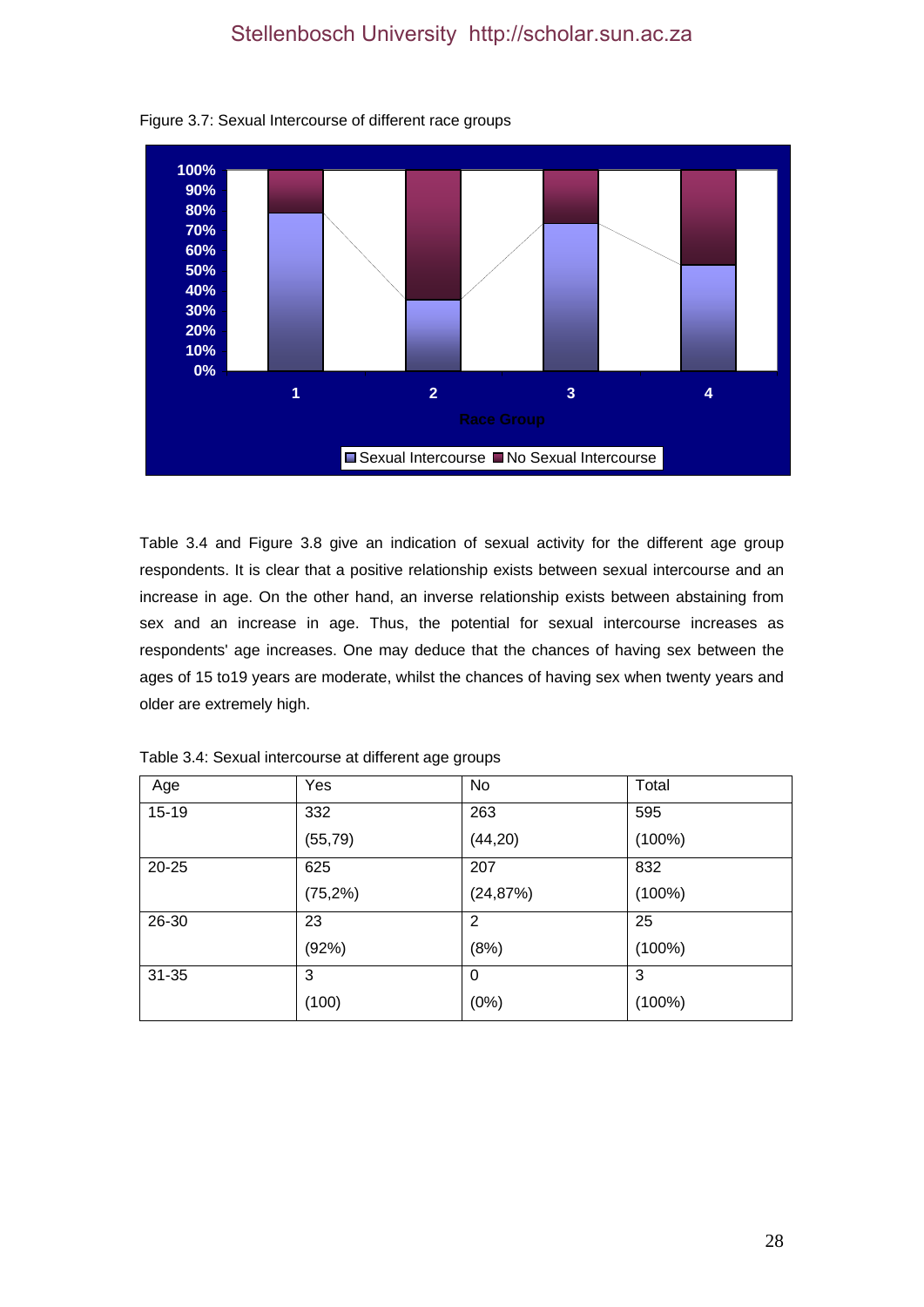Figure 3.7: Sexual Intercourse of different race groups

Table 3.4 and Figure 3.8 give an indication of sexual activity for the different age group respondents. It is clear that a positive relationship exists between sexual intercourse and an increase in age. On the other hand, an inverse relationship exists between abstaining from sex and an increase in age. Thus, the potential for sexual intercourse increases as respondents' age increases. One may deduce that the chances of having sex between the ages of 15 to19 years are moderate, whilst the chances of having sex when twenty years and older are extremely high.

Table 3.4: Sexual intercourse at different age groups

| Age | Yes | No | Total |
|---|---|---|---|
| 15-19 | 332 (55,79) | 263 (44,20) | 595 (100%) |
| 20-25 | 625 (75,2%) | 207 (24,87%) | 832 (100%) |
| 26-30 | 23 (92%) | 2 (8%) | 25 (100%) |
| 31-35 | 3 (100) | 0 (0%) | 3 (100%) |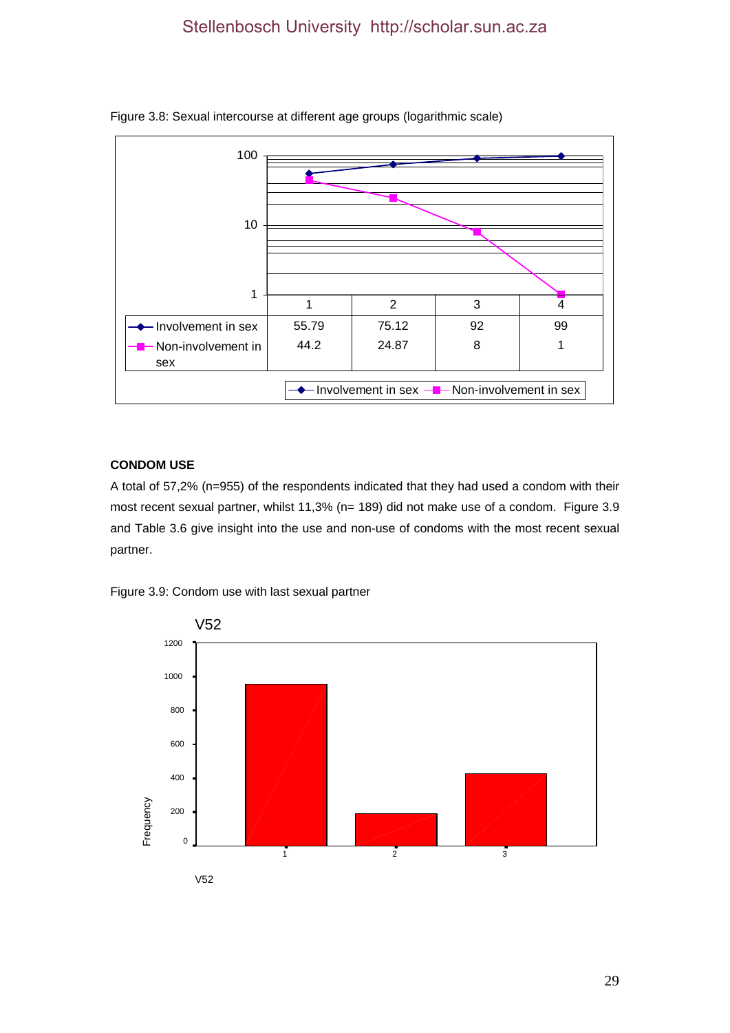Figure 3.8: Sexual intercourse at different age groups (logarithmic scale)

| | 1 | 2 | 3 | 4 |
|---|---|---|---|---|
| Involvement in sex | 55.79 | 75.12 | 92 | 99 |
| Non-involvement in sex | 44.2 | 24.87 | 8 | 1 |

## CONDOM USE

A total of 57,2% (n=955) of the respondents indicated that they had used a condom with their most recent sexual partner, whilst 11,3% (n= 189) did not make use of a condom. Figure 3.9 and Table 3.6 give insight into the use and non-use of condoms with the most recent sexual partner.

Figure 3.9: Condom use with last sexual partner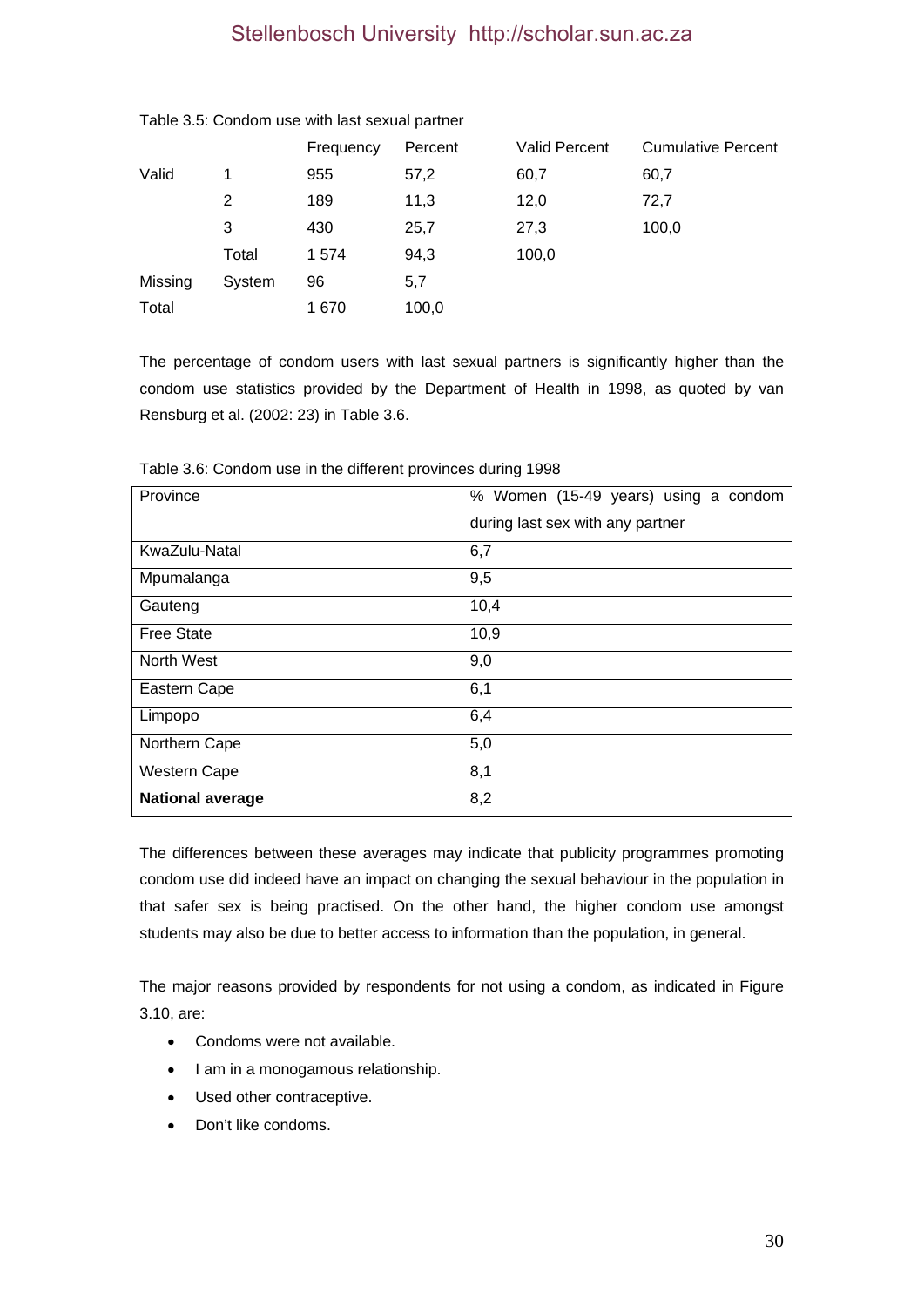Table 3.5: Condom use with last sexual partner

| | | Frequency | Percent | Valid Percent | Cumulative Percent |
|---|---|---|---|---|---|
| Valid | 1 | 955 | 57,2 | 60,7 | 60,7 |
| | 2 | 189 | 11,3 | 12,0 | 72,7 |
| | 3 | 430 | 25,7 | 27,3 | 100,0 |
| | Total | 1 574 | 94,3 | 100,0 | |
| Missing | System | 96 | 5,7 | | |
| Total | | 1 670 | 100,0 | | |

The percentage of condom users with last sexual partners is significantly higher than the condom use statistics provided by the Department of Health in 1998, as quoted by van Rensburg et al. (2002: 23) in Table 3.6.

Table 3.6: Condom use in the different provinces during 1998

| Province | % Women (15-49 years) using a condom during last sex with any partner |
|---|---|
| KwaZulu-Natal | 6,7 |
| Mpumalanga | 9,5 |
| Gauteng | 10,4 |
| Free State | 10,9 |
| North West | 9,0 |
| Eastern Cape | 6,1 |
| Limpopo | 6,4 |
| Northern Cape | 5,0 |
| Western Cape | 8,1 |
| **National average** | 8,2 |

The differences between these averages may indicate that publicity programmes promoting condom use did indeed have an impact on changing the sexual behaviour in the population in that safer sex is being practised. On the other hand, the higher condom use amongst students may also be due to better access to information than the population, in general.

The major reasons provided by respondents for not using a condom, as indicated in Figure 3.10, are:

- Condoms were not available.
- I am in a monogamous relationship.
- Used other contraceptive.
- Don't like condoms.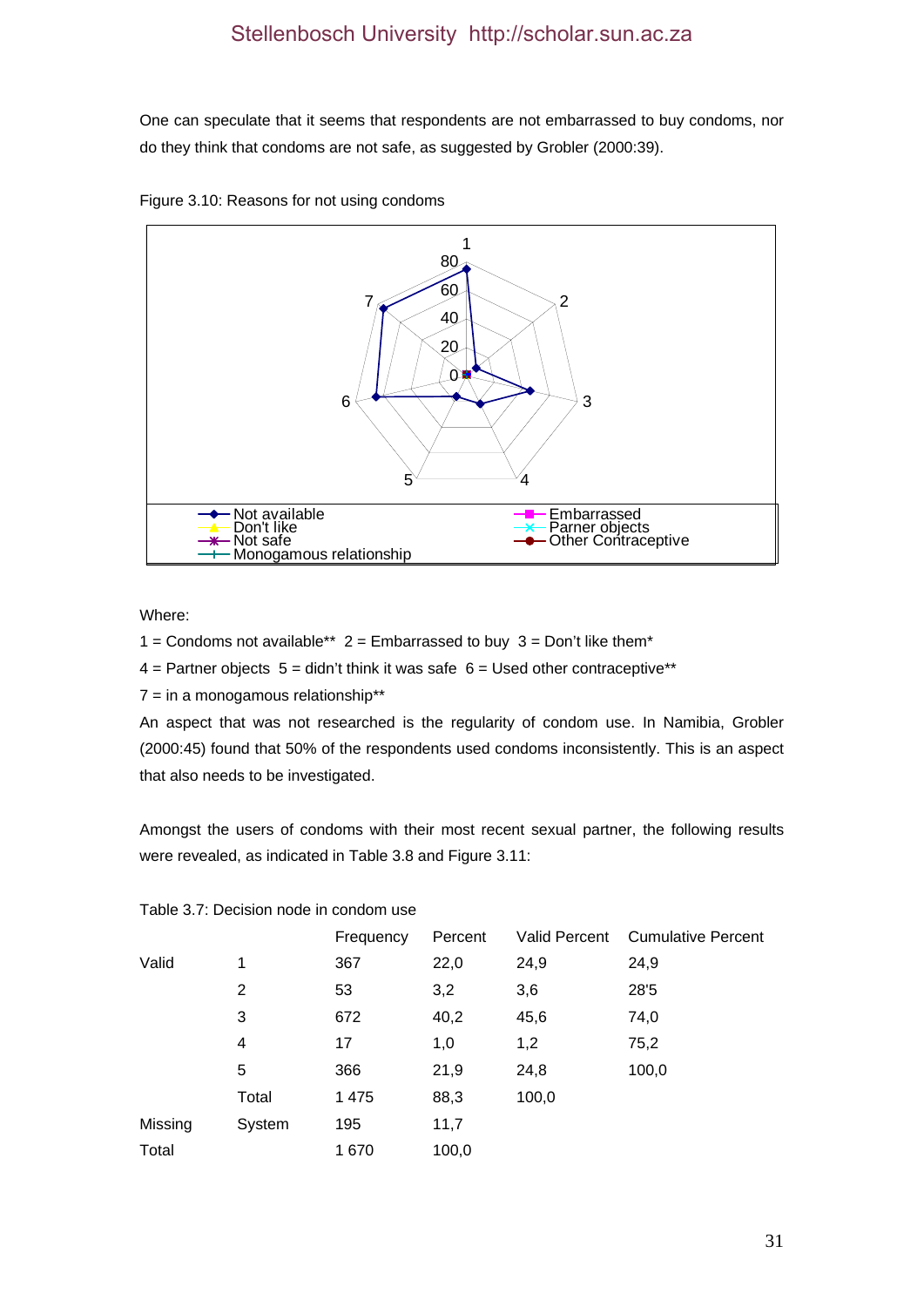One can speculate that it seems that respondents are not embarrassed to buy condoms, nor do they think that condoms are not safe, as suggested by Grobler (2000:39).

Figure 3.10: Reasons for not using condoms

Where:

1 = Condoms not available** 2 = Embarrassed to buy 3 = Don't like them*

4 = Partner objects 5 = didn't think it was safe 6 = Used other contraceptive**

7 = in a monogamous relationship**

An aspect that was not researched is the regularity of condom use. In Namibia, Grobler (2000:45) found that 50% of the respondents used condoms inconsistently. This is an aspect that also needs to be investigated.

Amongst the users of condoms with their most recent sexual partner, the following results were revealed, as indicated in Table 3.8 and Figure 3.11:

Table 3.7: Decision node in condom use

| | | Frequency | Percent | Valid Percent | Cumulative Percent |
|---|---|---|---|---|---|
| Valid | 1 | 367 | 22,0 | 24,9 | 24,9 |
| | 2 | 53 | 3,2 | 3,6 | 28'5 |
| | 3 | 672 | 40,2 | 45,6 | 74,0 |
| | 4 | 17 | 1,0 | 1,2 | 75,2 |
| | 5 | 366 | 21,9 | 24,8 | 100,0 |
| | Total | 1 475 | 88,3 | 100,0 | |
| Missing | System | 195 | 11,7 | | |
| Total | | 1 670 | 100,0 | | |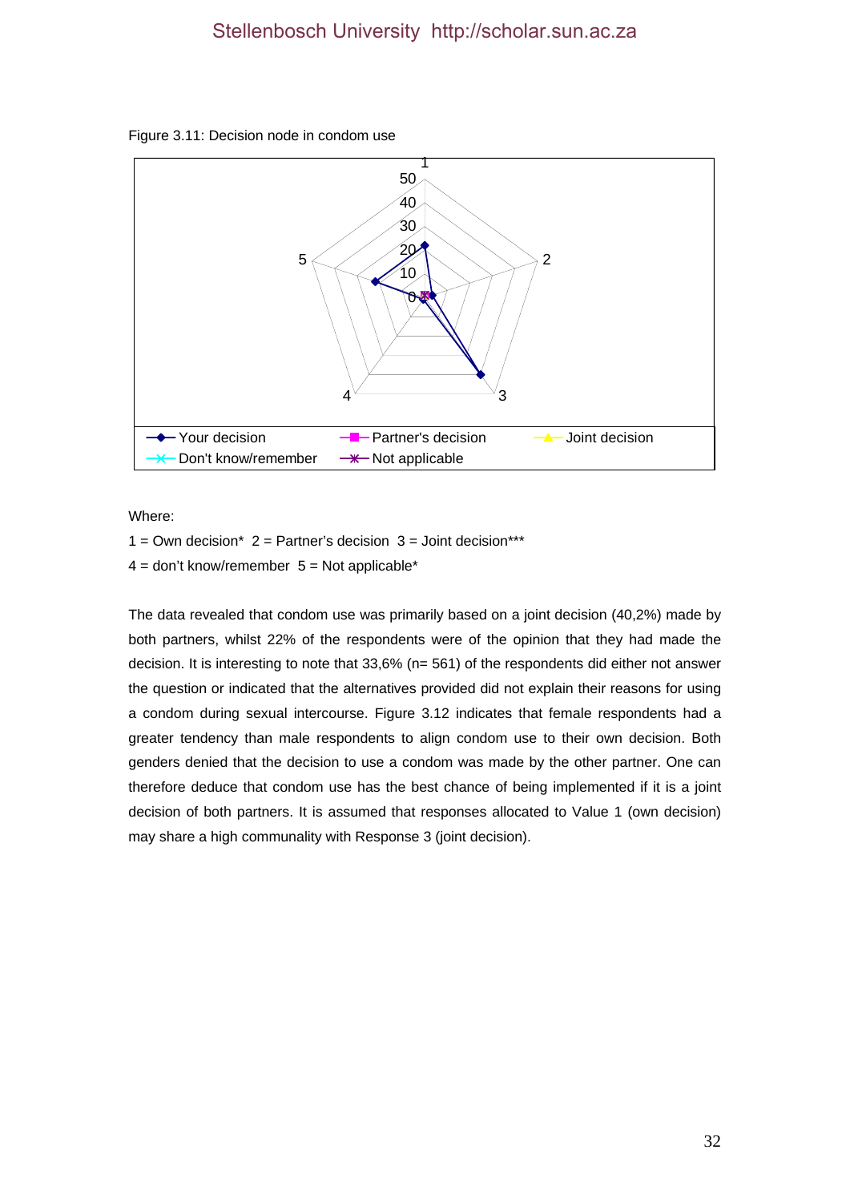Figure 3.11: Decision node in condom use

Where:

1 = Own decision* 2 = Partner's decision 3 = Joint decision***

4 = don't know/remember 5 = Not applicable*

The data revealed that condom use was primarily based on a joint decision (40,2%) made by both partners, whilst 22% of the respondents were of the opinion that they had made the decision. It is interesting to note that 33,6% (n= 561) of the respondents did either not answer the question or indicated that the alternatives provided did not explain their reasons for using a condom during sexual intercourse. Figure 3.12 indicates that female respondents had a greater tendency than male respondents to align condom use to their own decision. Both genders denied that the decision to use a condom was made by the other partner. One can therefore deduce that condom use has the best chance of being implemented if it is a joint decision of both partners. It is assumed that responses allocated to Value 1 (own decision) may share a high communality with Response 3 (joint decision).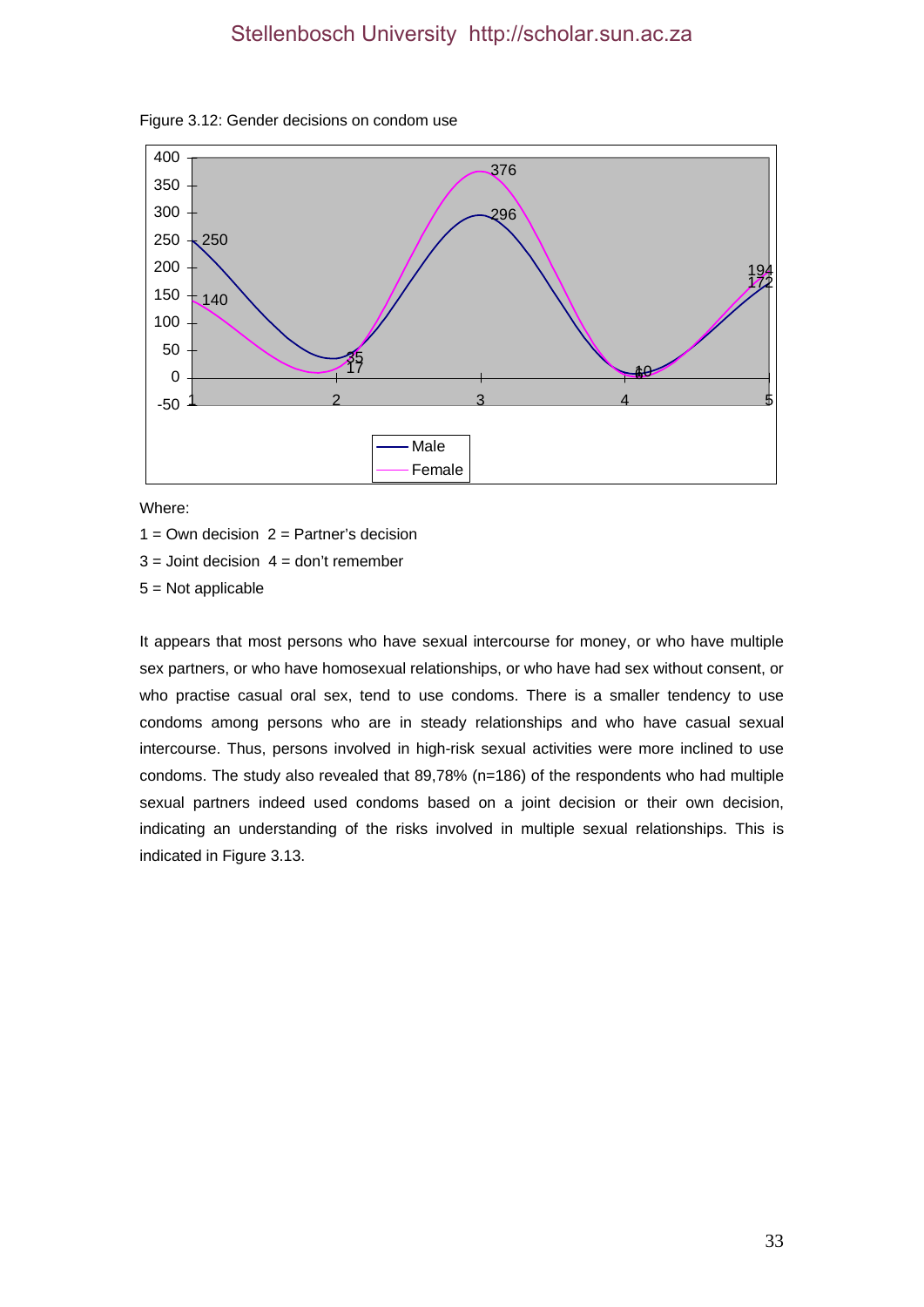Figure 3.12: Gender decisions on condom use

Where:

1 = Own decision  2 = Partner's decision

3 = Joint decision  4 = don't remember

5 = Not applicable

It appears that most persons who have sexual intercourse for money, or who have multiple sex partners, or who have homosexual relationships, or who have had sex without consent, or who practise casual oral sex, tend to use condoms. There is a smaller tendency to use condoms among persons who are in steady relationships and who have casual sexual intercourse. Thus, persons involved in high-risk sexual activities were more inclined to use condoms. The study also revealed that 89,78% (n=186) of the respondents who had multiple sexual partners indeed used condoms based on a joint decision or their own decision, indicating an understanding of the risks involved in multiple sexual relationships. This is indicated in Figure 3.13.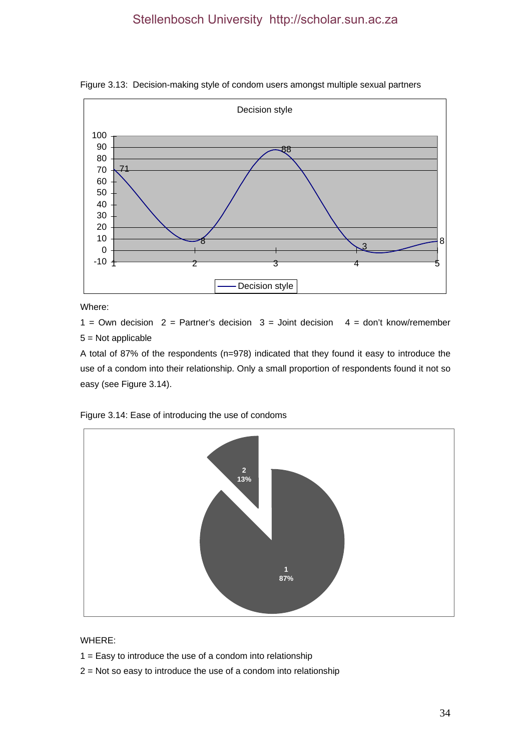Figure 3.13: Decision-making style of condom users amongst multiple sexual partners

Where:

1 = Own decision 2 = Partner's decision 3 = Joint decision 4 = don't know/remember 5 = Not applicable

A total of 87% of the respondents (n=978) indicated that they found it easy to introduce the use of a condom into their relationship. Only a small proportion of respondents found it not so easy (see Figure 3.14).

Figure 3.14: Ease of introducing the use of condoms

WHERE:

1 = Easy to introduce the use of a condom into relationship

2 = Not so easy to introduce the use of a condom into relationship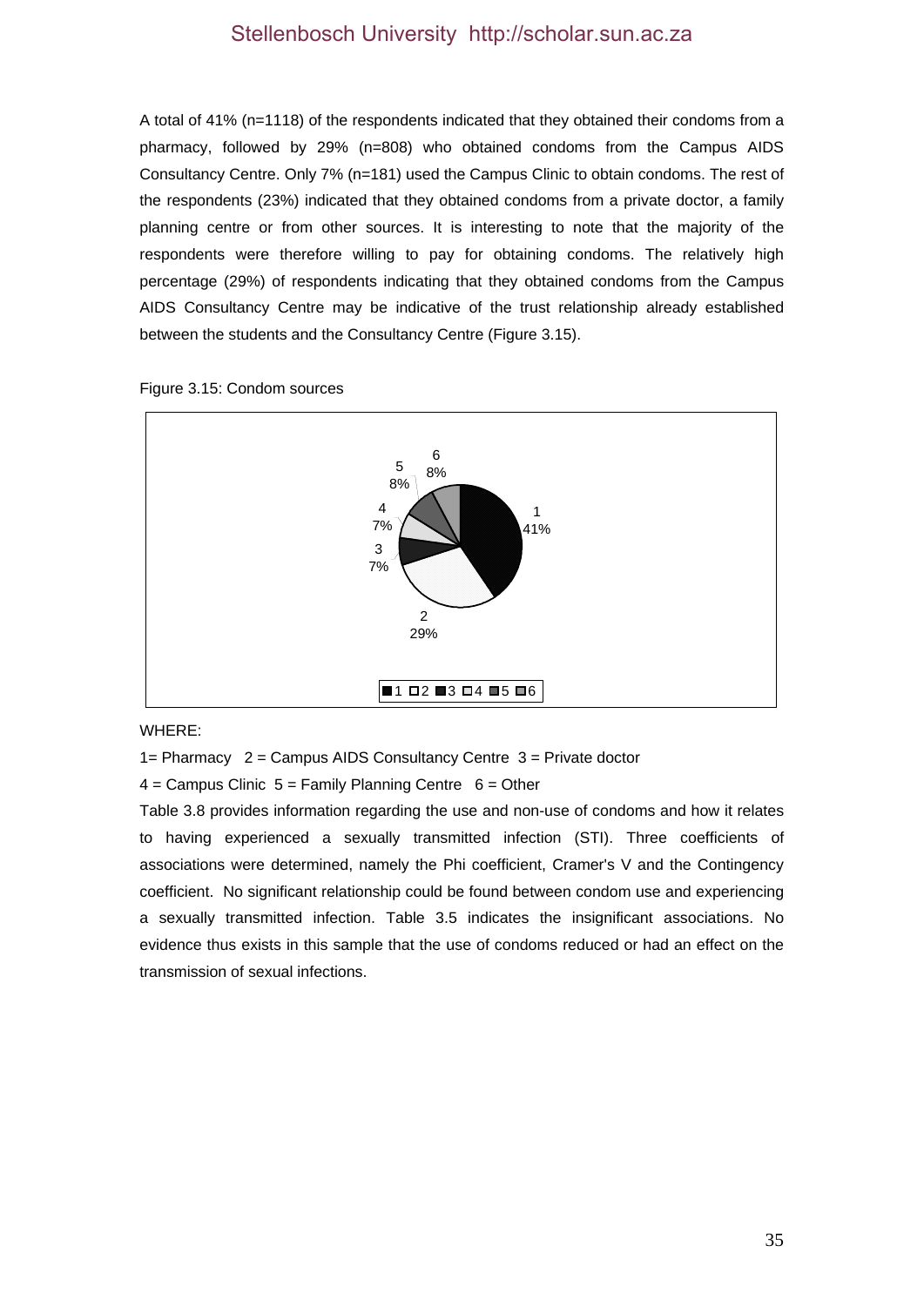A total of 41% (n=1118) of the respondents indicated that they obtained their condoms from a pharmacy, followed by 29% (n=808) who obtained condoms from the Campus AIDS Consultancy Centre. Only 7% (n=181) used the Campus Clinic to obtain condoms. The rest of the respondents (23%) indicated that they obtained condoms from a private doctor, a family planning centre or from other sources. It is interesting to note that the majority of the respondents were therefore willing to pay for obtaining condoms. The relatively high percentage (29%) of respondents indicating that they obtained condoms from the Campus AIDS Consultancy Centre may be indicative of the trust relationship already established between the students and the Consultancy Centre (Figure 3.15).

Figure 3.15: Condom sources

WHERE:

1= Pharmacy 2 = Campus AIDS Consultancy Centre 3 = Private doctor

4 = Campus Clinic 5 = Family Planning Centre 6 = Other

Table 3.8 provides information regarding the use and non-use of condoms and how it relates to having experienced a sexually transmitted infection (STI). Three coefficients of associations were determined, namely the Phi coefficient, Cramer's V and the Contingency coefficient. No significant relationship could be found between condom use and experiencing a sexually transmitted infection. Table 3.5 indicates the insignificant associations. No evidence thus exists in this sample that the use of condoms reduced or had an effect on the transmission of sexual infections.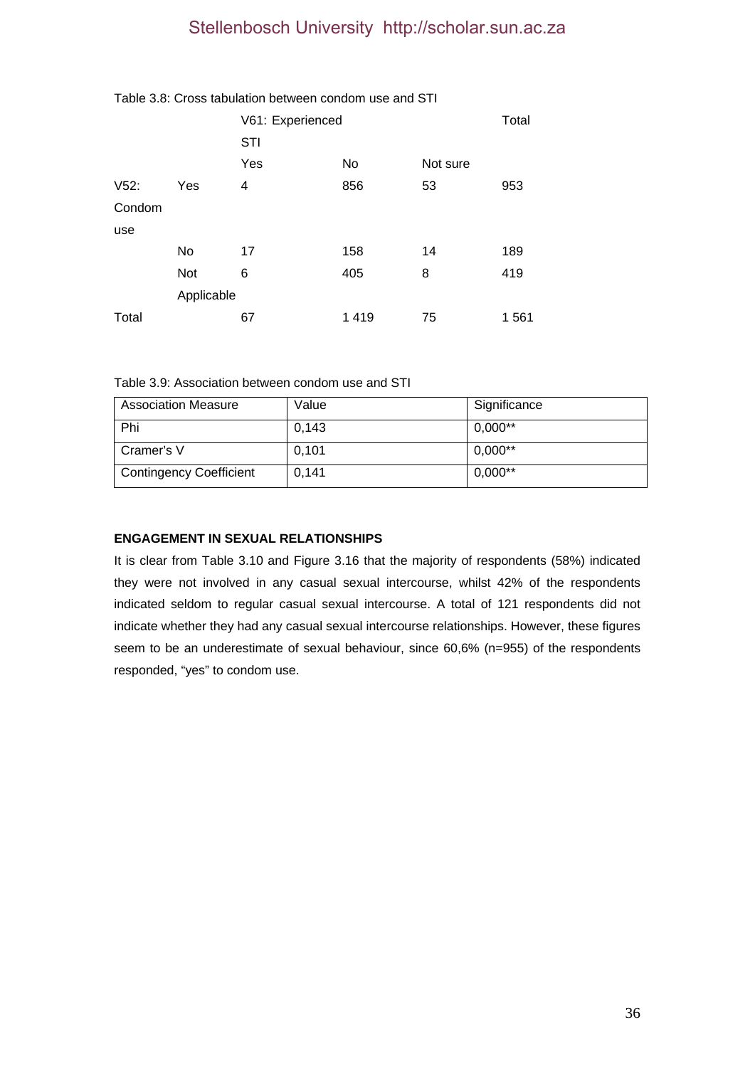Table 3.8: Cross tabulation between condom use and STI

| | | V61: Experienced STI | | | Total |
|---|---|---|---|---|---|
| | | Yes | No | Not sure | |
| V52: Condom use | Yes | 4 | 856 | 53 | 953 |
| | No | 17 | 158 | 14 | 189 |
| | Not Applicable | 6 | 405 | 8 | 419 |
| Total | | 67 | 1 419 | 75 | 1 561 |

Table 3.9: Association between condom use and STI

| Association Measure | Value | Significance |
|---|---|---|
| Phi | 0,143 | 0,000** |
| Cramer's V | 0,101 | 0,000** |
| Contingency Coefficient | 0,141 | 0,000** |

**ENGAGEMENT IN SEXUAL RELATIONSHIPS**

It is clear from Table 3.10 and Figure 3.16 that the majority of respondents (58%) indicated they were not involved in any casual sexual intercourse, whilst 42% of the respondents indicated seldom to regular casual sexual intercourse. A total of 121 respondents did not indicate whether they had any casual sexual intercourse relationships. However, these figures seem to be an underestimate of sexual behaviour, since 60,6% (n=955) of the respondents responded, "yes" to condom use.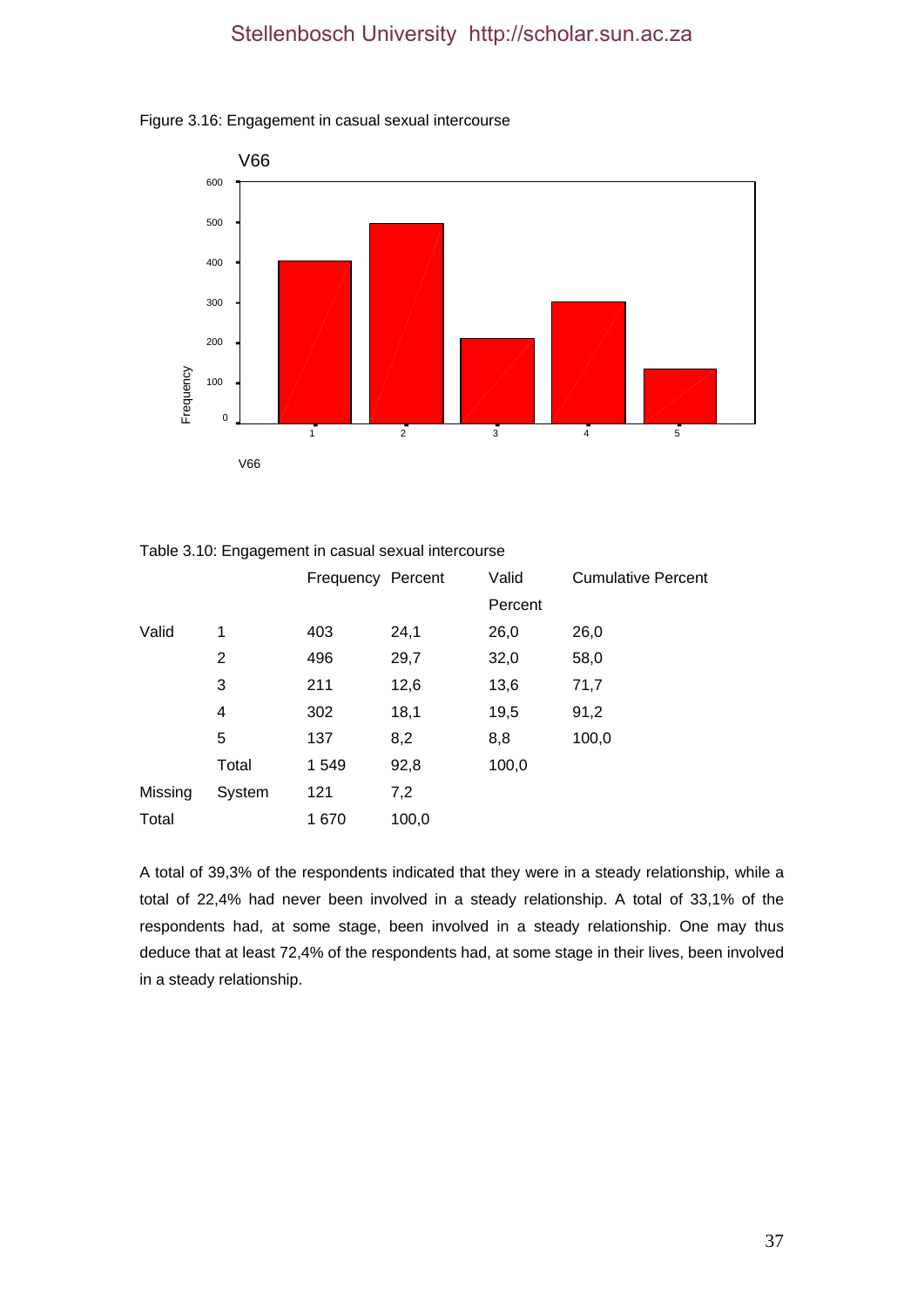Figure 3.16: Engagement in casual sexual intercourse

Table 3.10: Engagement in casual sexual intercourse

| | | Frequency | Percent | Valid Percent | Cumulative Percent |
|---|---|---|---|---|---|
| Valid | 1 | 403 | 24,1 | 26,0 | 26,0 |
| | 2 | 496 | 29,7 | 32,0 | 58,0 |
| | 3 | 211 | 12,6 | 13,6 | 71,7 |
| | 4 | 302 | 18,1 | 19,5 | 91,2 |
| | 5 | 137 | 8,2 | 8,8 | 100,0 |
| | Total | 1 549 | 92,8 | 100,0 | |
| Missing | System | 121 | 7,2 | | |
| Total | | 1 670 | 100,0 | | |

A total of 39,3% of the respondents indicated that they were in a steady relationship, while a total of 22,4% had never been involved in a steady relationship. A total of 33,1% of the respondents had, at some stage, been involved in a steady relationship. One may thus deduce that at least 72,4% of the respondents had, at some stage in their lives, been involved in a steady relationship.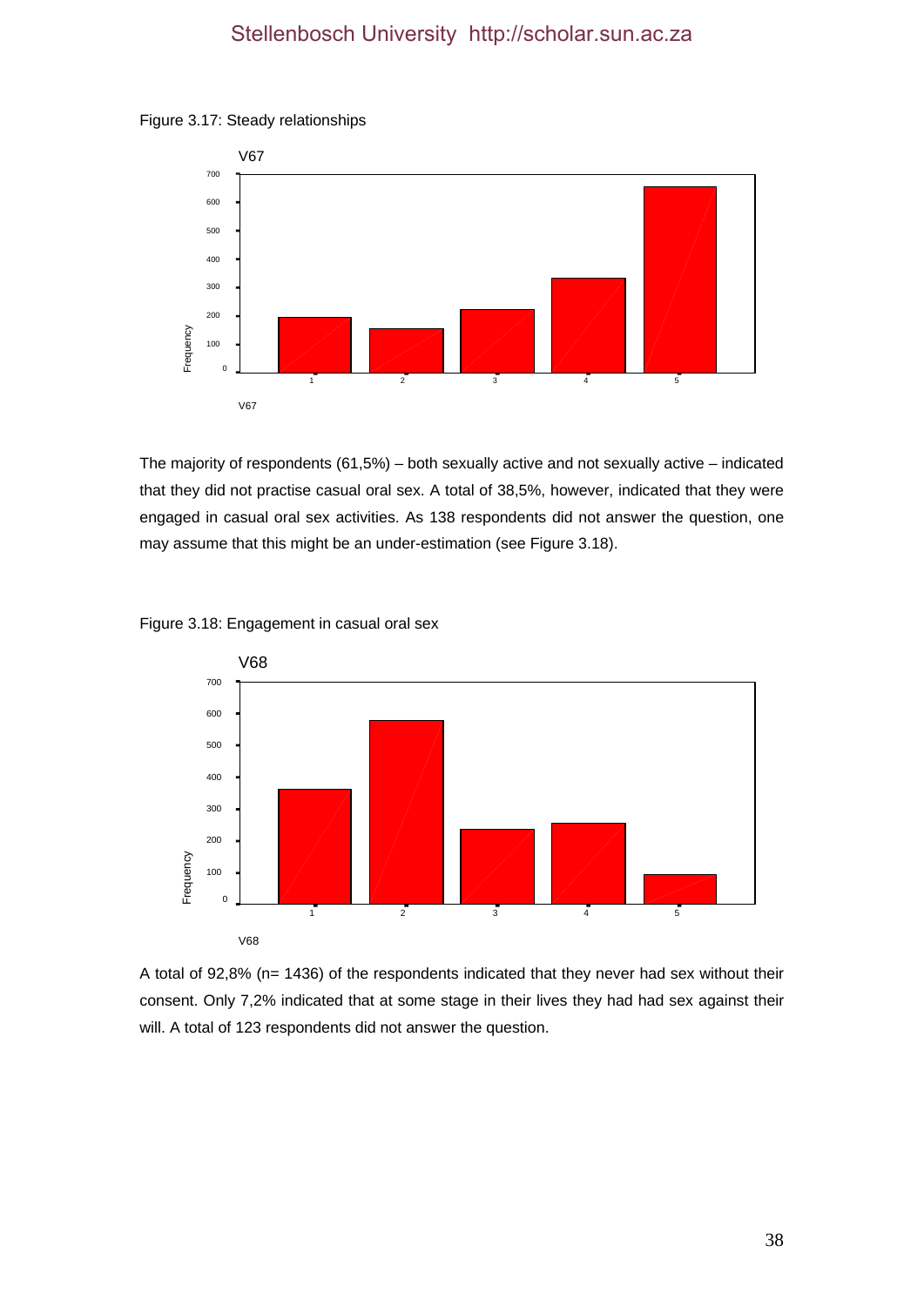Figure 3.17: Steady relationships

The majority of respondents (61,5%) – both sexually active and not sexually active – indicated that they did not practise casual oral sex. A total of 38,5%, however, indicated that they were engaged in casual oral sex activities. As 138 respondents did not answer the question, one may assume that this might be an under-estimation (see Figure 3.18).

Figure 3.18: Engagement in casual oral sex

A total of 92,8% (n= 1436) of the respondents indicated that they never had sex without their consent. Only 7,2% indicated that at some stage in their lives they had had sex against their will. A total of 123 respondents did not answer the question.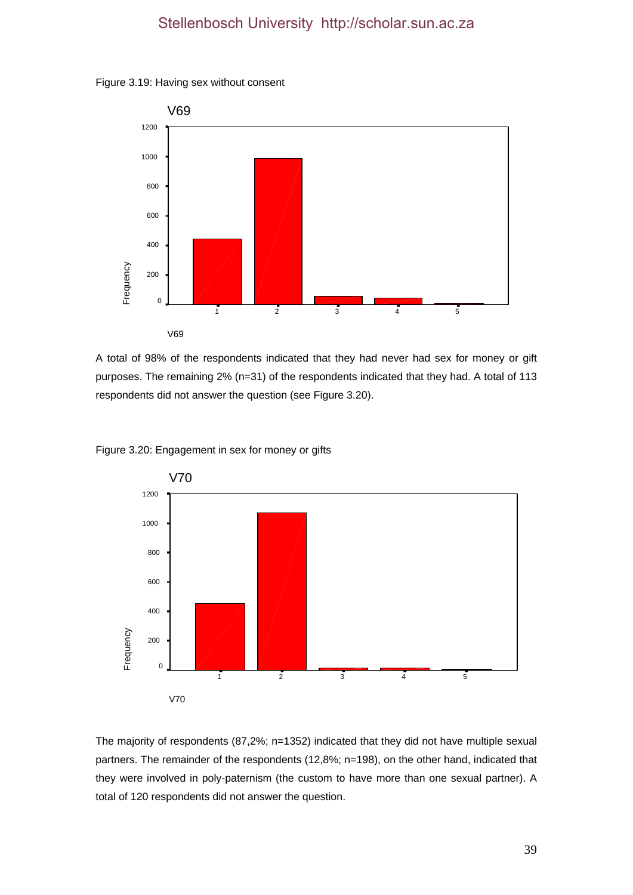Figure 3.19: Having sex without consent

A total of 98% of the respondents indicated that they had never had sex for money or gift purposes. The remaining 2% (n=31) of the respondents indicated that they had. A total of 113 respondents did not answer the question (see Figure 3.20).

Figure 3.20: Engagement in sex for money or gifts

The majority of respondents (87,2%; n=1352) indicated that they did not have multiple sexual partners. The remainder of the respondents (12,8%; n=198), on the other hand, indicated that they were involved in poly-paternism (the custom to have more than one sexual partner). A total of 120 respondents did not answer the question.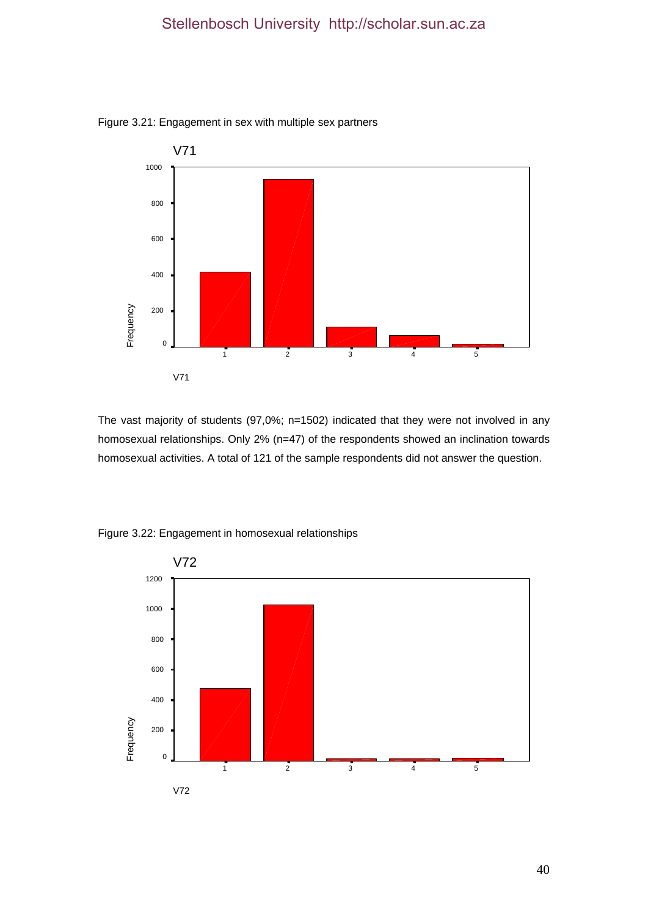Figure 3.21: Engagement in sex with multiple sex partners

The vast majority of students (97,0%; n=1502) indicated that they were not involved in any homosexual relationships. Only 2% (n=47) of the respondents showed an inclination towards homosexual activities. A total of 121 of the sample respondents did not answer the question.

Figure 3.22: Engagement in homosexual relationships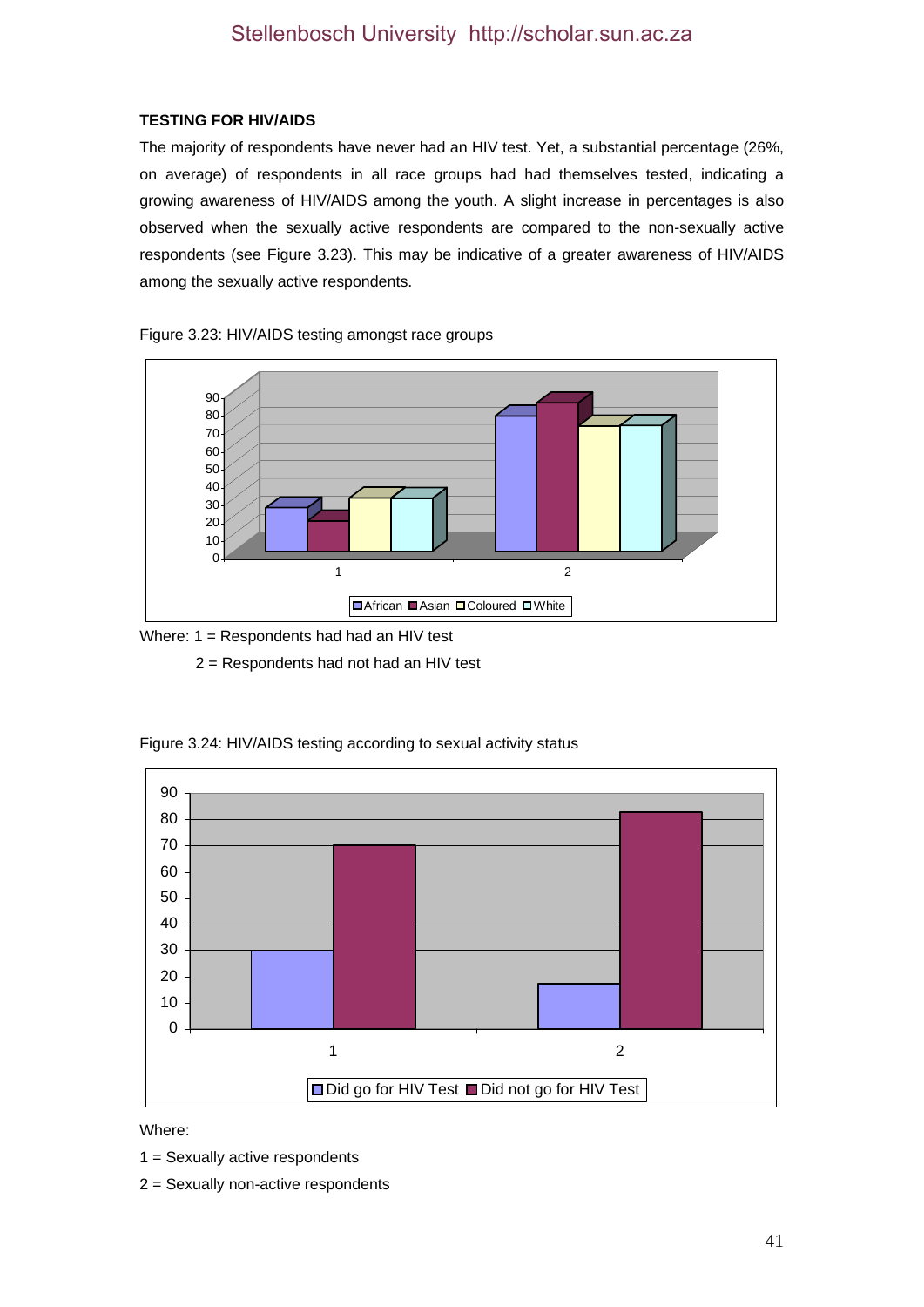#### TESTING FOR HIV/AIDS

The majority of respondents have never had an HIV test. Yet, a substantial percentage (26%, on average) of respondents in all race groups had had themselves tested, indicating a growing awareness of HIV/AIDS among the youth. A slight increase in percentages is also observed when the sexually active respondents are compared to the non-sexually active respondents (see Figure 3.23). This may be indicative of a greater awareness of HIV/AIDS among the sexually active respondents.

Figure 3.23: HIV/AIDS testing amongst race groups

Where: 1 = Respondents had had an HIV test

2 = Respondents had not had an HIV test

Figure 3.24: HIV/AIDS testing according to sexual activity status

Where:

1 = Sexually active respondents

2 = Sexually non-active respondents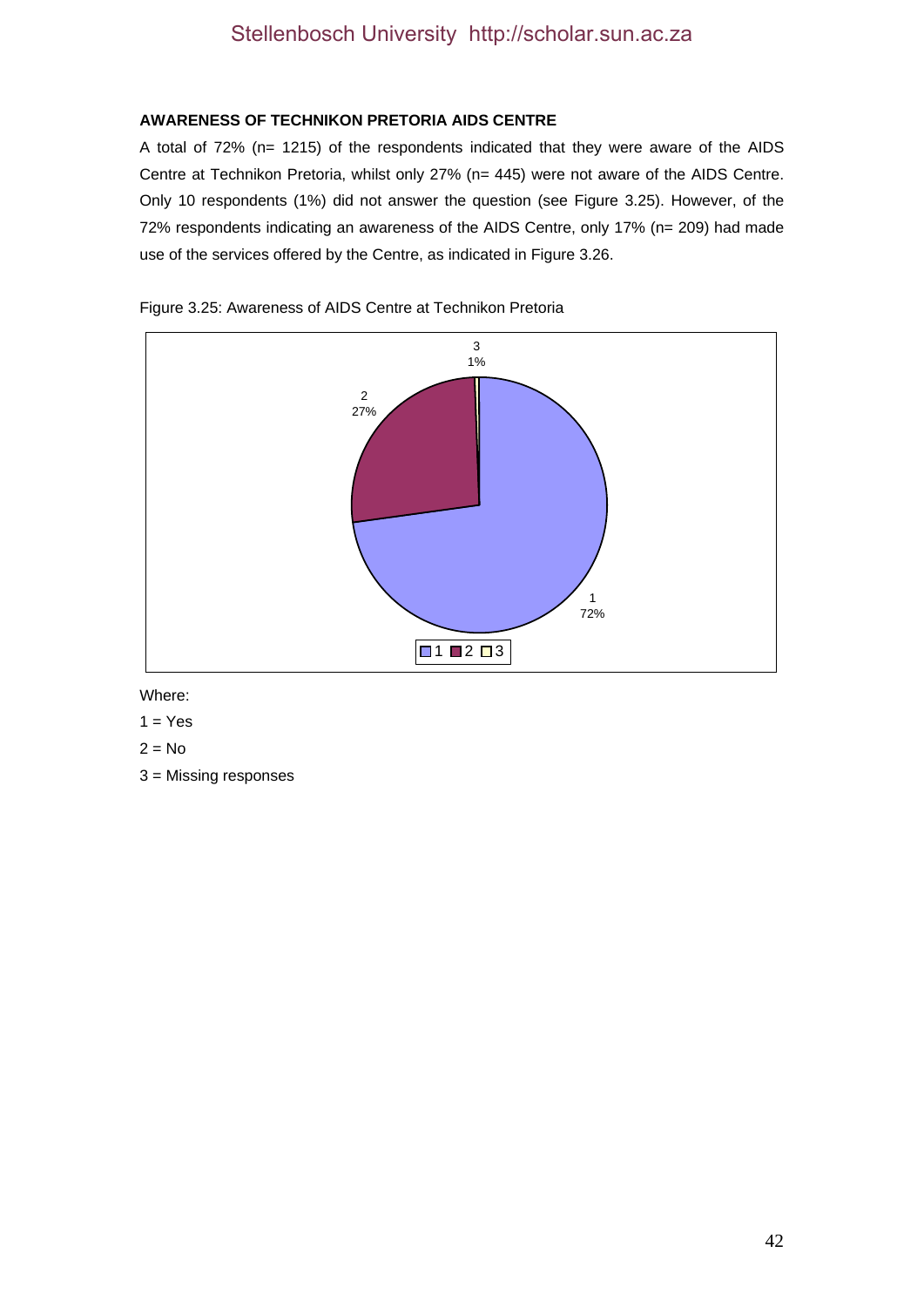**AWARENESS OF TECHNIKON PRETORIA AIDS CENTRE**

A total of 72% (n= 1215) of the respondents indicated that they were aware of the AIDS Centre at Technikon Pretoria, whilst only 27% (n= 445) were not aware of the AIDS Centre. Only 10 respondents (1%) did not answer the question (see Figure 3.25). However, of the 72% respondents indicating an awareness of the AIDS Centre, only 17% (n= 209) had made use of the services offered by the Centre, as indicated in Figure 3.26.

Figure 3.25: Awareness of AIDS Centre at Technikon Pretoria

| Category | Percentage |
|---|---|
| 1 | 72% |
| 2 | 27% |
| 3 | 1% |

Where:

1 = Yes

2 = No

3 = Missing responses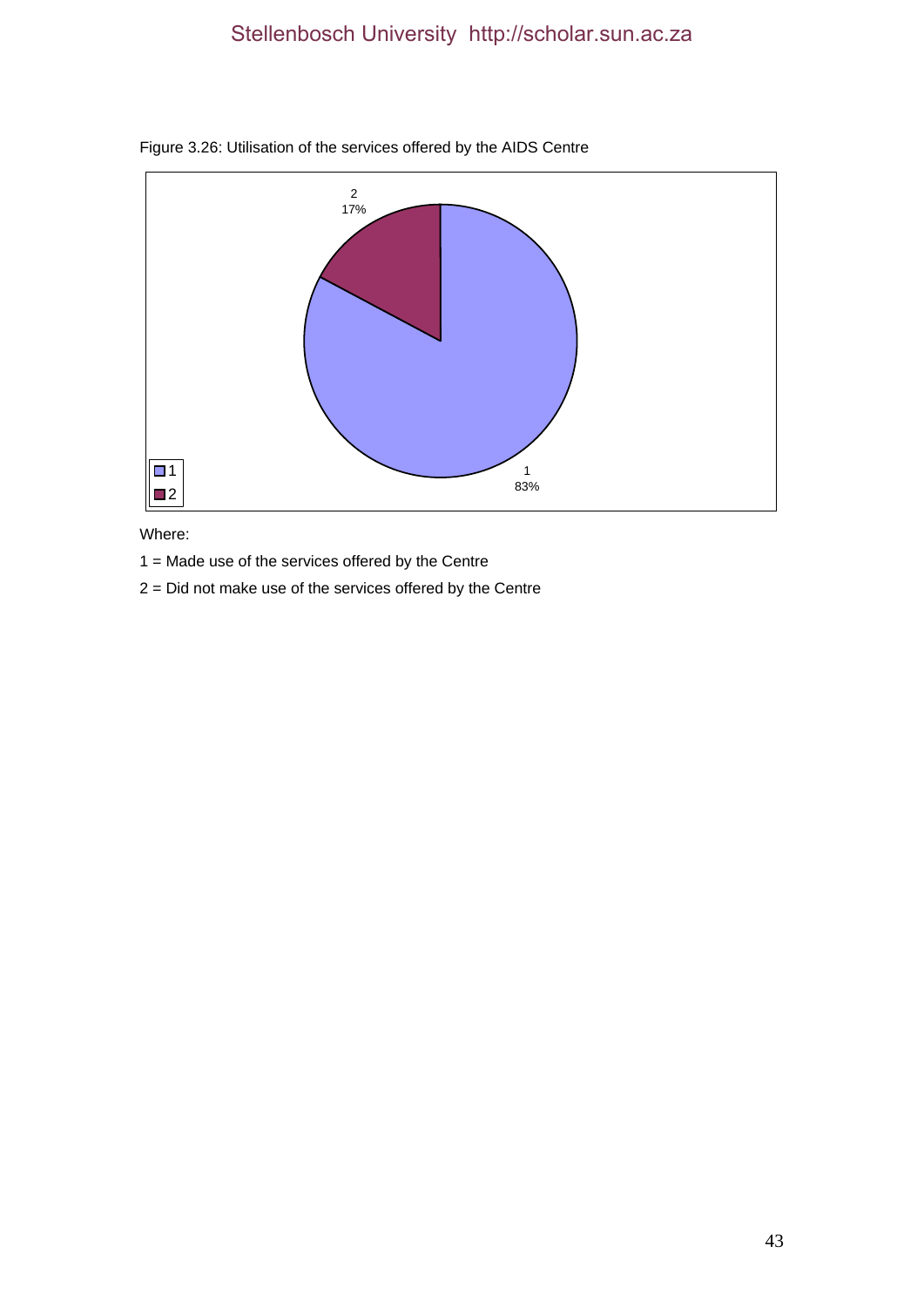Figure 3.26: Utilisation of the services offered by the AIDS Centre

Where:

1 = Made use of the services offered by the Centre

2 = Did not make use of the services offered by the Centre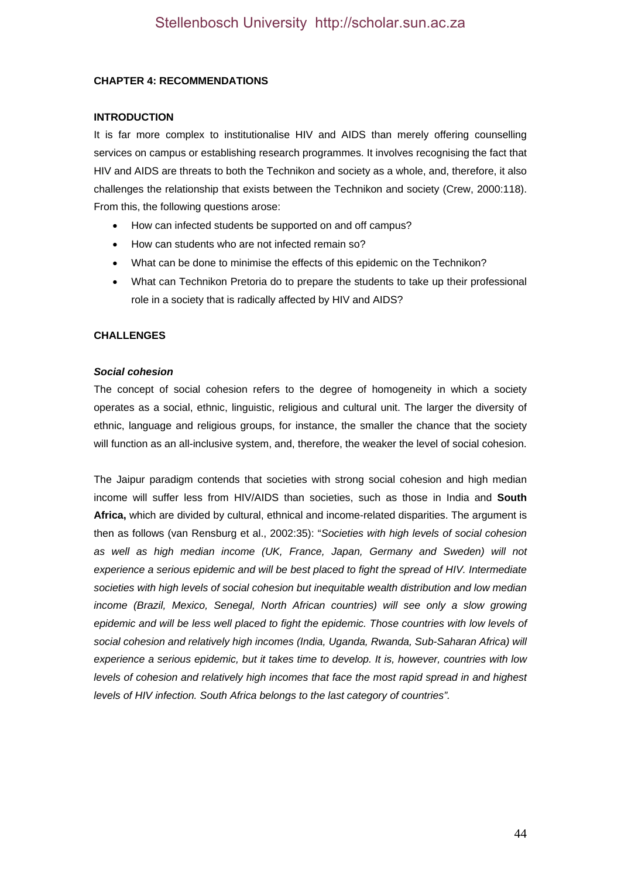## CHAPTER 4: RECOMMENDATIONS

### INTRODUCTION

It is far more complex to institutionalise HIV and AIDS than merely offering counselling services on campus or establishing research programmes. It involves recognising the fact that HIV and AIDS are threats to both the Technikon and society as a whole, and, therefore, it also challenges the relationship that exists between the Technikon and society (Crew, 2000:118). From this, the following questions arose:

- How can infected students be supported on and off campus?
- How can students who are not infected remain so?
- What can be done to minimise the effects of this epidemic on the Technikon?
- What can Technikon Pretoria do to prepare the students to take up their professional role in a society that is radically affected by HIV and AIDS?

### CHALLENGES

#### *Social cohesion*

The concept of social cohesion refers to the degree of homogeneity in which a society operates as a social, ethnic, linguistic, religious and cultural unit. The larger the diversity of ethnic, language and religious groups, for instance, the smaller the chance that the society will function as an all-inclusive system, and, therefore, the weaker the level of social cohesion.

The Jaipur paradigm contends that societies with strong social cohesion and high median income will suffer less from HIV/AIDS than societies, such as those in India and **South Africa,** which are divided by cultural, ethnical and income-related disparities. The argument is then as follows (van Rensburg et al., 2002:35): "*Societies with high levels of social cohesion as well as high median income (UK, France, Japan, Germany and Sweden) will not experience a serious epidemic and will be best placed to fight the spread of HIV. Intermediate societies with high levels of social cohesion but inequitable wealth distribution and low median income (Brazil, Mexico, Senegal, North African countries) will see only a slow growing epidemic and will be less well placed to fight the epidemic. Those countries with low levels of social cohesion and relatively high incomes (India, Uganda, Rwanda, Sub-Saharan Africa) will experience a serious epidemic, but it takes time to develop. It is, however, countries with low levels of cohesion and relatively high incomes that face the most rapid spread in and highest levels of HIV infection. South Africa belongs to the last category of countries".*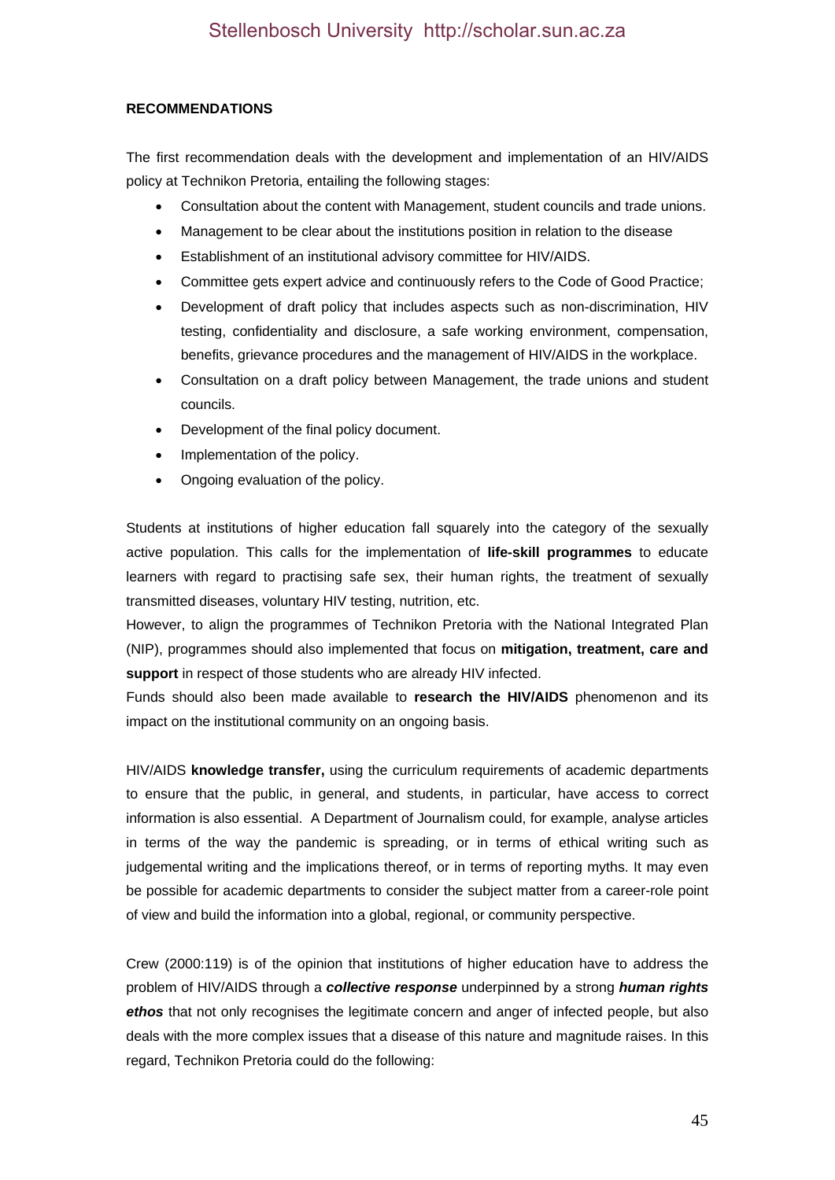**RECOMMENDATIONS**

The first recommendation deals with the development and implementation of an HIV/AIDS policy at Technikon Pretoria, entailing the following stages:

- Consultation about the content with Management, student councils and trade unions.
- Management to be clear about the institutions position in relation to the disease
- Establishment of an institutional advisory committee for HIV/AIDS.
- Committee gets expert advice and continuously refers to the Code of Good Practice;
- Development of draft policy that includes aspects such as non-discrimination, HIV testing, confidentiality and disclosure, a safe working environment, compensation, benefits, grievance procedures and the management of HIV/AIDS in the workplace.
- Consultation on a draft policy between Management, the trade unions and student councils.
- Development of the final policy document.
- Implementation of the policy.
- Ongoing evaluation of the policy.

Students at institutions of higher education fall squarely into the category of the sexually active population. This calls for the implementation of **life-skill programmes** to educate learners with regard to practising safe sex, their human rights, the treatment of sexually transmitted diseases, voluntary HIV testing, nutrition, etc.

However, to align the programmes of Technikon Pretoria with the National Integrated Plan (NIP), programmes should also implemented that focus on **mitigation, treatment, care and support** in respect of those students who are already HIV infected.

Funds should also been made available to **research the HIV/AIDS** phenomenon and its impact on the institutional community on an ongoing basis.

HIV/AIDS **knowledge transfer,** using the curriculum requirements of academic departments to ensure that the public, in general, and students, in particular, have access to correct information is also essential. A Department of Journalism could, for example, analyse articles in terms of the way the pandemic is spreading, or in terms of ethical writing such as judgemental writing and the implications thereof, or in terms of reporting myths. It may even be possible for academic departments to consider the subject matter from a career-role point of view and build the information into a global, regional, or community perspective.

Crew (2000:119) is of the opinion that institutions of higher education have to address the problem of HIV/AIDS through a ***collective response*** underpinned by a strong ***human rights ethos*** that not only recognises the legitimate concern and anger of infected people, but also deals with the more complex issues that a disease of this nature and magnitude raises. In this regard, Technikon Pretoria could do the following: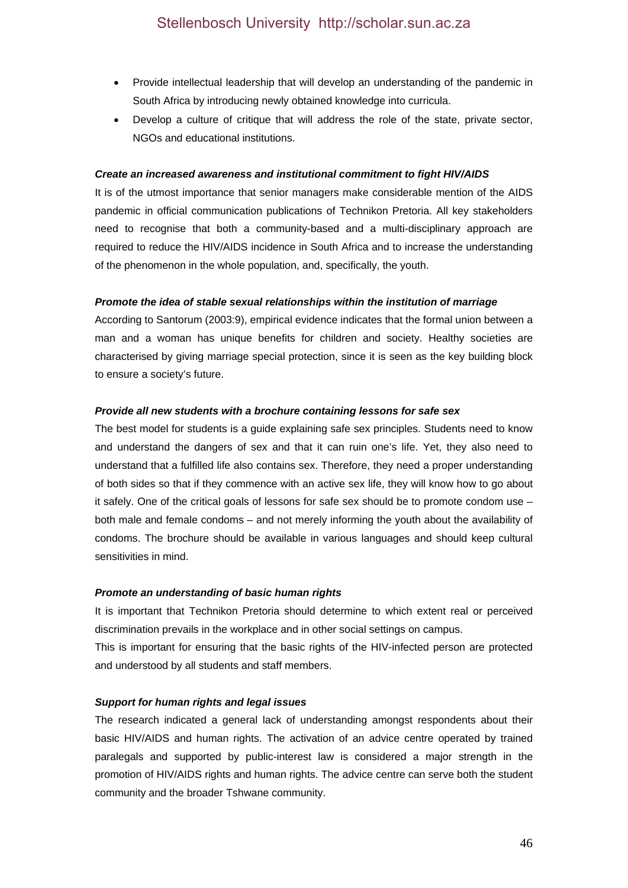- Provide intellectual leadership that will develop an understanding of the pandemic in South Africa by introducing newly obtained knowledge into curricula.
- Develop a culture of critique that will address the role of the state, private sector, NGOs and educational institutions.

***Create an increased awareness and institutional commitment to fight HIV/AIDS***

It is of the utmost importance that senior managers make considerable mention of the AIDS pandemic in official communication publications of Technikon Pretoria. All key stakeholders need to recognise that both a community-based and a multi-disciplinary approach are required to reduce the HIV/AIDS incidence in South Africa and to increase the understanding of the phenomenon in the whole population, and, specifically, the youth.

***Promote the idea of stable sexual relationships within the institution of marriage***

According to Santorum (2003:9), empirical evidence indicates that the formal union between a man and a woman has unique benefits for children and society. Healthy societies are characterised by giving marriage special protection, since it is seen as the key building block to ensure a society's future.

***Provide all new students with a brochure containing lessons for safe sex***

The best model for students is a guide explaining safe sex principles. Students need to know and understand the dangers of sex and that it can ruin one's life. Yet, they also need to understand that a fulfilled life also contains sex. Therefore, they need a proper understanding of both sides so that if they commence with an active sex life, they will know how to go about it safely. One of the critical goals of lessons for safe sex should be to promote condom use – both male and female condoms – and not merely informing the youth about the availability of condoms. The brochure should be available in various languages and should keep cultural sensitivities in mind.

***Promote an understanding of basic human rights***

It is important that Technikon Pretoria should determine to which extent real or perceived discrimination prevails in the workplace and in other social settings on campus.
This is important for ensuring that the basic rights of the HIV-infected person are protected and understood by all students and staff members.

***Support for human rights and legal issues***

The research indicated a general lack of understanding amongst respondents about their basic HIV/AIDS and human rights. The activation of an advice centre operated by trained paralegals and supported by public-interest law is considered a major strength in the promotion of HIV/AIDS rights and human rights. The advice centre can serve both the student community and the broader Tshwane community.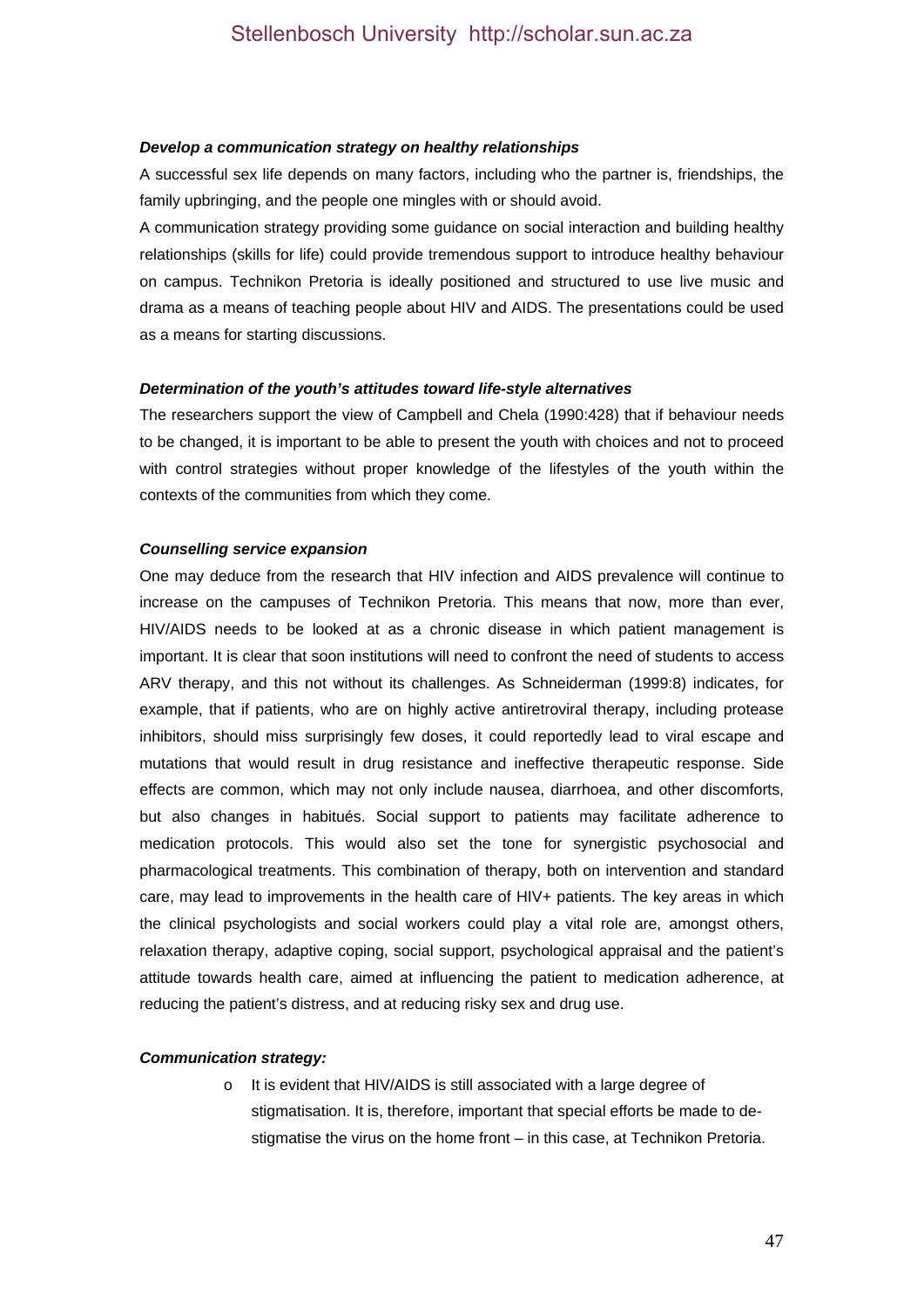***Develop a communication strategy on healthy relationships***

A successful sex life depends on many factors, including who the partner is, friendships, the family upbringing, and the people one mingles with or should avoid.

A communication strategy providing some guidance on social interaction and building healthy relationships (skills for life) could provide tremendous support to introduce healthy behaviour on campus. Technikon Pretoria is ideally positioned and structured to use live music and drama as a means of teaching people about HIV and AIDS. The presentations could be used as a means for starting discussions.

***Determination of the youth's attitudes toward life-style alternatives***

The researchers support the view of Campbell and Chela (1990:428) that if behaviour needs to be changed, it is important to be able to present the youth with choices and not to proceed with control strategies without proper knowledge of the lifestyles of the youth within the contexts of the communities from which they come.

***Counselling service expansion***

One may deduce from the research that HIV infection and AIDS prevalence will continue to increase on the campuses of Technikon Pretoria. This means that now, more than ever, HIV/AIDS needs to be looked at as a chronic disease in which patient management is important. It is clear that soon institutions will need to confront the need of students to access ARV therapy, and this not without its challenges. As Schneiderman (1999:8) indicates, for example, that if patients, who are on highly active antiretroviral therapy, including protease inhibitors, should miss surprisingly few doses, it could reportedly lead to viral escape and mutations that would result in drug resistance and ineffective therapeutic response. Side effects are common, which may not only include nausea, diarrhoea, and other discomforts, but also changes in habitués. Social support to patients may facilitate adherence to medication protocols. This would also set the tone for synergistic psychosocial and pharmacological treatments. This combination of therapy, both on intervention and standard care, may lead to improvements in the health care of HIV+ patients. The key areas in which the clinical psychologists and social workers could play a vital role are, amongst others, relaxation therapy, adaptive coping, social support, psychological appraisal and the patient's attitude towards health care, aimed at influencing the patient to medication adherence, at reducing the patient's distress, and at reducing risky sex and drug use.

***Communication strategy:***

- It is evident that HIV/AIDS is still associated with a large degree of stigmatisation. It is, therefore, important that special efforts be made to de-stigmatise the virus on the home front – in this case, at Technikon Pretoria.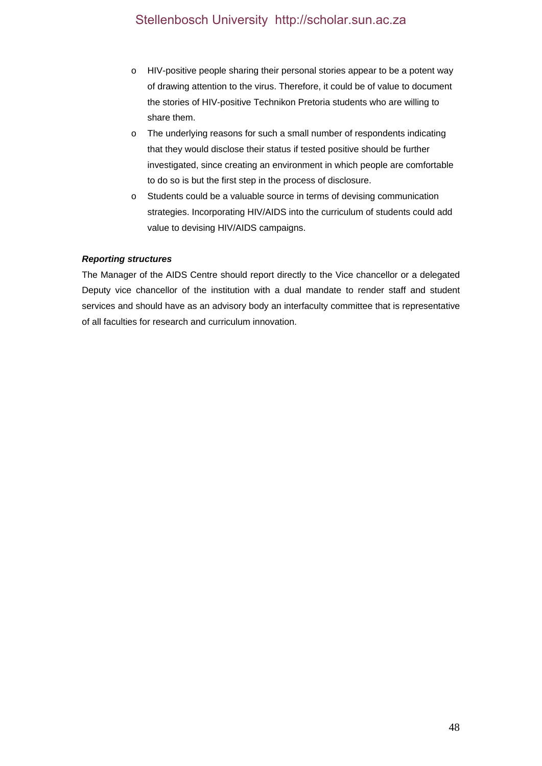- HIV-positive people sharing their personal stories appear to be a potent way of drawing attention to the virus. Therefore, it could be of value to document the stories of HIV-positive Technikon Pretoria students who are willing to share them.
- The underlying reasons for such a small number of respondents indicating that they would disclose their status if tested positive should be further investigated, since creating an environment in which people are comfortable to do so is but the first step in the process of disclosure.
- Students could be a valuable source in terms of devising communication strategies. Incorporating HIV/AIDS into the curriculum of students could add value to devising HIV/AIDS campaigns.

***Reporting structures***

The Manager of the AIDS Centre should report directly to the Vice chancellor or a delegated Deputy vice chancellor of the institution with a dual mandate to render staff and student services and should have as an advisory body an interfaculty committee that is representative of all faculties for research and curriculum innovation.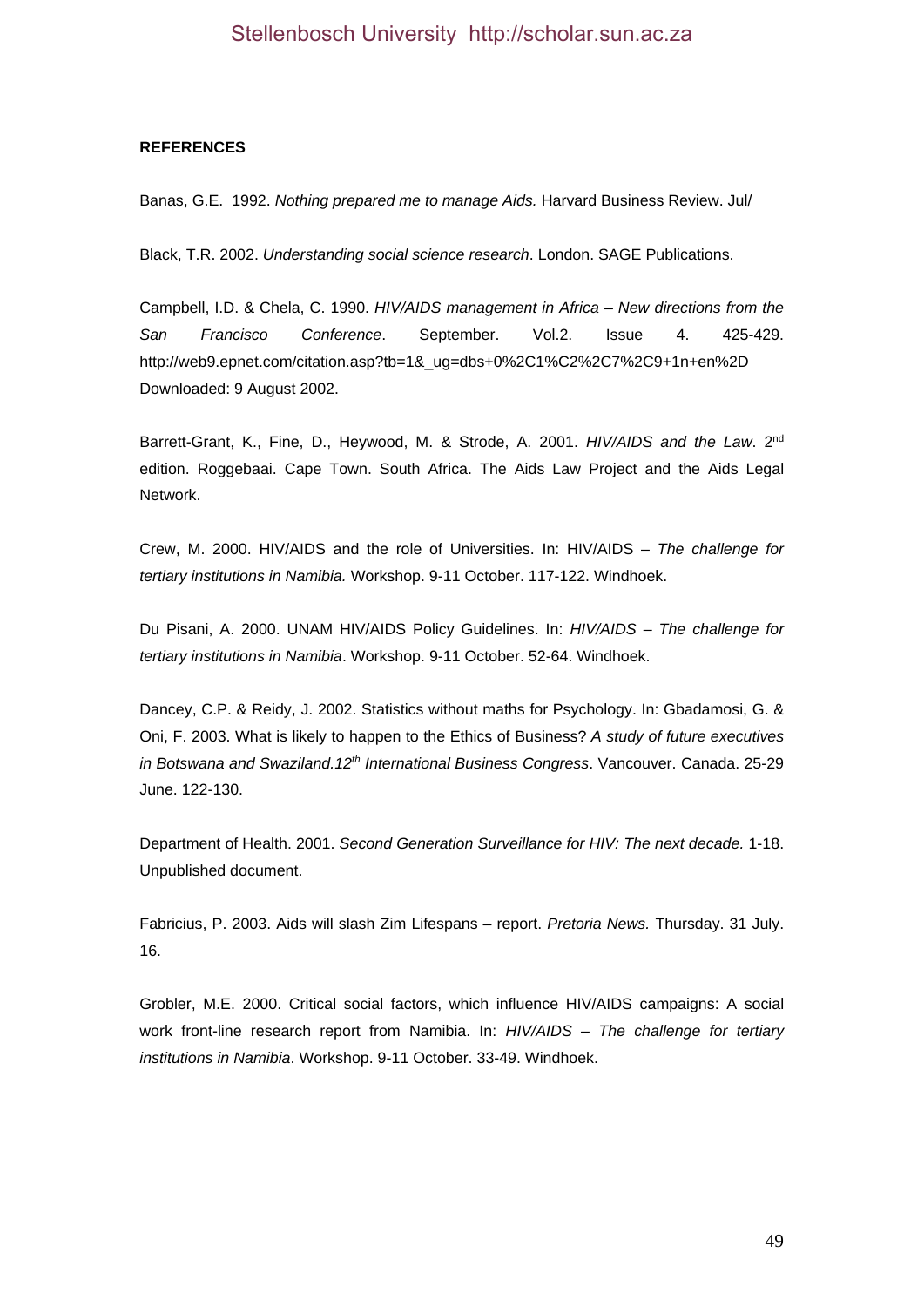**REFERENCES**

Banas, G.E. 1992. *Nothing prepared me to manage Aids.* Harvard Business Review. Jul/

Black, T.R. 2002. *Understanding social science research*. London. SAGE Publications.

Campbell, I.D. & Chela, C. 1990. *HIV/AIDS management in Africa – New directions from the San Francisco Conference*. September. Vol.2. Issue 4. 425-429. http://web9.epnet.com/citation.asp?tb=1&_ug=dbs+0%2C1%C2%2C7%2C9+1n+en%2D Downloaded: 9 August 2002.

Barrett-Grant, K., Fine, D., Heywood, M. & Strode, A. 2001. *HIV/AIDS and the Law*. 2nd edition. Roggebaai. Cape Town. South Africa. The Aids Law Project and the Aids Legal Network.

Crew, M. 2000. HIV/AIDS and the role of Universities. In: HIV/AIDS – *The challenge for tertiary institutions in Namibia.* Workshop. 9-11 October. 117-122. Windhoek.

Du Pisani, A. 2000. UNAM HIV/AIDS Policy Guidelines. In: *HIV/AIDS – The challenge for tertiary institutions in Namibia*. Workshop. 9-11 October. 52-64. Windhoek.

Dancey, C.P. & Reidy, J. 2002. Statistics without maths for Psychology. In: Gbadamosi, G. & Oni, F. 2003. What is likely to happen to the Ethics of Business? *A study of future executives in Botswana and Swaziland.12th International Business Congress*. Vancouver. Canada. 25-29 June. 122-130.

Department of Health. 2001. *Second Generation Surveillance for HIV: The next decade.* 1-18. Unpublished document.

Fabricius, P. 2003. Aids will slash Zim Lifespans – report. *Pretoria News.* Thursday. 31 July. 16.

Grobler, M.E. 2000. Critical social factors, which influence HIV/AIDS campaigns: A social work front-line research report from Namibia. In: *HIV/AIDS – The challenge for tertiary institutions in Namibia*. Workshop. 9-11 October. 33-49. Windhoek.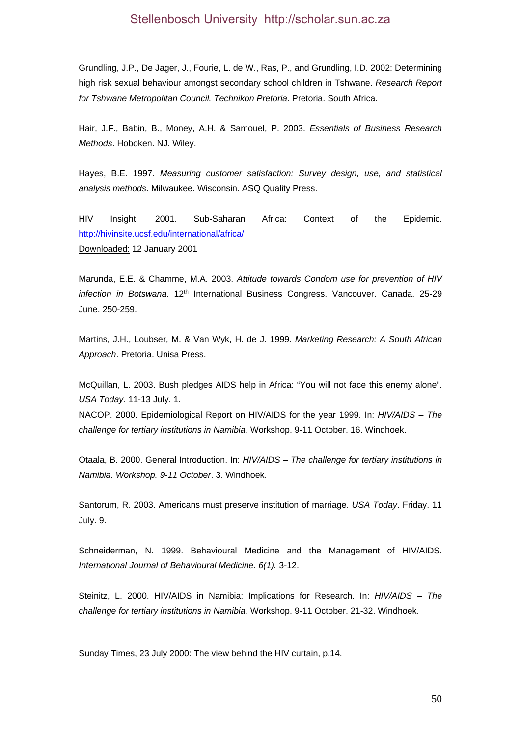Grundling, J.P., De Jager, J., Fourie, L. de W., Ras, P., and Grundling, I.D. 2002: Determining high risk sexual behaviour amongst secondary school children in Tshwane. *Research Report for Tshwane Metropolitan Council. Technikon Pretoria*. Pretoria. South Africa.

Hair, J.F., Babin, B., Money, A.H. & Samouel, P. 2003. *Essentials of Business Research Methods*. Hoboken. NJ. Wiley.

Hayes, B.E. 1997. *Measuring customer satisfaction: Survey design, use, and statistical analysis methods*. Milwaukee. Wisconsin. ASQ Quality Press.

HIV Insight. 2001. Sub-Saharan Africa: Context of the Epidemic. http://hivinsite.ucsf.edu/international/africa/
Downloaded: 12 January 2001

Marunda, E.E. & Chamme, M.A. 2003. *Attitude towards Condom use for prevention of HIV infection in Botswana*. 12th International Business Congress. Vancouver. Canada. 25-29 June. 250-259.

Martins, J.H., Loubser, M. & Van Wyk, H. de J. 1999. *Marketing Research: A South African Approach*. Pretoria. Unisa Press.

McQuillan, L. 2003. Bush pledges AIDS help in Africa: "You will not face this enemy alone". *USA Today*. 11-13 July. 1.
NACOP. 2000. Epidemiological Report on HIV/AIDS for the year 1999. In: *HIV/AIDS – The challenge for tertiary institutions in Namibia*. Workshop. 9-11 October. 16. Windhoek.

Otaala, B. 2000. General Introduction. In: *HIV/AIDS – The challenge for tertiary institutions in Namibia. Workshop. 9-11 October*. 3. Windhoek.

Santorum, R. 2003. Americans must preserve institution of marriage. *USA Today*. Friday. 11 July. 9.

Schneiderman, N. 1999. Behavioural Medicine and the Management of HIV/AIDS. *International Journal of Behavioural Medicine. 6(1).* 3-12.

Steinitz, L. 2000. HIV/AIDS in Namibia: Implications for Research. In: *HIV/AIDS – The challenge for tertiary institutions in Namibia*. Workshop. 9-11 October. 21-32. Windhoek.

Sunday Times, 23 July 2000: The view behind the HIV curtain, p.14.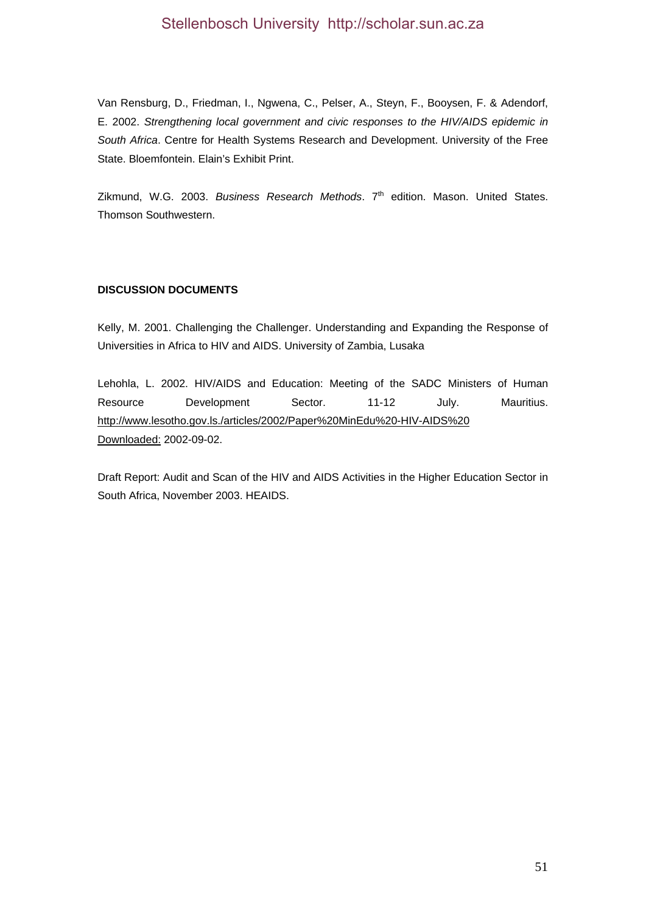Van Rensburg, D., Friedman, I., Ngwena, C., Pelser, A., Steyn, F., Booysen, F. & Adendorf, E. 2002. *Strengthening local government and civic responses to the HIV/AIDS epidemic in South Africa*. Centre for Health Systems Research and Development. University of the Free State. Bloemfontein. Elain's Exhibit Print.

Zikmund, W.G. 2003. *Business Research Methods*. 7th edition. Mason. United States. Thomson Southwestern.

**DISCUSSION DOCUMENTS**

Kelly, M. 2001. Challenging the Challenger. Understanding and Expanding the Response of Universities in Africa to HIV and AIDS. University of Zambia, Lusaka

Lehohla, L. 2002. HIV/AIDS and Education: Meeting of the SADC Ministers of Human Resource Development Sector. 11-12 July. Mauritius. http://www.lesotho.gov.ls./articles/2002/Paper%20MinEdu%20-HIV-AIDS%20 Downloaded: 2002-09-02.

Draft Report: Audit and Scan of the HIV and AIDS Activities in the Higher Education Sector in South Africa, November 2003. HEAIDS.